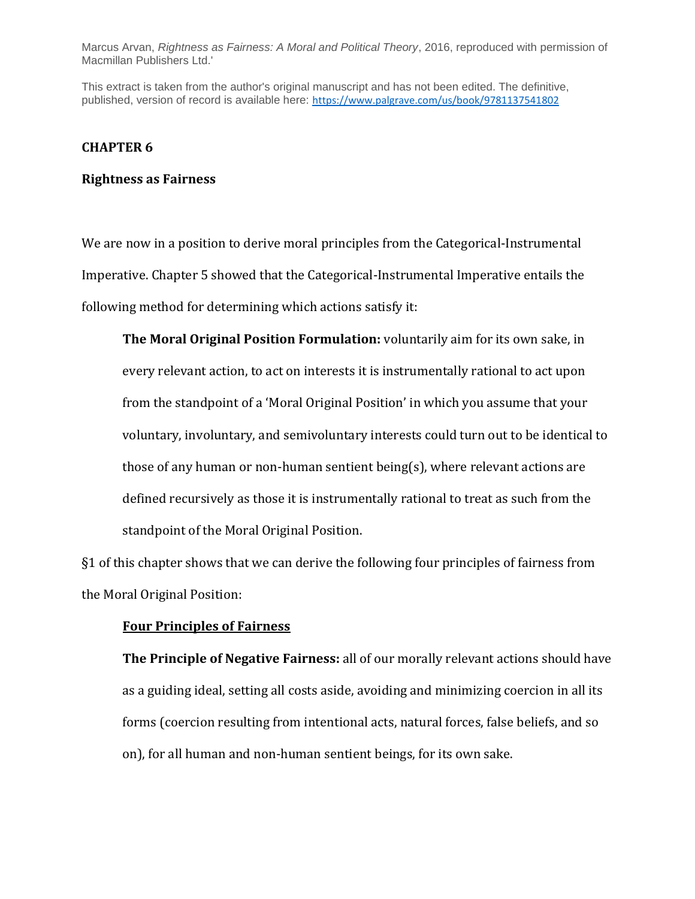Marcus Arvan, *Rightness as Fairness: A Moral and Political Theory*, 2016, reproduced with permission of Macmillan Publishers Ltd.'

This extract is taken from the author's original manuscript and has not been edited. The definitive, published, version of record is available here: https://www.palgrave.com/us/book/9781137541802

# CHAPTER 6

## Rightness as Fairness

We are now in a position to derive moral principles from the Categorical-Instrumental Imperative. Chapter 5 showed that the Categorical-Instrumental Imperative entails the following method for determining which actions satisfy it:

> **The Moral Original Position Formulation:** voluntarily aim for its own sake, in every relevant action, to act on interests it is instrumentally rational to act upon from the standpoint of a 'Moral Original Position' in which you assume that your voluntary, involuntary, and semivoluntary interests could turn out to be identical to those of any human or non-human sentient being(s), where relevant actions are defined recursively as those it is instrumentally rational to treat as such from the standpoint of the Moral Original Position.

§1 of this chapter shows that we can derive the following four principles of fairness from the Moral Original Position:

> **<u>Four Principles of Fairness</u>**
>
> **The Principle of Negative Fairness:** all of our morally relevant actions should have as a guiding ideal, setting all costs aside, avoiding and minimizing coercion in all its forms (coercion resulting from intentional acts, natural forces, false beliefs, and so on), for all human and non-human sentient beings, for its own sake.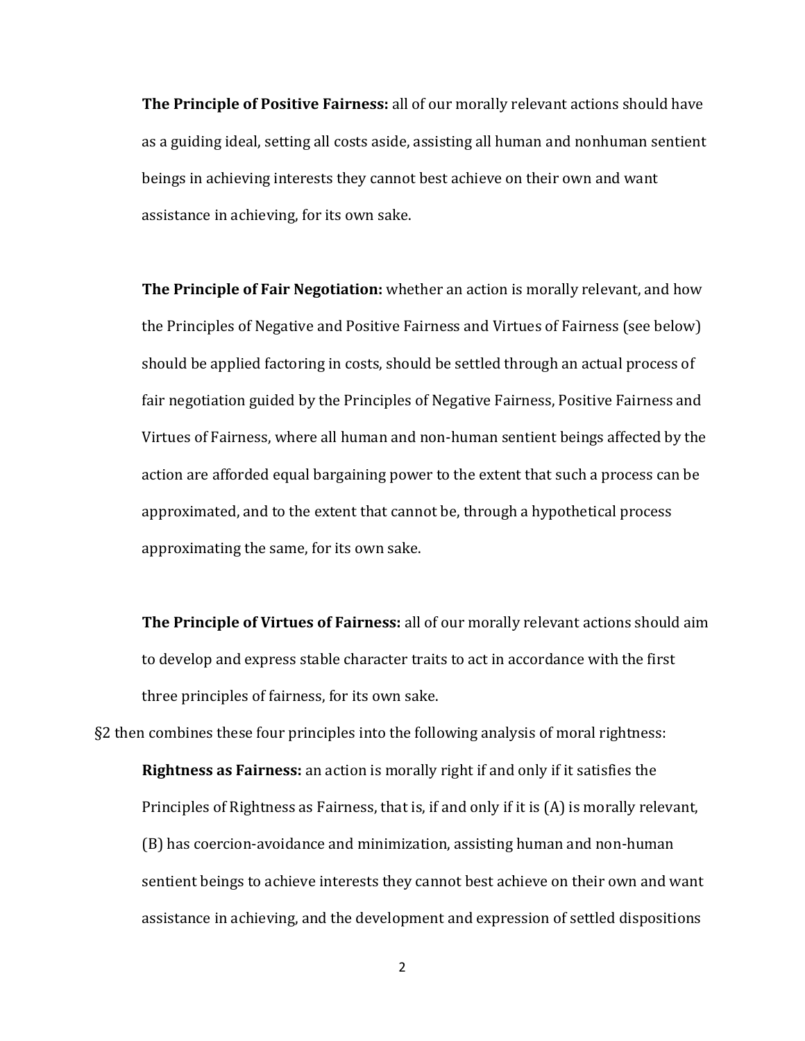**The Principle of Positive Fairness:** all of our morally relevant actions should have as a guiding ideal, setting all costs aside, assisting all human and nonhuman sentient beings in achieving interests they cannot best achieve on their own and want assistance in achieving, for its own sake.

**The Principle of Fair Negotiation:** whether an action is morally relevant, and how the Principles of Negative and Positive Fairness and Virtues of Fairness (see below) should be applied factoring in costs, should be settled through an actual process of fair negotiation guided by the Principles of Negative Fairness, Positive Fairness and Virtues of Fairness, where all human and non-human sentient beings affected by the action are afforded equal bargaining power to the extent that such a process can be approximated, and to the extent that cannot be, through a hypothetical process approximating the same, for its own sake.

**The Principle of Virtues of Fairness:** all of our morally relevant actions should aim to develop and express stable character traits to act in accordance with the first three principles of fairness, for its own sake.

§2 then combines these four principles into the following analysis of moral rightness:

**Rightness as Fairness:** an action is morally right if and only if it satisfies the Principles of Rightness as Fairness, that is, if and only if it is (A) is morally relevant, (B) has coercion-avoidance and minimization, assisting human and non-human sentient beings to achieve interests they cannot best achieve on their own and want assistance in achieving, and the development and expression of settled dispositions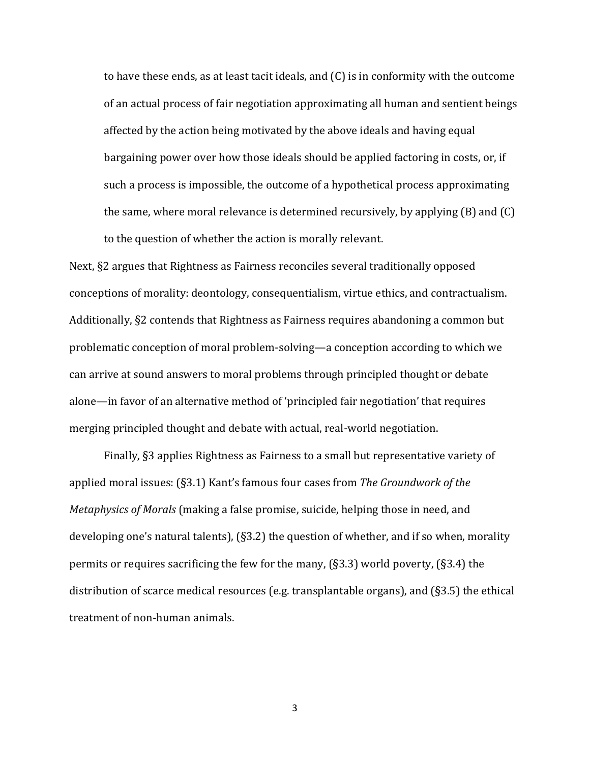to have these ends, as at least tacit ideals, and (C) is in conformity with the outcome of an actual process of fair negotiation approximating all human and sentient beings affected by the action being motivated by the above ideals and having equal bargaining power over how those ideals should be applied factoring in costs, or, if such a process is impossible, the outcome of a hypothetical process approximating the same, where moral relevance is determined recursively, by applying (B) and (C) to the question of whether the action is morally relevant.

Next, §2 argues that Rightness as Fairness reconciles several traditionally opposed conceptions of morality: deontology, consequentialism, virtue ethics, and contractualism. Additionally, §2 contends that Rightness as Fairness requires abandoning a common but problematic conception of moral problem-solving—a conception according to which we can arrive at sound answers to moral problems through principled thought or debate alone—in favor of an alternative method of 'principled fair negotiation' that requires merging principled thought and debate with actual, real-world negotiation.

Finally, §3 applies Rightness as Fairness to a small but representative variety of applied moral issues: (§3.1) Kant's famous four cases from *The Groundwork of the Metaphysics of Morals* (making a false promise, suicide, helping those in need, and developing one's natural talents), (§3.2) the question of whether, and if so when, morality permits or requires sacrificing the few for the many, (§3.3) world poverty, (§3.4) the distribution of scarce medical resources (e.g. transplantable organs), and (§3.5) the ethical treatment of non-human animals.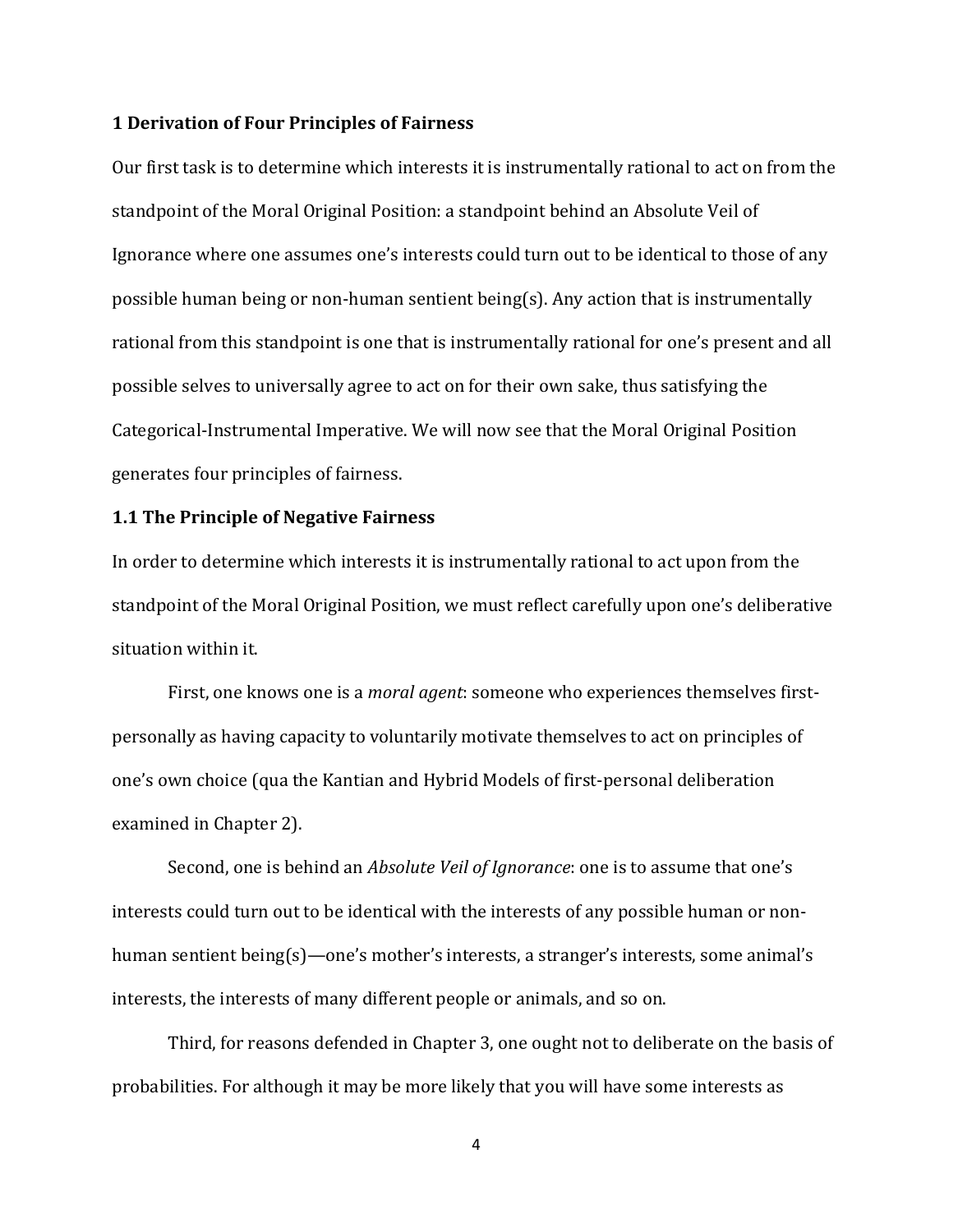## 1 Derivation of Four Principles of Fairness

Our first task is to determine which interests it is instrumentally rational to act on from the standpoint of the Moral Original Position: a standpoint behind an Absolute Veil of Ignorance where one assumes one's interests could turn out to be identical to those of any possible human being or non-human sentient being(s). Any action that is instrumentally rational from this standpoint is one that is instrumentally rational for one's present and all possible selves to universally agree to act on for their own sake, thus satisfying the Categorical-Instrumental Imperative. We will now see that the Moral Original Position generates four principles of fairness.

### 1.1 The Principle of Negative Fairness

In order to determine which interests it is instrumentally rational to act upon from the standpoint of the Moral Original Position, we must reflect carefully upon one's deliberative situation within it.

First, one knows one is a *moral agent*: someone who experiences themselves first-personally as having capacity to voluntarily motivate themselves to act on principles of one's own choice (qua the Kantian and Hybrid Models of first-personal deliberation examined in Chapter 2).

Second, one is behind an *Absolute Veil of Ignorance*: one is to assume that one's interests could turn out to be identical with the interests of any possible human or non-human sentient being(s)—one's mother's interests, a stranger's interests, some animal's interests, the interests of many different people or animals, and so on.

Third, for reasons defended in Chapter 3, one ought not to deliberate on the basis of probabilities. For although it may be more likely that you will have some interests as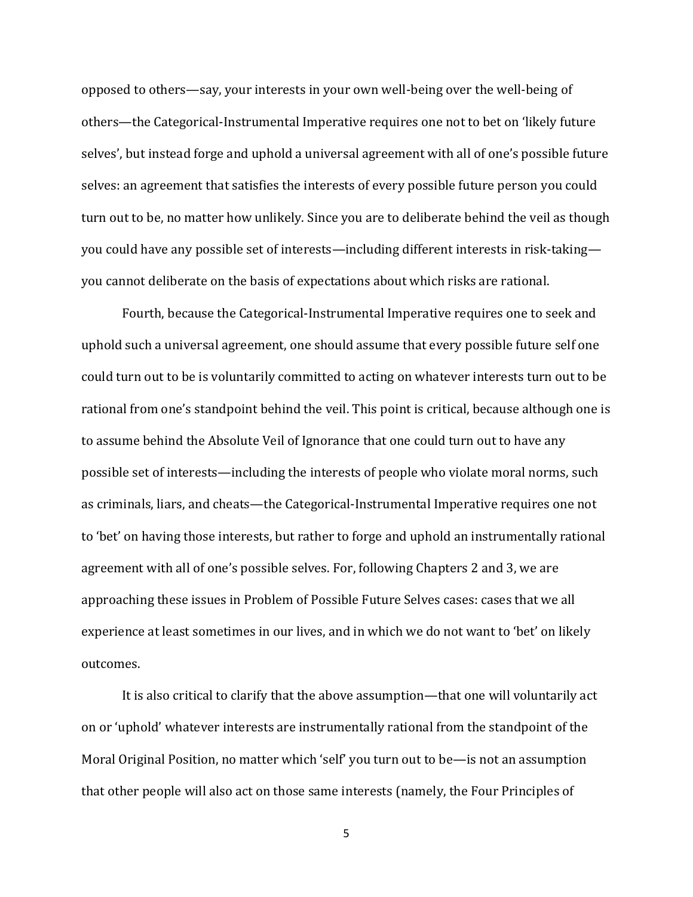opposed to others—say, your interests in your own well-being over the well-being of others—the Categorical-Instrumental Imperative requires one not to bet on 'likely future selves', but instead forge and uphold a universal agreement with all of one's possible future selves: an agreement that satisfies the interests of every possible future person you could turn out to be, no matter how unlikely. Since you are to deliberate behind the veil as though you could have any possible set of interests—including different interests in risk-taking—you cannot deliberate on the basis of expectations about which risks are rational.

Fourth, because the Categorical-Instrumental Imperative requires one to seek and uphold such a universal agreement, one should assume that every possible future self one could turn out to be is voluntarily committed to acting on whatever interests turn out to be rational from one's standpoint behind the veil. This point is critical, because although one is to assume behind the Absolute Veil of Ignorance that one could turn out to have any possible set of interests—including the interests of people who violate moral norms, such as criminals, liars, and cheats—the Categorical-Instrumental Imperative requires one not to 'bet' on having those interests, but rather to forge and uphold an instrumentally rational agreement with all of one's possible selves. For, following Chapters 2 and 3, we are approaching these issues in Problem of Possible Future Selves cases: cases that we all experience at least sometimes in our lives, and in which we do not want to 'bet' on likely outcomes.

It is also critical to clarify that the above assumption—that one will voluntarily act on or 'uphold' whatever interests are instrumentally rational from the standpoint of the Moral Original Position, no matter which 'self' you turn out to be—is not an assumption that other people will also act on those same interests (namely, the Four Principles of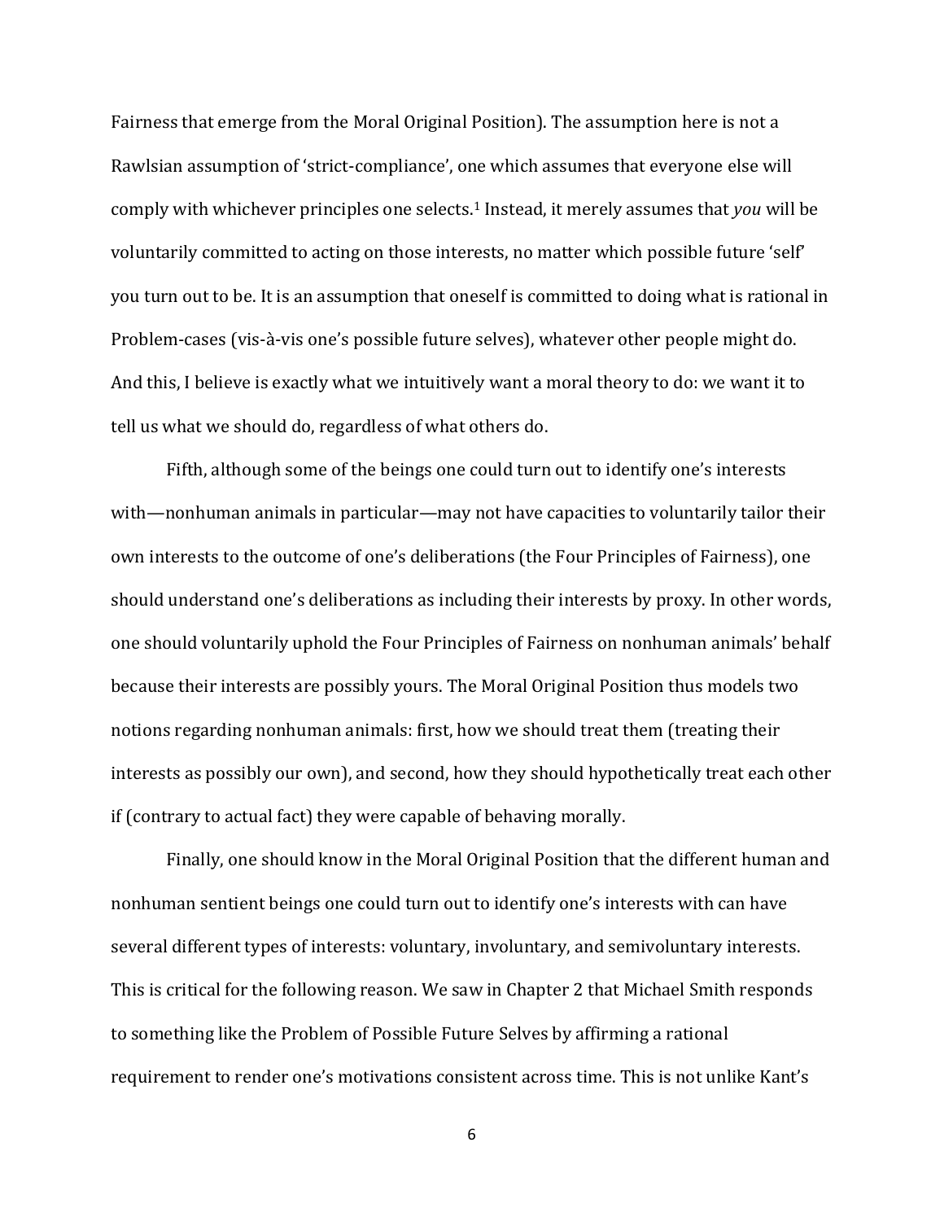Fairness that emerge from the Moral Original Position). The assumption here is not a Rawlsian assumption of 'strict-compliance', one which assumes that everyone else will comply with whichever principles one selects.[1] Instead, it merely assumes that *you* will be voluntarily committed to acting on those interests, no matter which possible future 'self' you turn out to be. It is an assumption that oneself is committed to doing what is rational in Problem-cases (vis-à-vis one's possible future selves), whatever other people might do. And this, I believe is exactly what we intuitively want a moral theory to do: we want it to tell us what we should do, regardless of what others do.

Fifth, although some of the beings one could turn out to identify one's interests with—nonhuman animals in particular—may not have capacities to voluntarily tailor their own interests to the outcome of one's deliberations (the Four Principles of Fairness), one should understand one's deliberations as including their interests by proxy. In other words, one should voluntarily uphold the Four Principles of Fairness on nonhuman animals' behalf because their interests are possibly yours. The Moral Original Position thus models two notions regarding nonhuman animals: first, how we should treat them (treating their interests as possibly our own), and second, how they should hypothetically treat each other if (contrary to actual fact) they were capable of behaving morally.

Finally, one should know in the Moral Original Position that the different human and nonhuman sentient beings one could turn out to identify one's interests with can have several different types of interests: voluntary, involuntary, and semivoluntary interests. This is critical for the following reason. We saw in Chapter 2 that Michael Smith responds to something like the Problem of Possible Future Selves by affirming a rational requirement to render one's motivations consistent across time. This is not unlike Kant's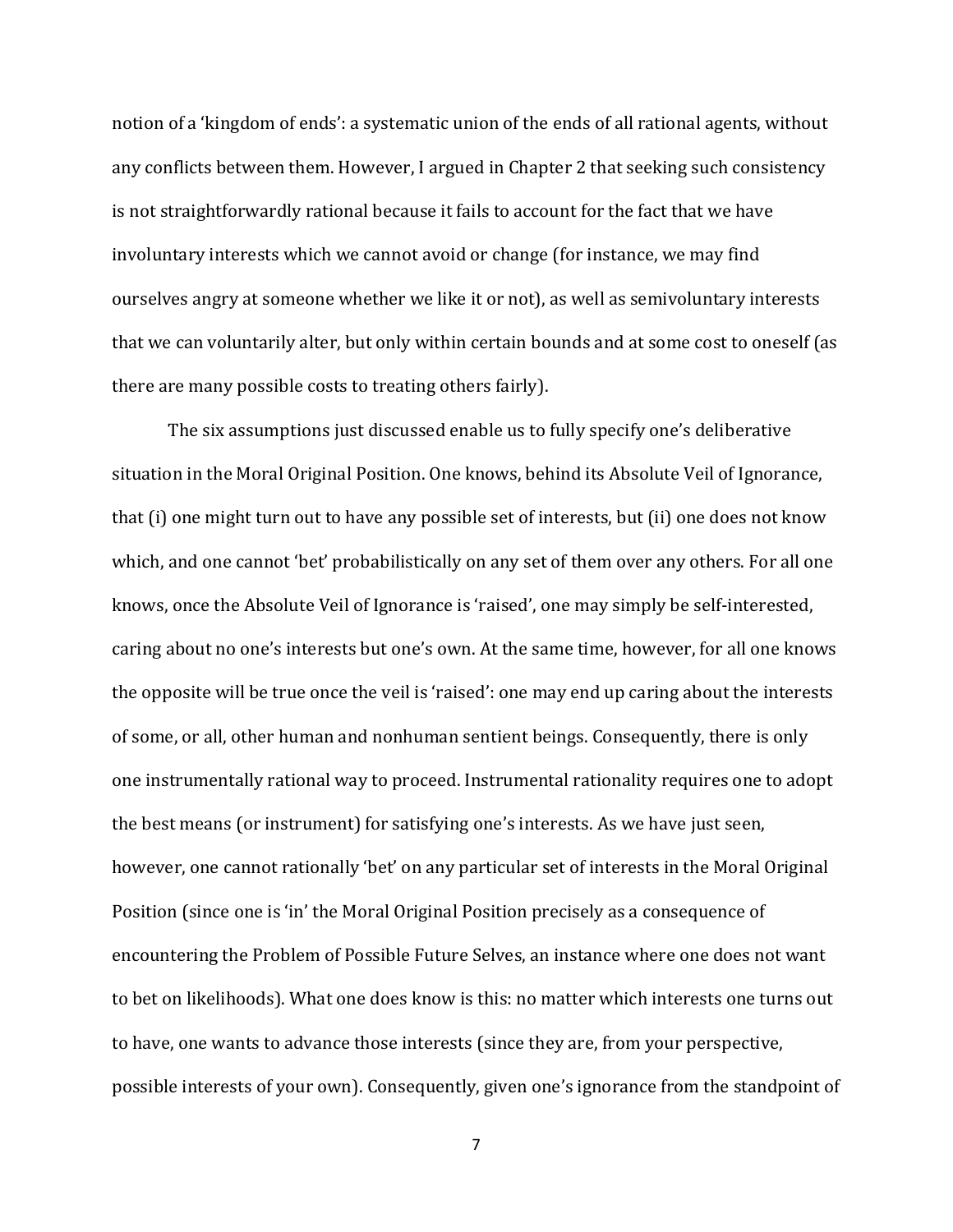notion of a 'kingdom of ends': a systematic union of the ends of all rational agents, without any conflicts between them. However, I argued in Chapter 2 that seeking such consistency is not straightforwardly rational because it fails to account for the fact that we have involuntary interests which we cannot avoid or change (for instance, we may find ourselves angry at someone whether we like it or not), as well as semivoluntary interests that we can voluntarily alter, but only within certain bounds and at some cost to oneself (as there are many possible costs to treating others fairly).

The six assumptions just discussed enable us to fully specify one's deliberative situation in the Moral Original Position. One knows, behind its Absolute Veil of Ignorance, that (i) one might turn out to have any possible set of interests, but (ii) one does not know which, and one cannot 'bet' probabilistically on any set of them over any others. For all one knows, once the Absolute Veil of Ignorance is 'raised', one may simply be self-interested, caring about no one's interests but one's own. At the same time, however, for all one knows the opposite will be true once the veil is 'raised': one may end up caring about the interests of some, or all, other human and nonhuman sentient beings. Consequently, there is only one instrumentally rational way to proceed. Instrumental rationality requires one to adopt the best means (or instrument) for satisfying one's interests. As we have just seen, however, one cannot rationally 'bet' on any particular set of interests in the Moral Original Position (since one is 'in' the Moral Original Position precisely as a consequence of encountering the Problem of Possible Future Selves, an instance where one does not want to bet on likelihoods). What one does know is this: no matter which interests one turns out to have, one wants to advance those interests (since they are, from your perspective, possible interests of your own). Consequently, given one's ignorance from the standpoint of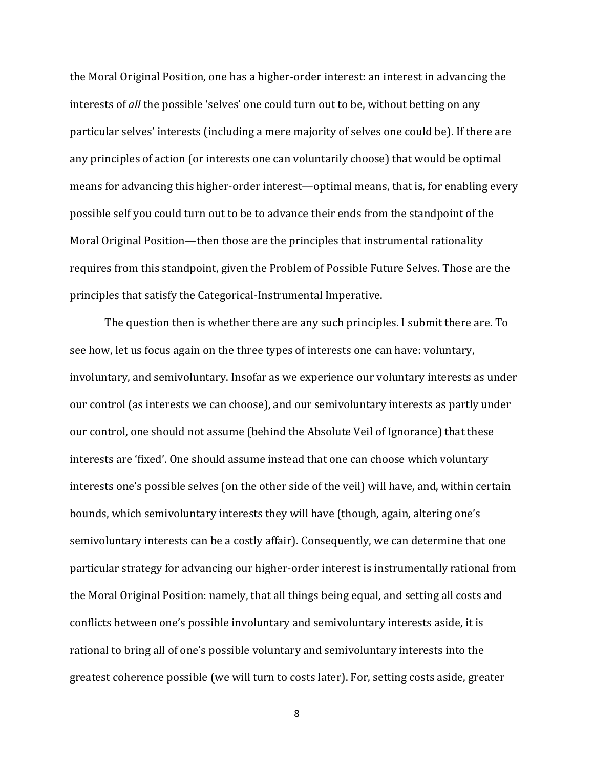the Moral Original Position, one has a higher-order interest: an interest in advancing the interests of *all* the possible 'selves' one could turn out to be, without betting on any particular selves' interests (including a mere majority of selves one could be). If there are any principles of action (or interests one can voluntarily choose) that would be optimal means for advancing this higher-order interest—optimal means, that is, for enabling every possible self you could turn out to be to advance their ends from the standpoint of the Moral Original Position—then those are the principles that instrumental rationality requires from this standpoint, given the Problem of Possible Future Selves. Those are the principles that satisfy the Categorical-Instrumental Imperative.

The question then is whether there are any such principles. I submit there are. To see how, let us focus again on the three types of interests one can have: voluntary, involuntary, and semivoluntary. Insofar as we experience our voluntary interests as under our control (as interests we can choose), and our semivoluntary interests as partly under our control, one should not assume (behind the Absolute Veil of Ignorance) that these interests are 'fixed'. One should assume instead that one can choose which voluntary interests one's possible selves (on the other side of the veil) will have, and, within certain bounds, which semivoluntary interests they will have (though, again, altering one's semivoluntary interests can be a costly affair). Consequently, we can determine that one particular strategy for advancing our higher-order interest is instrumentally rational from the Moral Original Position: namely, that all things being equal, and setting all costs and conflicts between one's possible involuntary and semivoluntary interests aside, it is rational to bring all of one's possible voluntary and semivoluntary interests into the greatest coherence possible (we will turn to costs later). For, setting costs aside, greater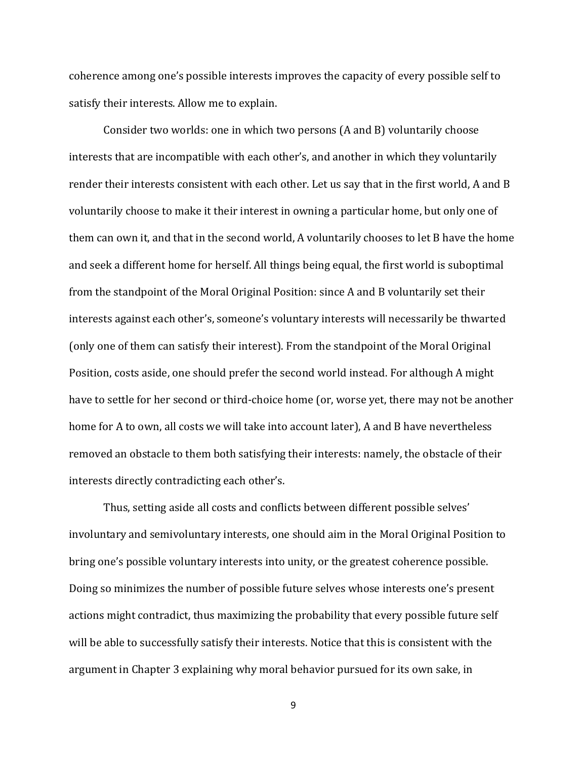coherence among one's possible interests improves the capacity of every possible self to satisfy their interests. Allow me to explain.

Consider two worlds: one in which two persons (A and B) voluntarily choose interests that are incompatible with each other's, and another in which they voluntarily render their interests consistent with each other. Let us say that in the first world, A and B voluntarily choose to make it their interest in owning a particular home, but only one of them can own it, and that in the second world, A voluntarily chooses to let B have the home and seek a different home for herself. All things being equal, the first world is suboptimal from the standpoint of the Moral Original Position: since A and B voluntarily set their interests against each other's, someone's voluntary interests will necessarily be thwarted (only one of them can satisfy their interest). From the standpoint of the Moral Original Position, costs aside, one should prefer the second world instead. For although A might have to settle for her second or third-choice home (or, worse yet, there may not be another home for A to own, all costs we will take into account later), A and B have nevertheless removed an obstacle to them both satisfying their interests: namely, the obstacle of their interests directly contradicting each other's.

Thus, setting aside all costs and conflicts between different possible selves' involuntary and semivoluntary interests, one should aim in the Moral Original Position to bring one's possible voluntary interests into unity, or the greatest coherence possible. Doing so minimizes the number of possible future selves whose interests one's present actions might contradict, thus maximizing the probability that every possible future self will be able to successfully satisfy their interests. Notice that this is consistent with the argument in Chapter 3 explaining why moral behavior pursued for its own sake, in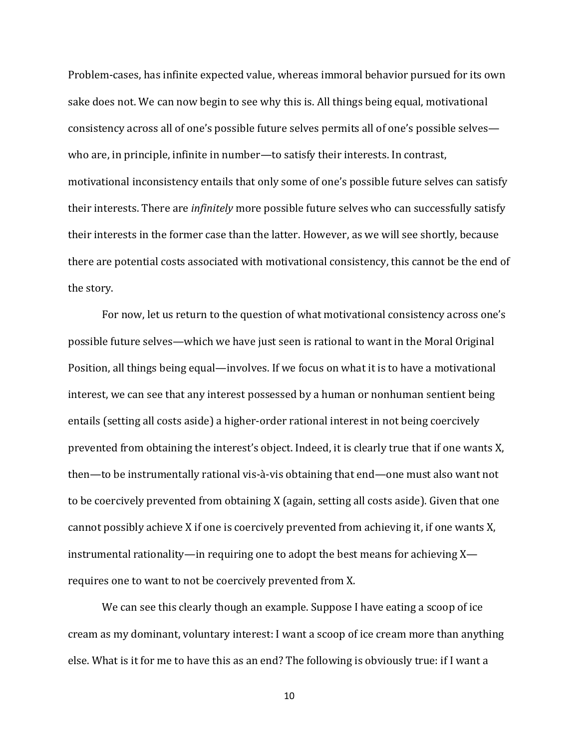Problem-cases, has infinite expected value, whereas immoral behavior pursued for its own sake does not. We can now begin to see why this is. All things being equal, motivational consistency across all of one's possible future selves permits all of one's possible selves—who are, in principle, infinite in number—to satisfy their interests. In contrast, motivational inconsistency entails that only some of one's possible future selves can satisfy their interests. There are *infinitely* more possible future selves who can successfully satisfy their interests in the former case than the latter. However, as we will see shortly, because there are potential costs associated with motivational consistency, this cannot be the end of the story.

For now, let us return to the question of what motivational consistency across one's possible future selves—which we have just seen is rational to want in the Moral Original Position, all things being equal—involves. If we focus on what it is to have a motivational interest, we can see that any interest possessed by a human or nonhuman sentient being entails (setting all costs aside) a higher-order rational interest in not being coercively prevented from obtaining the interest's object. Indeed, it is clearly true that if one wants X, then—to be instrumentally rational vis-à-vis obtaining that end—one must also want not to be coercively prevented from obtaining X (again, setting all costs aside). Given that one cannot possibly achieve X if one is coercively prevented from achieving it, if one wants X, instrumental rationality—in requiring one to adopt the best means for achieving X—requires one to want to not be coercively prevented from X.

We can see this clearly though an example. Suppose I have eating a scoop of ice cream as my dominant, voluntary interest: I want a scoop of ice cream more than anything else. What is it for me to have this as an end? The following is obviously true: if I want a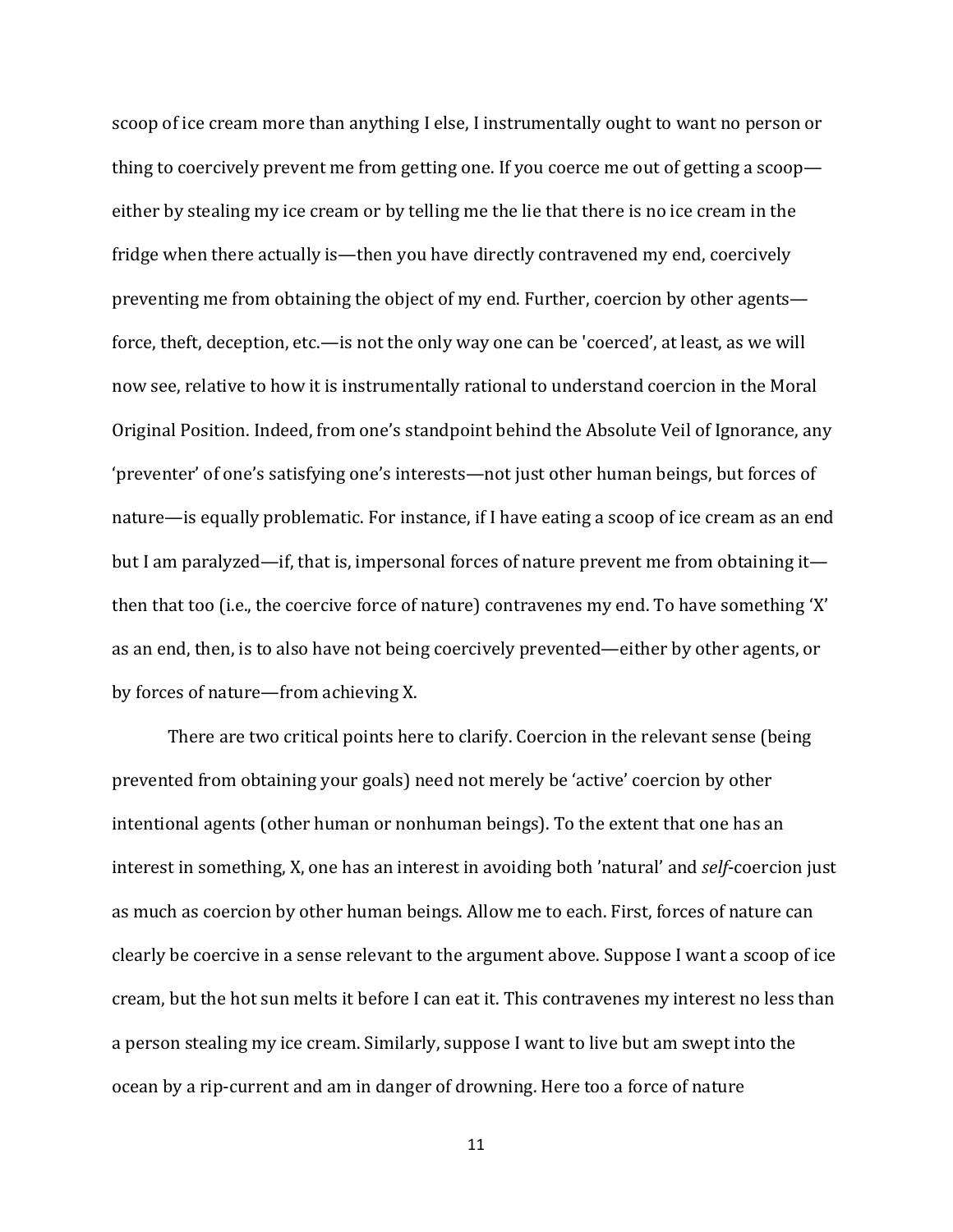scoop of ice cream more than anything I else, I instrumentally ought to want no person or thing to coercively prevent me from getting one. If you coerce me out of getting a scoop—either by stealing my ice cream or by telling me the lie that there is no ice cream in the fridge when there actually is—then you have directly contravened my end, coercively preventing me from obtaining the object of my end. Further, coercion by other agents—force, theft, deception, etc.—is not the only way one can be 'coerced', at least, as we will now see, relative to how it is instrumentally rational to understand coercion in the Moral Original Position. Indeed, from one's standpoint behind the Absolute Veil of Ignorance, any 'preventer' of one's satisfying one's interests—not just other human beings, but forces of nature—is equally problematic. For instance, if I have eating a scoop of ice cream as an end but I am paralyzed—if, that is, impersonal forces of nature prevent me from obtaining it—then that too (i.e., the coercive force of nature) contravenes my end. To have something 'X' as an end, then, is to also have not being coercively prevented—either by other agents, or by forces of nature—from achieving X.

There are two critical points here to clarify. Coercion in the relevant sense (being prevented from obtaining your goals) need not merely be 'active' coercion by other intentional agents (other human or nonhuman beings). To the extent that one has an interest in something, X, one has an interest in avoiding both 'natural' and *self*-coercion just as much as coercion by other human beings. Allow me to each. First, forces of nature can clearly be coercive in a sense relevant to the argument above. Suppose I want a scoop of ice cream, but the hot sun melts it before I can eat it. This contravenes my interest no less than a person stealing my ice cream. Similarly, suppose I want to live but am swept into the ocean by a rip-current and am in danger of drowning. Here too a force of nature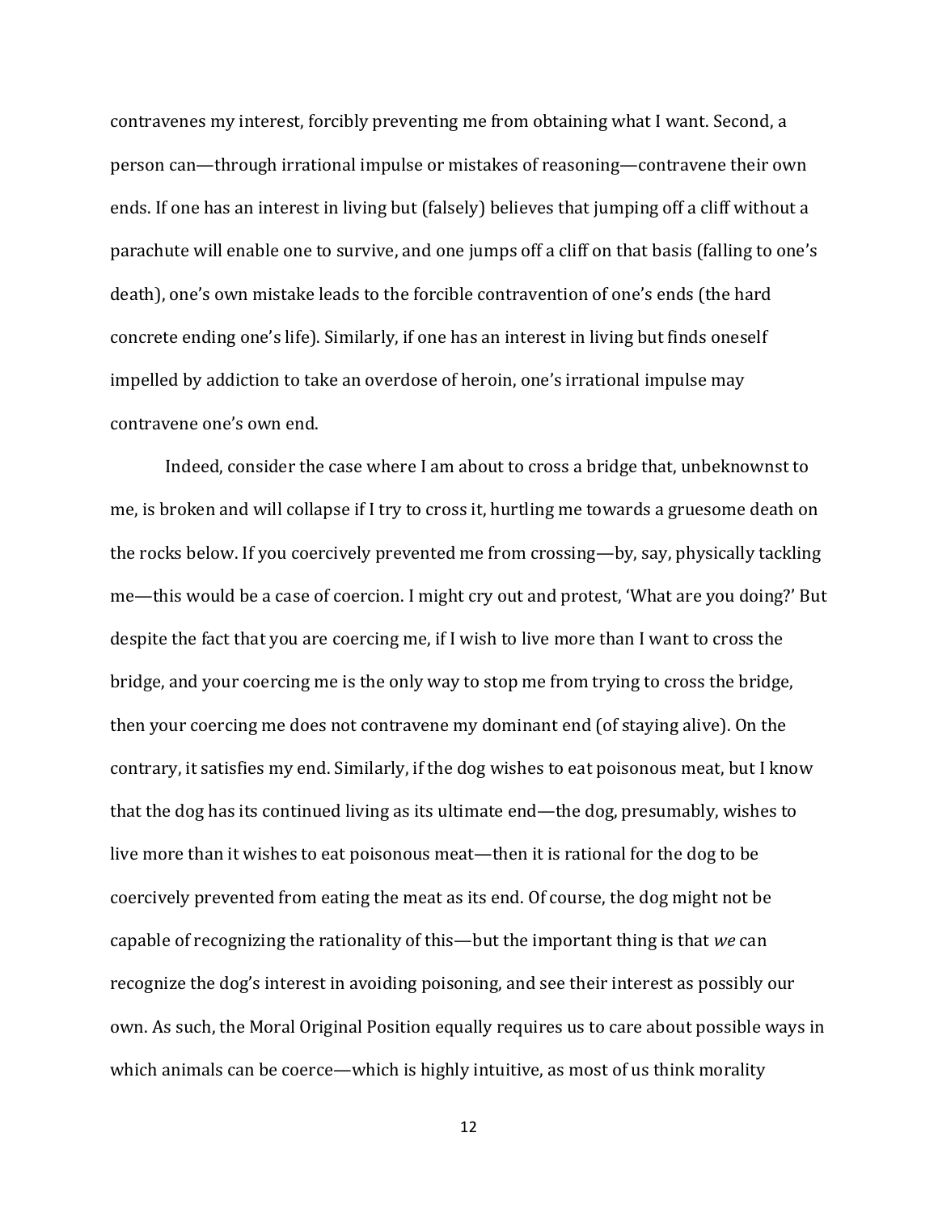contravenes my interest, forcibly preventing me from obtaining what I want. Second, a person can—through irrational impulse or mistakes of reasoning—contravene their own ends. If one has an interest in living but (falsely) believes that jumping off a cliff without a parachute will enable one to survive, and one jumps off a cliff on that basis (falling to one's death), one's own mistake leads to the forcible contravention of one's ends (the hard concrete ending one's life). Similarly, if one has an interest in living but finds oneself impelled by addiction to take an overdose of heroin, one's irrational impulse may contravene one's own end.

Indeed, consider the case where I am about to cross a bridge that, unbeknownst to me, is broken and will collapse if I try to cross it, hurtling me towards a gruesome death on the rocks below. If you coercively prevented me from crossing—by, say, physically tackling me—this would be a case of coercion. I might cry out and protest, 'What are you doing?' But despite the fact that you are coercing me, if I wish to live more than I want to cross the bridge, and your coercing me is the only way to stop me from trying to cross the bridge, then your coercing me does not contravene my dominant end (of staying alive). On the contrary, it satisfies my end. Similarly, if the dog wishes to eat poisonous meat, but I know that the dog has its continued living as its ultimate end—the dog, presumably, wishes to live more than it wishes to eat poisonous meat—then it is rational for the dog to be coercively prevented from eating the meat as its end. Of course, the dog might not be capable of recognizing the rationality of this—but the important thing is that *we* can recognize the dog's interest in avoiding poisoning, and see their interest as possibly our own. As such, the Moral Original Position equally requires us to care about possible ways in which animals can be coerce—which is highly intuitive, as most of us think morality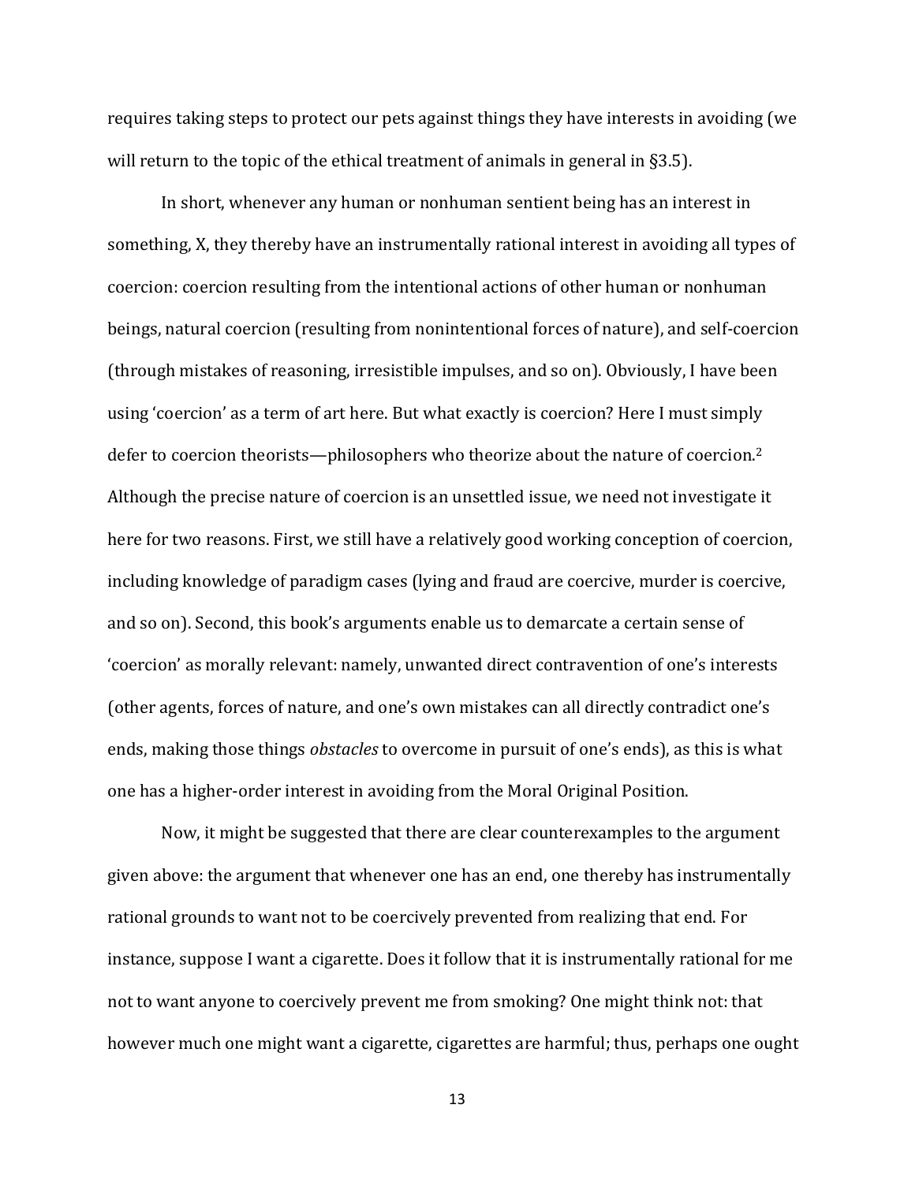requires taking steps to protect our pets against things they have interests in avoiding (we will return to the topic of the ethical treatment of animals in general in §3.5).

In short, whenever any human or nonhuman sentient being has an interest in something, X, they thereby have an instrumentally rational interest in avoiding all types of coercion: coercion resulting from the intentional actions of other human or nonhuman beings, natural coercion (resulting from nonintentional forces of nature), and self-coercion (through mistakes of reasoning, irresistible impulses, and so on). Obviously, I have been using 'coercion' as a term of art here. But what exactly is coercion? Here I must simply defer to coercion theorists—philosophers who theorize about the nature of coercion.[2] Although the precise nature of coercion is an unsettled issue, we need not investigate it here for two reasons. First, we still have a relatively good working conception of coercion, including knowledge of paradigm cases (lying and fraud are coercive, murder is coercive, and so on). Second, this book's arguments enable us to demarcate a certain sense of 'coercion' as morally relevant: namely, unwanted direct contravention of one's interests (other agents, forces of nature, and one's own mistakes can all directly contradict one's ends, making those things *obstacles* to overcome in pursuit of one's ends), as this is what one has a higher-order interest in avoiding from the Moral Original Position.

Now, it might be suggested that there are clear counterexamples to the argument given above: the argument that whenever one has an end, one thereby has instrumentally rational grounds to want not to be coercively prevented from realizing that end. For instance, suppose I want a cigarette. Does it follow that it is instrumentally rational for me not to want anyone to coercively prevent me from smoking? One might think not: that however much one might want a cigarette, cigarettes are harmful; thus, perhaps one ought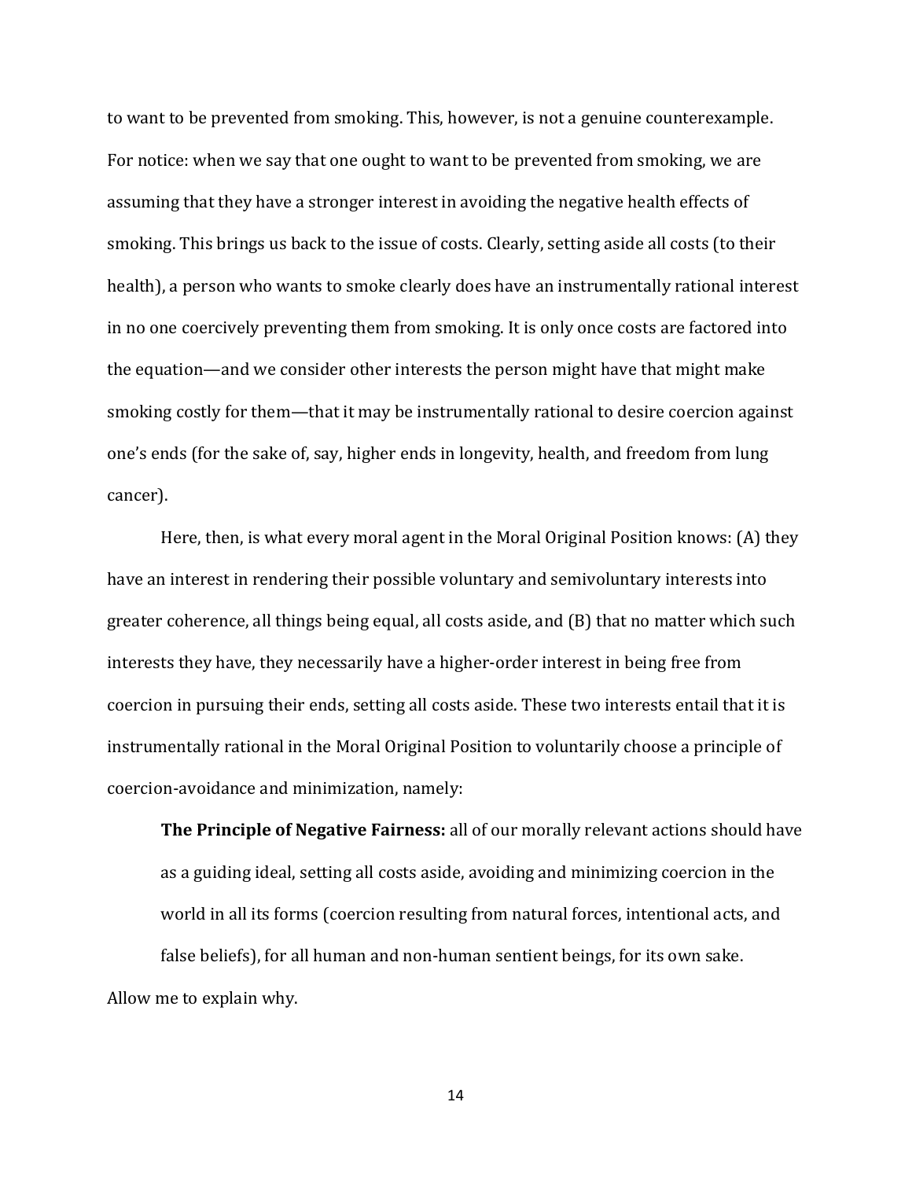to want to be prevented from smoking. This, however, is not a genuine counterexample. For notice: when we say that one ought to want to be prevented from smoking, we are assuming that they have a stronger interest in avoiding the negative health effects of smoking. This brings us back to the issue of costs. Clearly, setting aside all costs (to their health), a person who wants to smoke clearly does have an instrumentally rational interest in no one coercively preventing them from smoking. It is only once costs are factored into the equation—and we consider other interests the person might have that might make smoking costly for them—that it may be instrumentally rational to desire coercion against one's ends (for the sake of, say, higher ends in longevity, health, and freedom from lung cancer).

Here, then, is what every moral agent in the Moral Original Position knows: (A) they have an interest in rendering their possible voluntary and semivoluntary interests into greater coherence, all things being equal, all costs aside, and (B) that no matter which such interests they have, they necessarily have a higher-order interest in being free from coercion in pursuing their ends, setting all costs aside. These two interests entail that it is instrumentally rational in the Moral Original Position to voluntarily choose a principle of coercion-avoidance and minimization, namely:

> **The Principle of Negative Fairness:** all of our morally relevant actions should have as a guiding ideal, setting all costs aside, avoiding and minimizing coercion in the world in all its forms (coercion resulting from natural forces, intentional acts, and false beliefs), for all human and non-human sentient beings, for its own sake.

Allow me to explain why.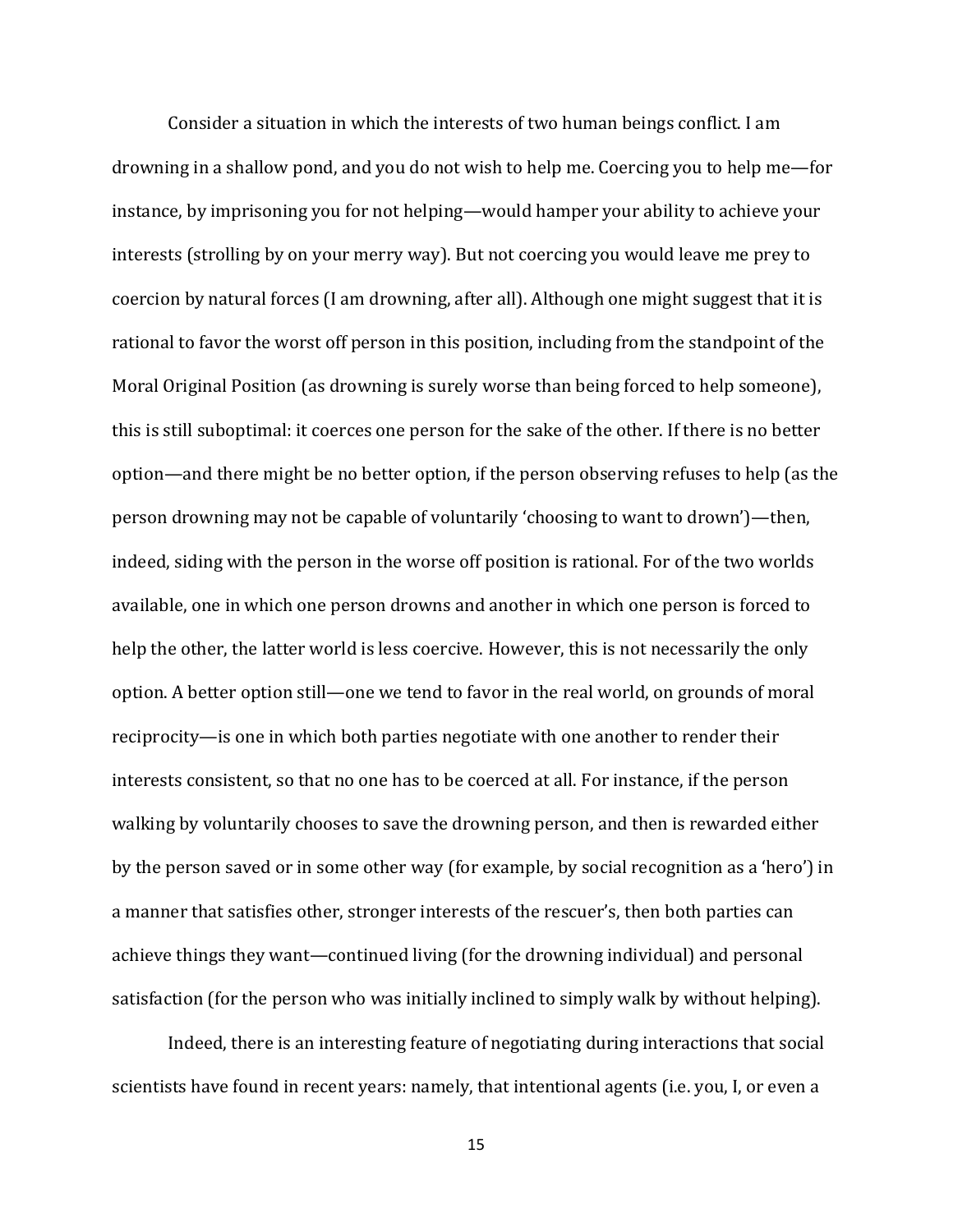Consider a situation in which the interests of two human beings conflict. I am drowning in a shallow pond, and you do not wish to help me. Coercing you to help me—for instance, by imprisoning you for not helping—would hamper your ability to achieve your interests (strolling by on your merry way). But not coercing you would leave me prey to coercion by natural forces (I am drowning, after all). Although one might suggest that it is rational to favor the worst off person in this position, including from the standpoint of the Moral Original Position (as drowning is surely worse than being forced to help someone), this is still suboptimal: it coerces one person for the sake of the other. If there is no better option—and there might be no better option, if the person observing refuses to help (as the person drowning may not be capable of voluntarily 'choosing to want to drown')—then, indeed, siding with the person in the worse off position is rational. For of the two worlds available, one in which one person drowns and another in which one person is forced to help the other, the latter world is less coercive. However, this is not necessarily the only option. A better option still—one we tend to favor in the real world, on grounds of moral reciprocity—is one in which both parties negotiate with one another to render their interests consistent, so that no one has to be coerced at all. For instance, if the person walking by voluntarily chooses to save the drowning person, and then is rewarded either by the person saved or in some other way (for example, by social recognition as a 'hero') in a manner that satisfies other, stronger interests of the rescuer's, then both parties can achieve things they want—continued living (for the drowning individual) and personal satisfaction (for the person who was initially inclined to simply walk by without helping).

Indeed, there is an interesting feature of negotiating during interactions that social scientists have found in recent years: namely, that intentional agents (i.e. you, I, or even a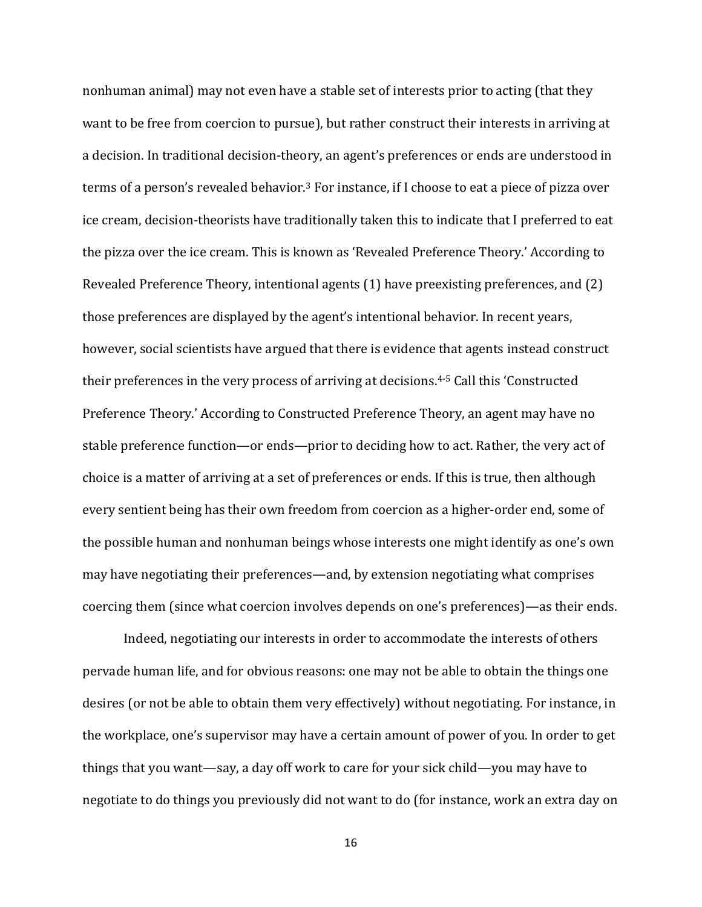nonhuman animal) may not even have a stable set of interests prior to acting (that they want to be free from coercion to pursue), but rather construct their interests in arriving at a decision. In traditional decision-theory, an agent's preferences or ends are understood in terms of a person's revealed behavior.[3] For instance, if I choose to eat a piece of pizza over ice cream, decision-theorists have traditionally taken this to indicate that I preferred to eat the pizza over the ice cream. This is known as 'Revealed Preference Theory.' According to Revealed Preference Theory, intentional agents (1) have preexisting preferences, and (2) those preferences are displayed by the agent's intentional behavior. In recent years, however, social scientists have argued that there is evidence that agents instead construct their preferences in the very process of arriving at decisions.[4-5] Call this 'Constructed Preference Theory.' According to Constructed Preference Theory, an agent may have no stable preference function—or ends—prior to deciding how to act. Rather, the very act of choice is a matter of arriving at a set of preferences or ends. If this is true, then although every sentient being has their own freedom from coercion as a higher-order end, some of the possible human and nonhuman beings whose interests one might identify as one's own may have negotiating their preferences—and, by extension negotiating what comprises coercing them (since what coercion involves depends on one's preferences)—as their ends.

Indeed, negotiating our interests in order to accommodate the interests of others pervade human life, and for obvious reasons: one may not be able to obtain the things one desires (or not be able to obtain them very effectively) without negotiating. For instance, in the workplace, one's supervisor may have a certain amount of power of you. In order to get things that you want—say, a day off work to care for your sick child—you may have to negotiate to do things you previously did not want to do (for instance, work an extra day on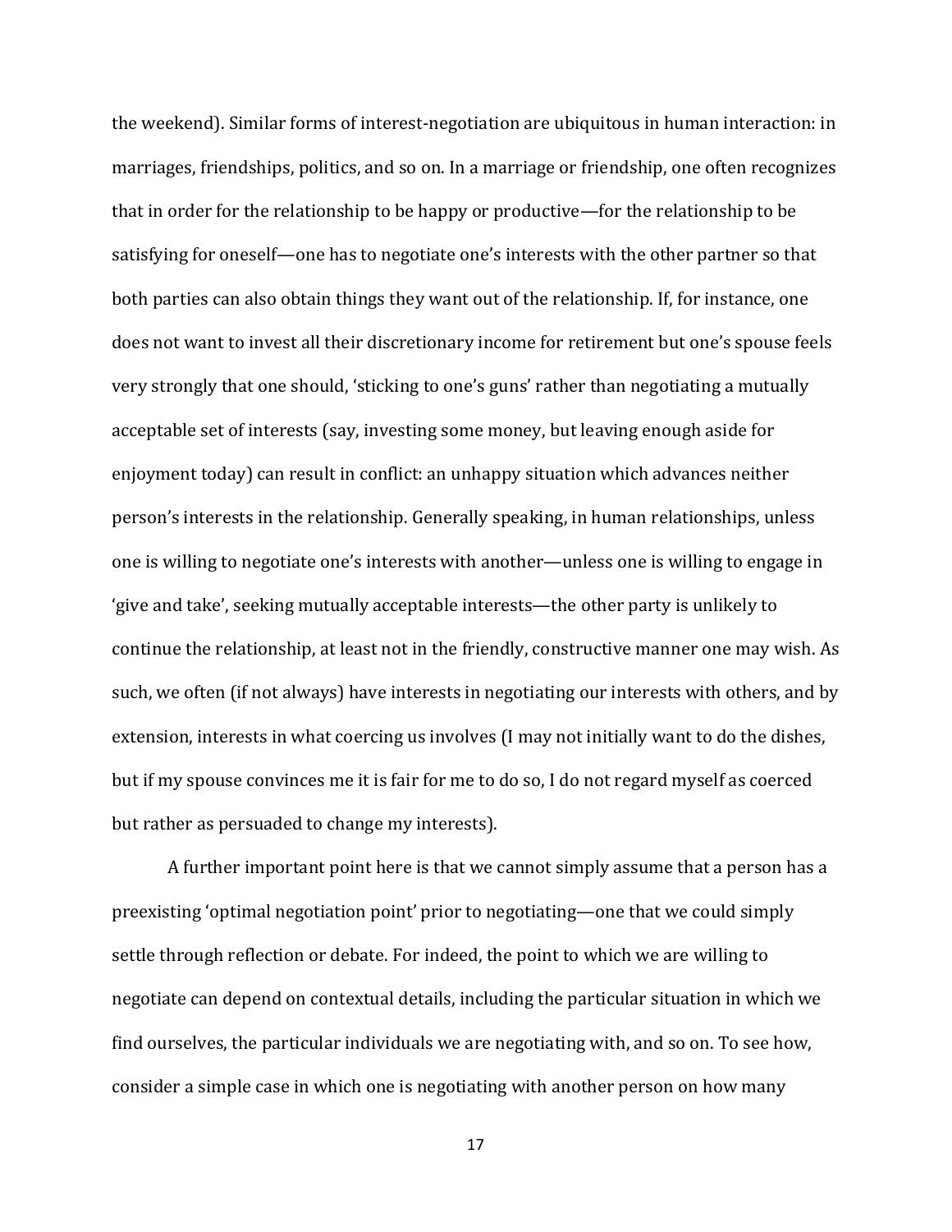the weekend). Similar forms of interest-negotiation are ubiquitous in human interaction: in marriages, friendships, politics, and so on. In a marriage or friendship, one often recognizes that in order for the relationship to be happy or productive—for the relationship to be satisfying for oneself—one has to negotiate one's interests with the other partner so that both parties can also obtain things they want out of the relationship. If, for instance, one does not want to invest all their discretionary income for retirement but one's spouse feels very strongly that one should, 'sticking to one's guns' rather than negotiating a mutually acceptable set of interests (say, investing some money, but leaving enough aside for enjoyment today) can result in conflict: an unhappy situation which advances neither person's interests in the relationship. Generally speaking, in human relationships, unless one is willing to negotiate one's interests with another—unless one is willing to engage in 'give and take', seeking mutually acceptable interests—the other party is unlikely to continue the relationship, at least not in the friendly, constructive manner one may wish. As such, we often (if not always) have interests in negotiating our interests with others, and by extension, interests in what coercing us involves (I may not initially want to do the dishes, but if my spouse convinces me it is fair for me to do so, I do not regard myself as coerced but rather as persuaded to change my interests).

A further important point here is that we cannot simply assume that a person has a preexisting 'optimal negotiation point' prior to negotiating—one that we could simply settle through reflection or debate. For indeed, the point to which we are willing to negotiate can depend on contextual details, including the particular situation in which we find ourselves, the particular individuals we are negotiating with, and so on. To see how, consider a simple case in which one is negotiating with another person on how many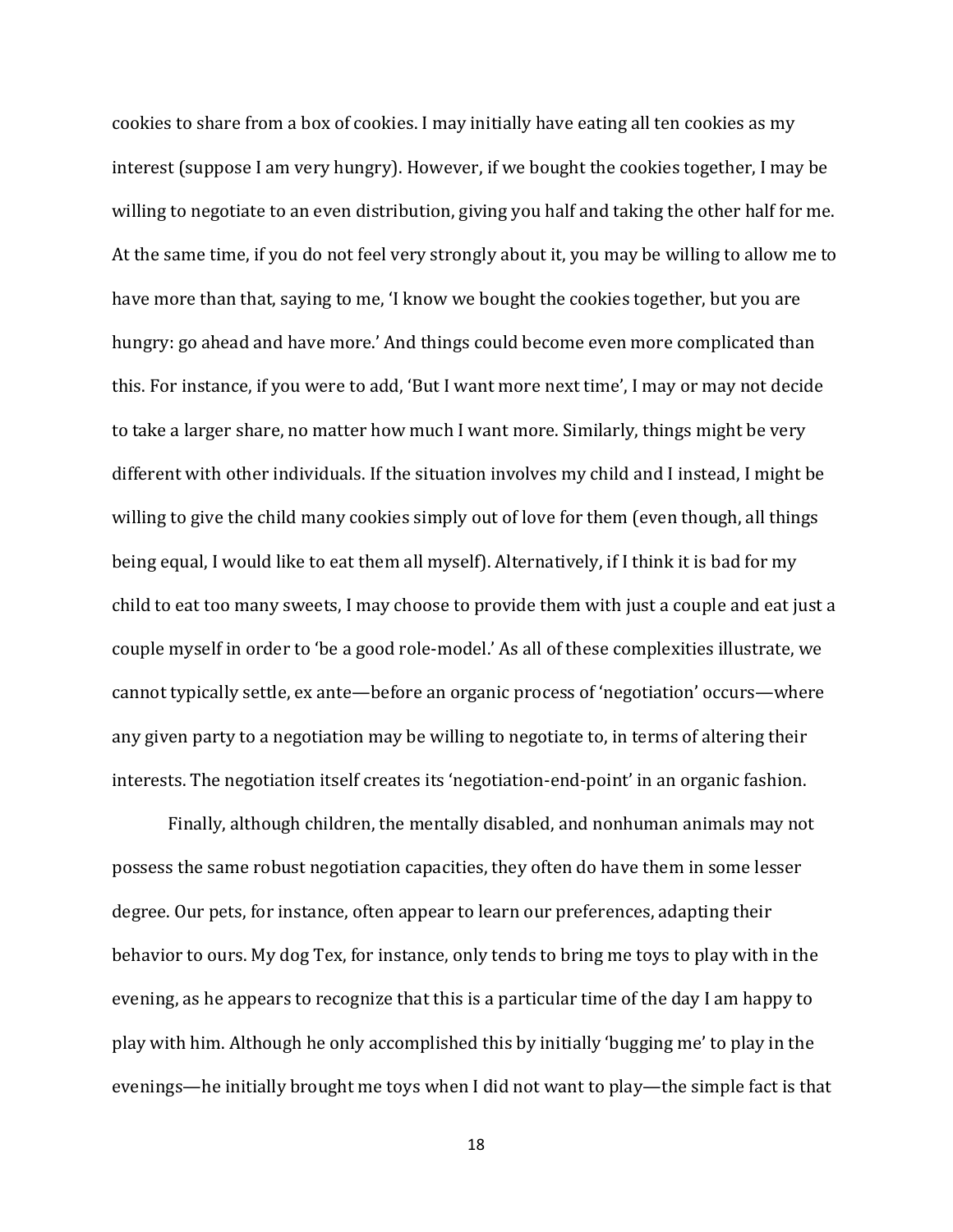cookies to share from a box of cookies. I may initially have eating all ten cookies as my interest (suppose I am very hungry). However, if we bought the cookies together, I may be willing to negotiate to an even distribution, giving you half and taking the other half for me. At the same time, if you do not feel very strongly about it, you may be willing to allow me to have more than that, saying to me, 'I know we bought the cookies together, but you are hungry: go ahead and have more.' And things could become even more complicated than this. For instance, if you were to add, 'But I want more next time', I may or may not decide to take a larger share, no matter how much I want more. Similarly, things might be very different with other individuals. If the situation involves my child and I instead, I might be willing to give the child many cookies simply out of love for them (even though, all things being equal, I would like to eat them all myself). Alternatively, if I think it is bad for my child to eat too many sweets, I may choose to provide them with just a couple and eat just a couple myself in order to 'be a good role-model.' As all of these complexities illustrate, we cannot typically settle, ex ante—before an organic process of 'negotiation' occurs—where any given party to a negotiation may be willing to negotiate to, in terms of altering their interests. The negotiation itself creates its 'negotiation-end-point' in an organic fashion.

Finally, although children, the mentally disabled, and nonhuman animals may not possess the same robust negotiation capacities, they often do have them in some lesser degree. Our pets, for instance, often appear to learn our preferences, adapting their behavior to ours. My dog Tex, for instance, only tends to bring me toys to play with in the evening, as he appears to recognize that this is a particular time of the day I am happy to play with him. Although he only accomplished this by initially 'bugging me' to play in the evenings—he initially brought me toys when I did not want to play—the simple fact is that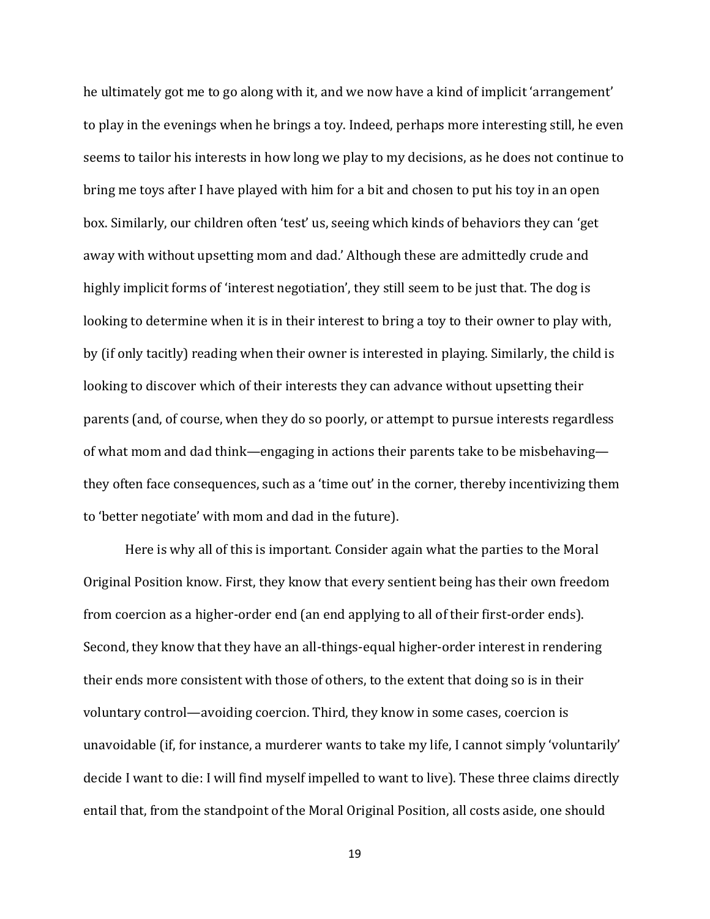he ultimately got me to go along with it, and we now have a kind of implicit 'arrangement' to play in the evenings when he brings a toy. Indeed, perhaps more interesting still, he even seems to tailor his interests in how long we play to my decisions, as he does not continue to bring me toys after I have played with him for a bit and chosen to put his toy in an open box. Similarly, our children often 'test' us, seeing which kinds of behaviors they can 'get away with without upsetting mom and dad.' Although these are admittedly crude and highly implicit forms of 'interest negotiation', they still seem to be just that. The dog is looking to determine when it is in their interest to bring a toy to their owner to play with, by (if only tacitly) reading when their owner is interested in playing. Similarly, the child is looking to discover which of their interests they can advance without upsetting their parents (and, of course, when they do so poorly, or attempt to pursue interests regardless of what mom and dad think—engaging in actions their parents take to be misbehaving—they often face consequences, such as a 'time out' in the corner, thereby incentivizing them to 'better negotiate' with mom and dad in the future).

Here is why all of this is important. Consider again what the parties to the Moral Original Position know. First, they know that every sentient being has their own freedom from coercion as a higher-order end (an end applying to all of their first-order ends). Second, they know that they have an all-things-equal higher-order interest in rendering their ends more consistent with those of others, to the extent that doing so is in their voluntary control—avoiding coercion. Third, they know in some cases, coercion is unavoidable (if, for instance, a murderer wants to take my life, I cannot simply 'voluntarily' decide I want to die: I will find myself impelled to want to live). These three claims directly entail that, from the standpoint of the Moral Original Position, all costs aside, one should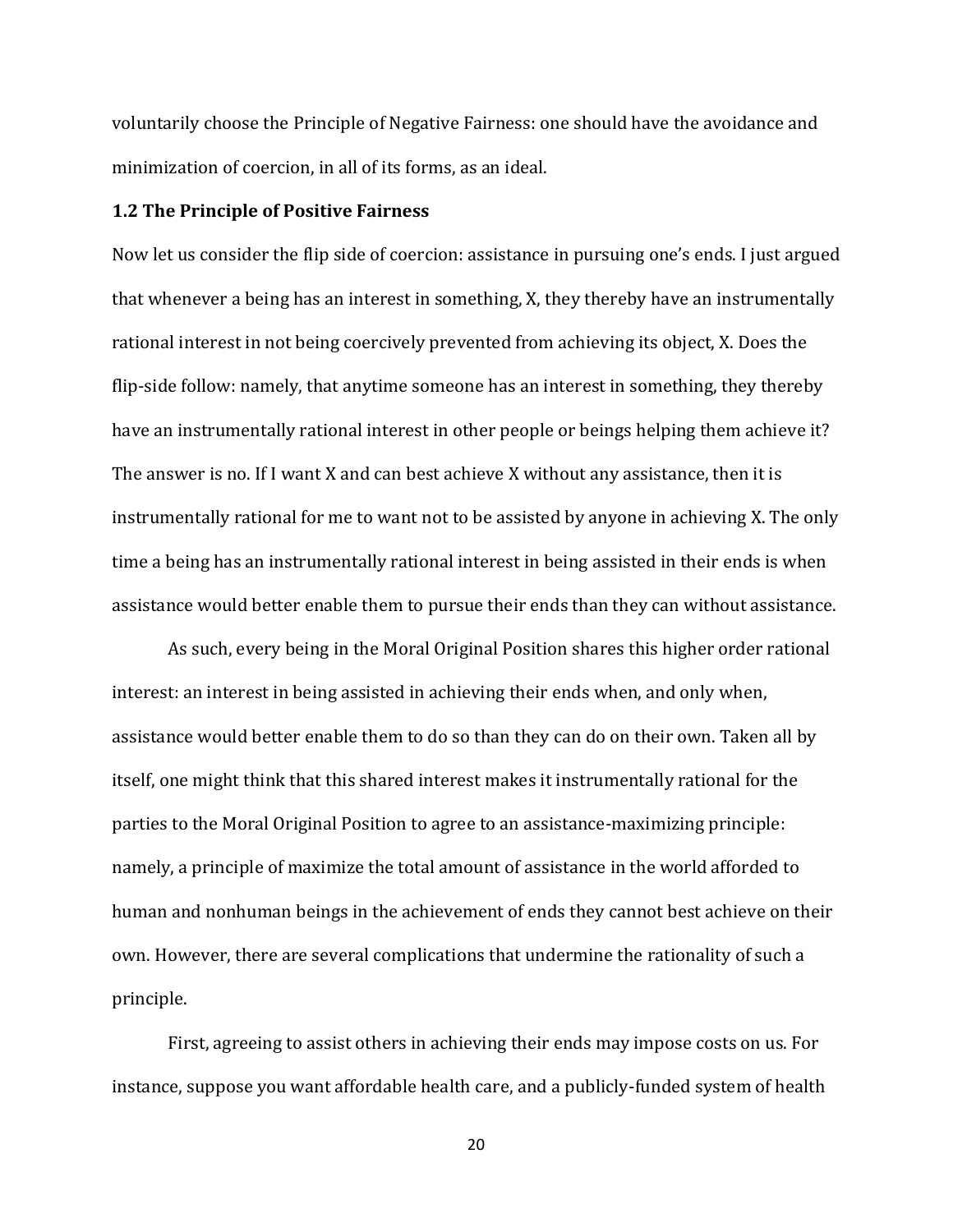voluntarily choose the Principle of Negative Fairness: one should have the avoidance and minimization of coercion, in all of its forms, as an ideal.

### 1.2 The Principle of Positive Fairness

Now let us consider the flip side of coercion: assistance in pursuing one's ends. I just argued that whenever a being has an interest in something, X, they thereby have an instrumentally rational interest in not being coercively prevented from achieving its object, X. Does the flip-side follow: namely, that anytime someone has an interest in something, they thereby have an instrumentally rational interest in other people or beings helping them achieve it? The answer is no. If I want X and can best achieve X without any assistance, then it is instrumentally rational for me to want not to be assisted by anyone in achieving X. The only time a being has an instrumentally rational interest in being assisted in their ends is when assistance would better enable them to pursue their ends than they can without assistance.

As such, every being in the Moral Original Position shares this higher order rational interest: an interest in being assisted in achieving their ends when, and only when, assistance would better enable them to do so than they can do on their own. Taken all by itself, one might think that this shared interest makes it instrumentally rational for the parties to the Moral Original Position to agree to an assistance-maximizing principle: namely, a principle of maximize the total amount of assistance in the world afforded to human and nonhuman beings in the achievement of ends they cannot best achieve on their own. However, there are several complications that undermine the rationality of such a principle.

First, agreeing to assist others in achieving their ends may impose costs on us. For instance, suppose you want affordable health care, and a publicly-funded system of health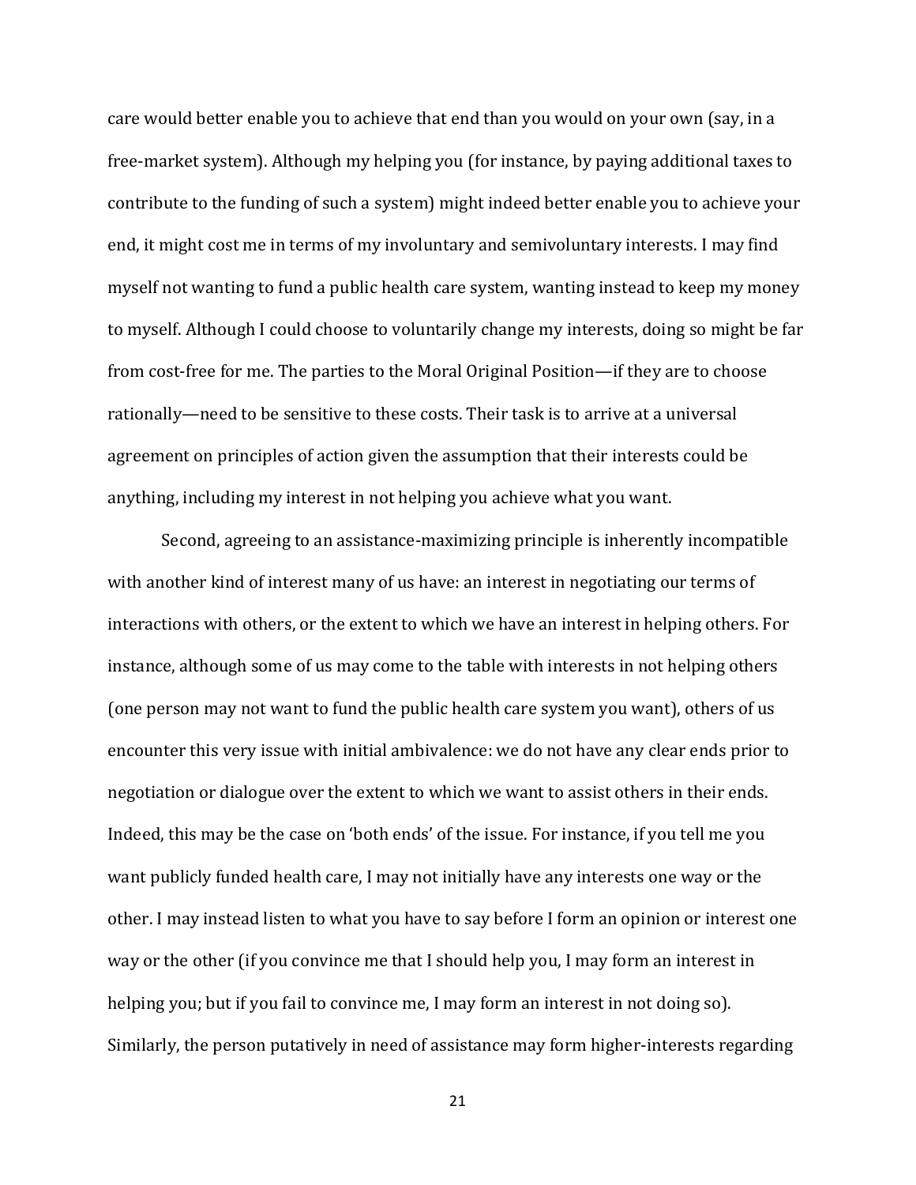care would better enable you to achieve that end than you would on your own (say, in a free-market system). Although my helping you (for instance, by paying additional taxes to contribute to the funding of such a system) might indeed better enable you to achieve your end, it might cost me in terms of my involuntary and semivoluntary interests. I may find myself not wanting to fund a public health care system, wanting instead to keep my money to myself. Although I could choose to voluntarily change my interests, doing so might be far from cost-free for me. The parties to the Moral Original Position—if they are to choose rationally—need to be sensitive to these costs. Their task is to arrive at a universal agreement on principles of action given the assumption that their interests could be anything, including my interest in not helping you achieve what you want.

Second, agreeing to an assistance-maximizing principle is inherently incompatible with another kind of interest many of us have: an interest in negotiating our terms of interactions with others, or the extent to which we have an interest in helping others. For instance, although some of us may come to the table with interests in not helping others (one person may not want to fund the public health care system you want), others of us encounter this very issue with initial ambivalence: we do not have any clear ends prior to negotiation or dialogue over the extent to which we want to assist others in their ends. Indeed, this may be the case on 'both ends' of the issue. For instance, if you tell me you want publicly funded health care, I may not initially have any interests one way or the other. I may instead listen to what you have to say before I form an opinion or interest one way or the other (if you convince me that I should help you, I may form an interest in helping you; but if you fail to convince me, I may form an interest in not doing so). Similarly, the person putatively in need of assistance may form higher-interests regarding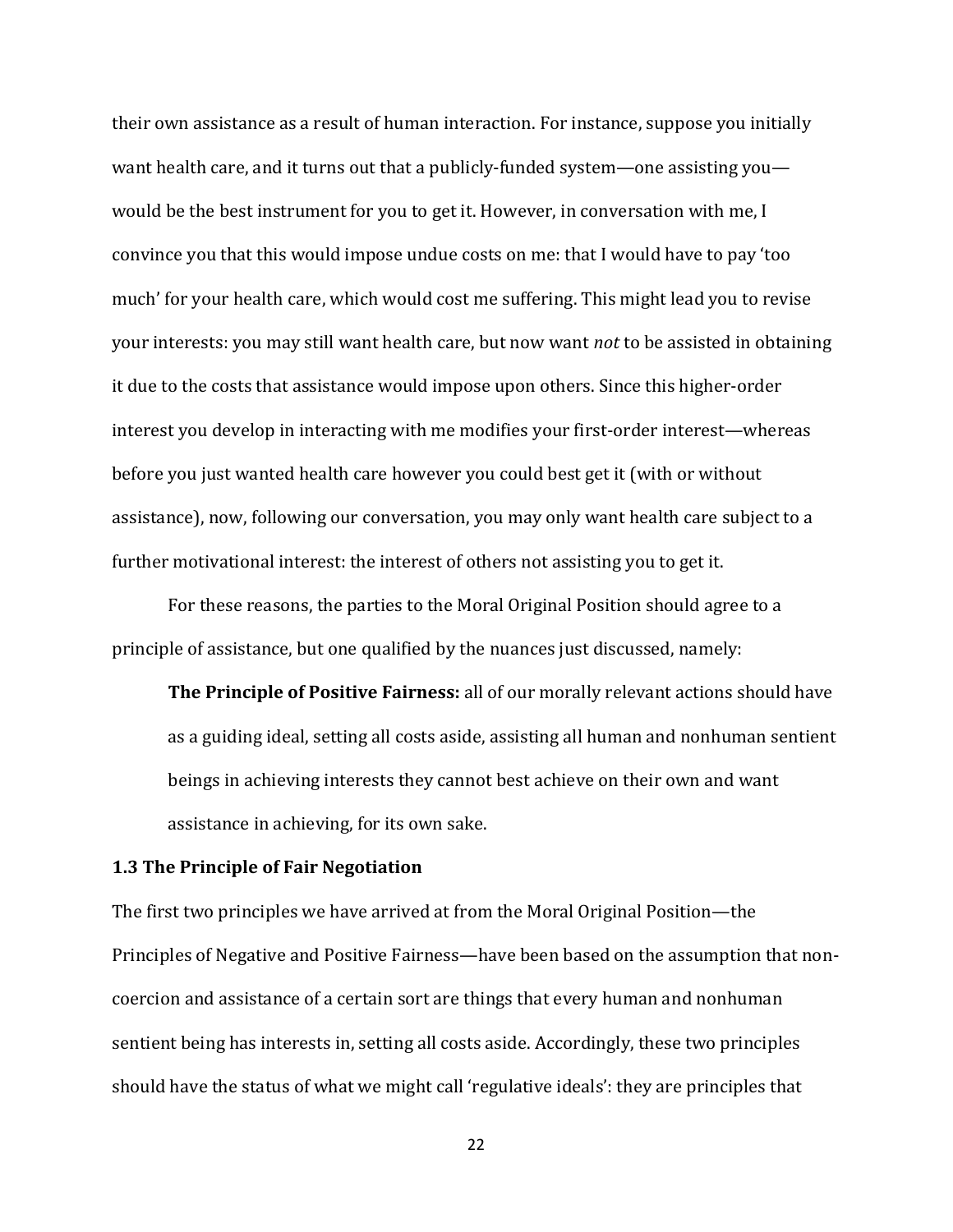their own assistance as a result of human interaction. For instance, suppose you initially want health care, and it turns out that a publicly-funded system—one assisting you—would be the best instrument for you to get it. However, in conversation with me, I convince you that this would impose undue costs on me: that I would have to pay 'too much' for your health care, which would cost me suffering. This might lead you to revise your interests: you may still want health care, but now want *not* to be assisted in obtaining it due to the costs that assistance would impose upon others. Since this higher-order interest you develop in interacting with me modifies your first-order interest—whereas before you just wanted health care however you could best get it (with or without assistance), now, following our conversation, you may only want health care subject to a further motivational interest: the interest of others not assisting you to get it.

For these reasons, the parties to the Moral Original Position should agree to a principle of assistance, but one qualified by the nuances just discussed, namely:

> **The Principle of Positive Fairness:** all of our morally relevant actions should have as a guiding ideal, setting all costs aside, assisting all human and nonhuman sentient beings in achieving interests they cannot best achieve on their own and want assistance in achieving, for its own sake.

### 1.3 The Principle of Fair Negotiation

The first two principles we have arrived at from the Moral Original Position—the Principles of Negative and Positive Fairness—have been based on the assumption that non-coercion and assistance of a certain sort are things that every human and nonhuman sentient being has interests in, setting all costs aside. Accordingly, these two principles should have the status of what we might call 'regulative ideals': they are principles that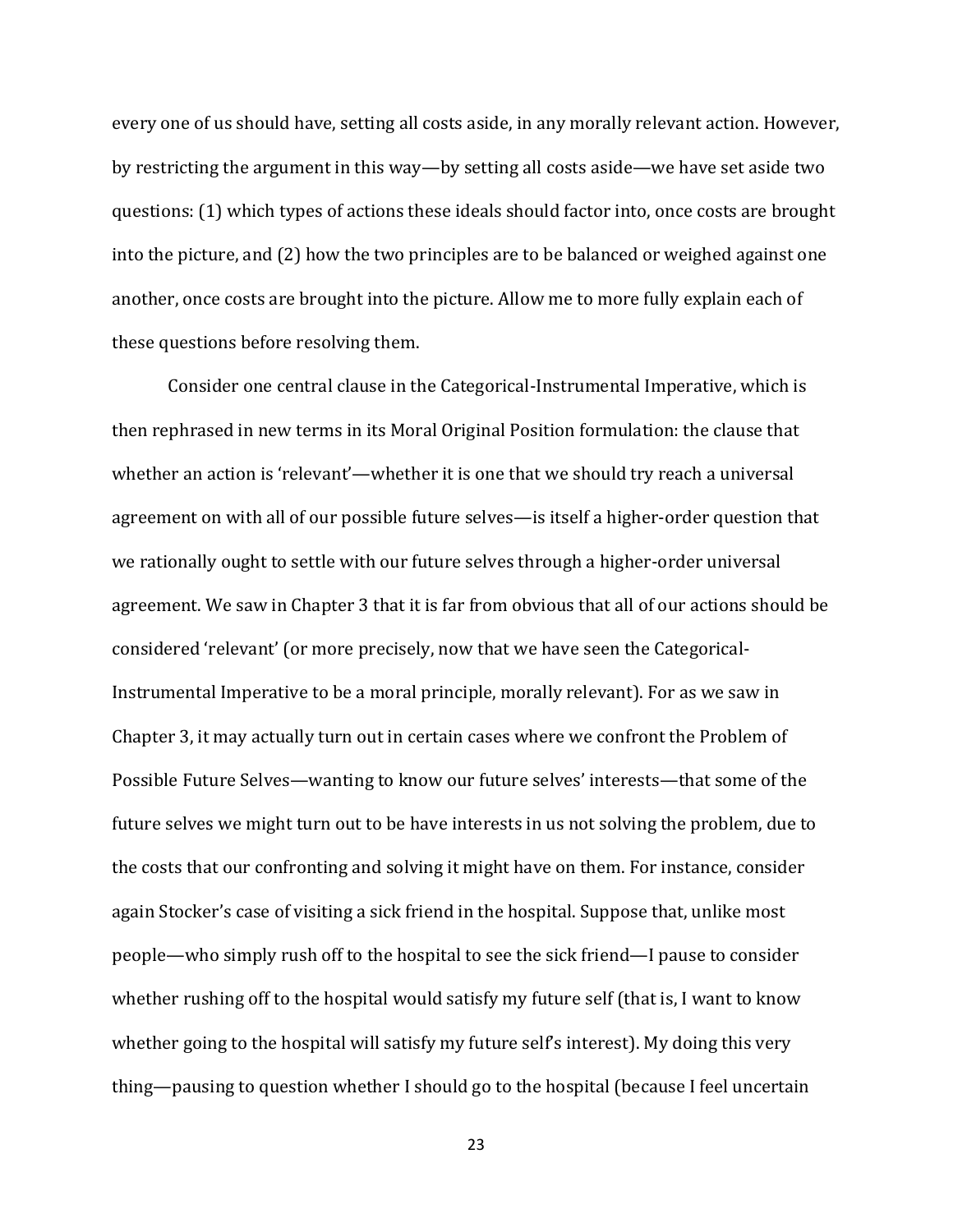every one of us should have, setting all costs aside, in any morally relevant action. However, by restricting the argument in this way—by setting all costs aside—we have set aside two questions: (1) which types of actions these ideals should factor into, once costs are brought into the picture, and (2) how the two principles are to be balanced or weighed against one another, once costs are brought into the picture. Allow me to more fully explain each of these questions before resolving them.

Consider one central clause in the Categorical-Instrumental Imperative, which is then rephrased in new terms in its Moral Original Position formulation: the clause that whether an action is 'relevant'—whether it is one that we should try reach a universal agreement on with all of our possible future selves—is itself a higher-order question that we rationally ought to settle with our future selves through a higher-order universal agreement. We saw in Chapter 3 that it is far from obvious that all of our actions should be considered 'relevant' (or more precisely, now that we have seen the Categorical-Instrumental Imperative to be a moral principle, morally relevant). For as we saw in Chapter 3, it may actually turn out in certain cases where we confront the Problem of Possible Future Selves—wanting to know our future selves' interests—that some of the future selves we might turn out to be have interests in us not solving the problem, due to the costs that our confronting and solving it might have on them. For instance, consider again Stocker's case of visiting a sick friend in the hospital. Suppose that, unlike most people—who simply rush off to the hospital to see the sick friend—I pause to consider whether rushing off to the hospital would satisfy my future self (that is, I want to know whether going to the hospital will satisfy my future self's interest). My doing this very thing—pausing to question whether I should go to the hospital (because I feel uncertain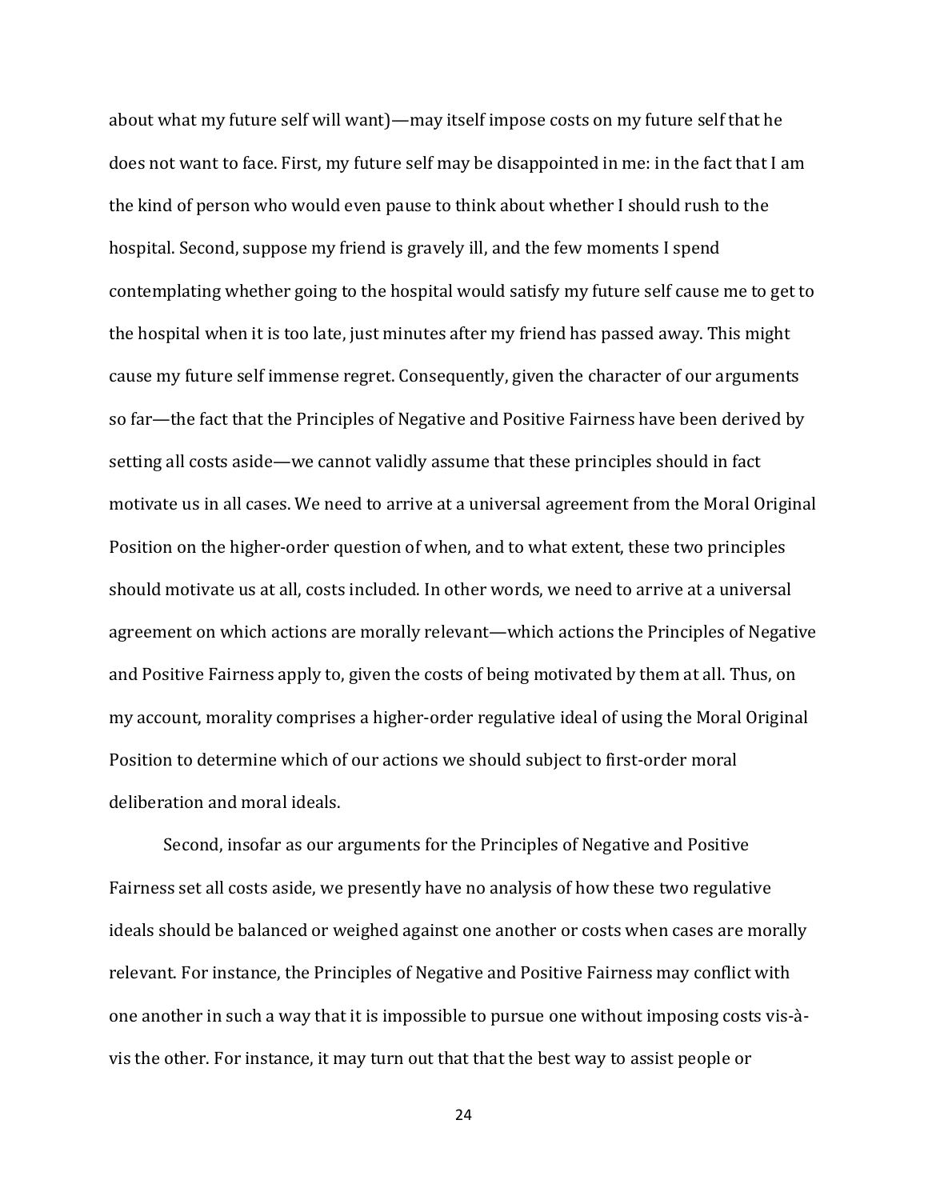about what my future self will want)—may itself impose costs on my future self that he does not want to face. First, my future self may be disappointed in me: in the fact that I am the kind of person who would even pause to think about whether I should rush to the hospital. Second, suppose my friend is gravely ill, and the few moments I spend contemplating whether going to the hospital would satisfy my future self cause me to get to the hospital when it is too late, just minutes after my friend has passed away. This might cause my future self immense regret. Consequently, given the character of our arguments so far—the fact that the Principles of Negative and Positive Fairness have been derived by setting all costs aside—we cannot validly assume that these principles should in fact motivate us in all cases. We need to arrive at a universal agreement from the Moral Original Position on the higher-order question of when, and to what extent, these two principles should motivate us at all, costs included. In other words, we need to arrive at a universal agreement on which actions are morally relevant—which actions the Principles of Negative and Positive Fairness apply to, given the costs of being motivated by them at all. Thus, on my account, morality comprises a higher-order regulative ideal of using the Moral Original Position to determine which of our actions we should subject to first-order moral deliberation and moral ideals.

Second, insofar as our arguments for the Principles of Negative and Positive Fairness set all costs aside, we presently have no analysis of how these two regulative ideals should be balanced or weighed against one another or costs when cases are morally relevant. For instance, the Principles of Negative and Positive Fairness may conflict with one another in such a way that it is impossible to pursue one without imposing costs vis-à-vis the other. For instance, it may turn out that that the best way to assist people or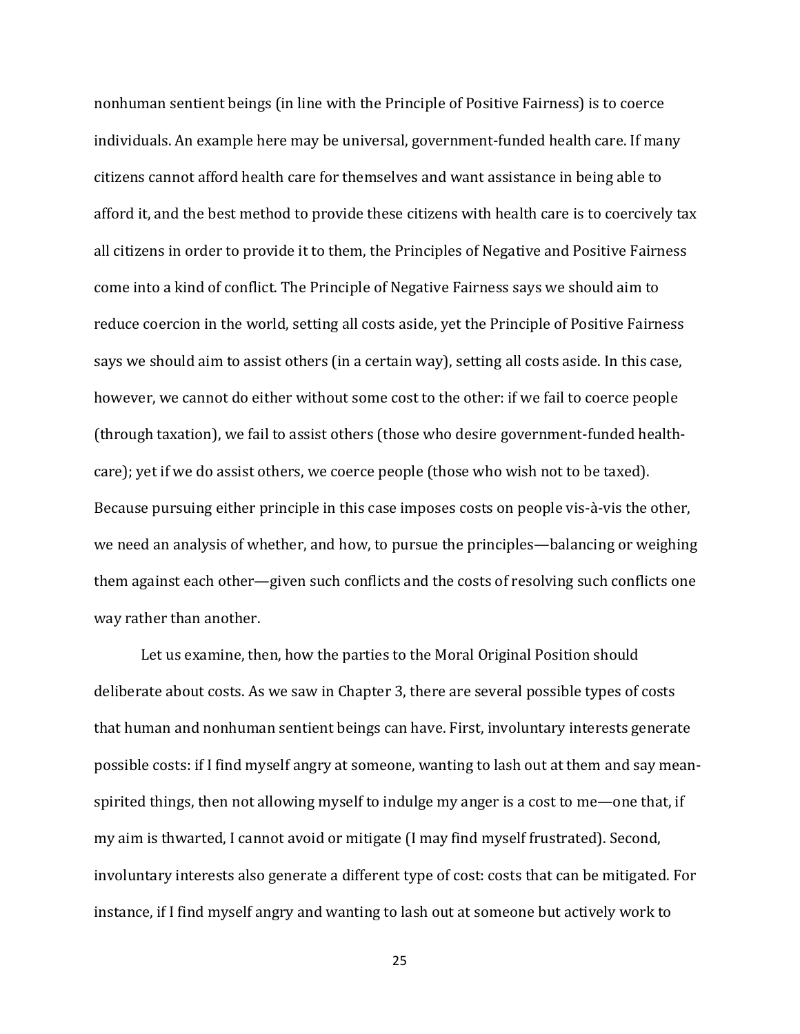nonhuman sentient beings (in line with the Principle of Positive Fairness) is to coerce individuals. An example here may be universal, government-funded health care. If many citizens cannot afford health care for themselves and want assistance in being able to afford it, and the best method to provide these citizens with health care is to coercively tax all citizens in order to provide it to them, the Principles of Negative and Positive Fairness come into a kind of conflict. The Principle of Negative Fairness says we should aim to reduce coercion in the world, setting all costs aside, yet the Principle of Positive Fairness says we should aim to assist others (in a certain way), setting all costs aside. In this case, however, we cannot do either without some cost to the other: if we fail to coerce people (through taxation), we fail to assist others (those who desire government-funded health-care); yet if we do assist others, we coerce people (those who wish not to be taxed). Because pursuing either principle in this case imposes costs on people vis-à-vis the other, we need an analysis of whether, and how, to pursue the principles—balancing or weighing them against each other—given such conflicts and the costs of resolving such conflicts one way rather than another.

Let us examine, then, how the parties to the Moral Original Position should deliberate about costs. As we saw in Chapter 3, there are several possible types of costs that human and nonhuman sentient beings can have. First, involuntary interests generate possible costs: if I find myself angry at someone, wanting to lash out at them and say mean-spirited things, then not allowing myself to indulge my anger is a cost to me—one that, if my aim is thwarted, I cannot avoid or mitigate (I may find myself frustrated). Second, involuntary interests also generate a different type of cost: costs that can be mitigated. For instance, if I find myself angry and wanting to lash out at someone but actively work to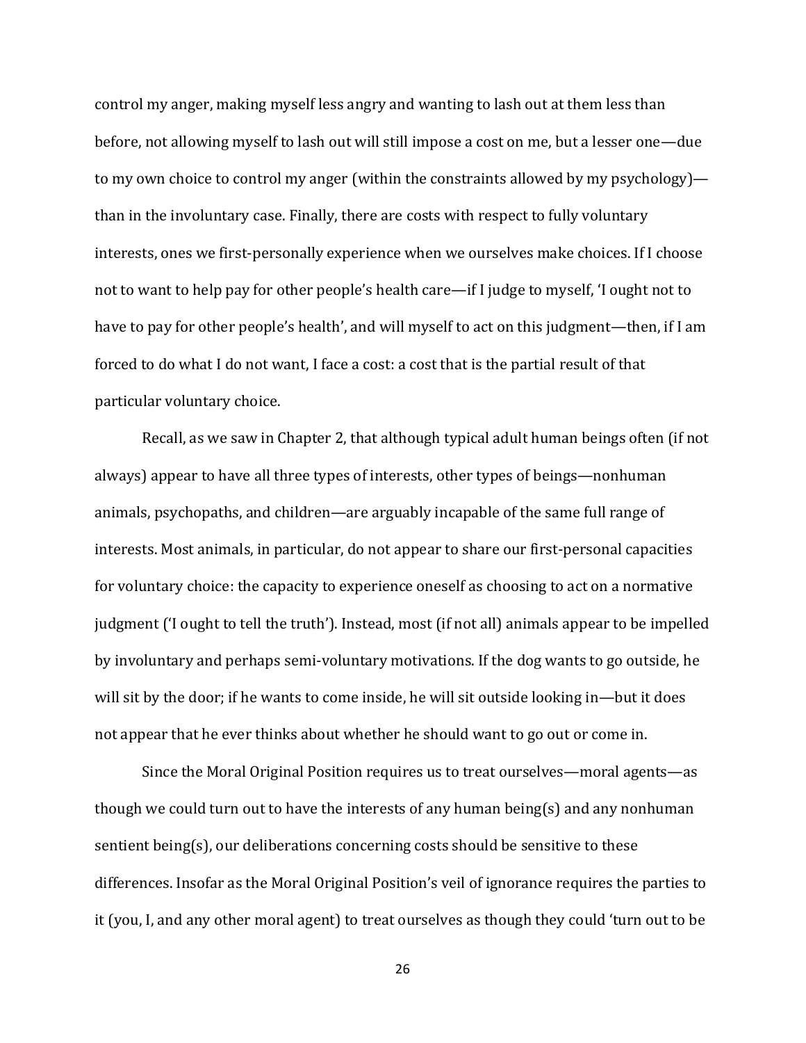control my anger, making myself less angry and wanting to lash out at them less than before, not allowing myself to lash out will still impose a cost on me, but a lesser one—due to my own choice to control my anger (within the constraints allowed by my psychology)—than in the involuntary case. Finally, there are costs with respect to fully voluntary interests, ones we first-personally experience when we ourselves make choices. If I choose not to want to help pay for other people's health care—if I judge to myself, 'I ought not to have to pay for other people's health', and will myself to act on this judgment—then, if I am forced to do what I do not want, I face a cost: a cost that is the partial result of that particular voluntary choice.

Recall, as we saw in Chapter 2, that although typical adult human beings often (if not always) appear to have all three types of interests, other types of beings—nonhuman animals, psychopaths, and children—are arguably incapable of the same full range of interests. Most animals, in particular, do not appear to share our first-personal capacities for voluntary choice: the capacity to experience oneself as choosing to act on a normative judgment ('I ought to tell the truth'). Instead, most (if not all) animals appear to be impelled by involuntary and perhaps semi-voluntary motivations. If the dog wants to go outside, he will sit by the door; if he wants to come inside, he will sit outside looking in—but it does not appear that he ever thinks about whether he should want to go out or come in.

Since the Moral Original Position requires us to treat ourselves—moral agents—as though we could turn out to have the interests of any human being(s) and any nonhuman sentient being(s), our deliberations concerning costs should be sensitive to these differences. Insofar as the Moral Original Position's veil of ignorance requires the parties to it (you, I, and any other moral agent) to treat ourselves as though they could 'turn out to be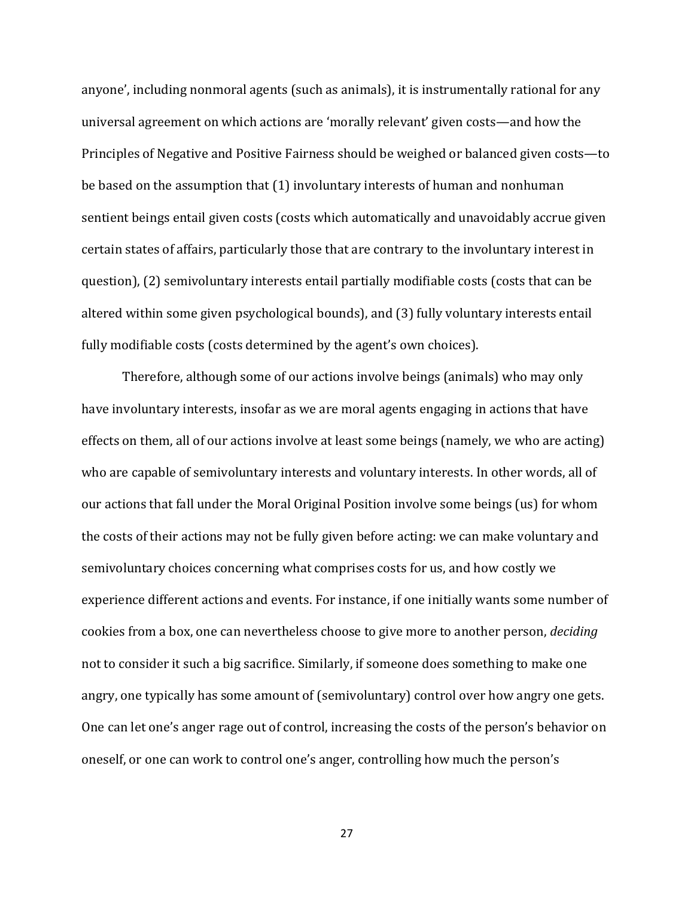anyone', including nonmoral agents (such as animals), it is instrumentally rational for any universal agreement on which actions are 'morally relevant' given costs—and how the Principles of Negative and Positive Fairness should be weighed or balanced given costs—to be based on the assumption that (1) involuntary interests of human and nonhuman sentient beings entail given costs (costs which automatically and unavoidably accrue given certain states of affairs, particularly those that are contrary to the involuntary interest in question), (2) semivoluntary interests entail partially modifiable costs (costs that can be altered within some given psychological bounds), and (3) fully voluntary interests entail fully modifiable costs (costs determined by the agent's own choices).

Therefore, although some of our actions involve beings (animals) who may only have involuntary interests, insofar as we are moral agents engaging in actions that have effects on them, all of our actions involve at least some beings (namely, we who are acting) who are capable of semivoluntary interests and voluntary interests. In other words, all of our actions that fall under the Moral Original Position involve some beings (us) for whom the costs of their actions may not be fully given before acting: we can make voluntary and semivoluntary choices concerning what comprises costs for us, and how costly we experience different actions and events. For instance, if one initially wants some number of cookies from a box, one can nevertheless choose to give more to another person, *deciding* not to consider it such a big sacrifice. Similarly, if someone does something to make one angry, one typically has some amount of (semivoluntary) control over how angry one gets. One can let one's anger rage out of control, increasing the costs of the person's behavior on oneself, or one can work to control one's anger, controlling how much the person's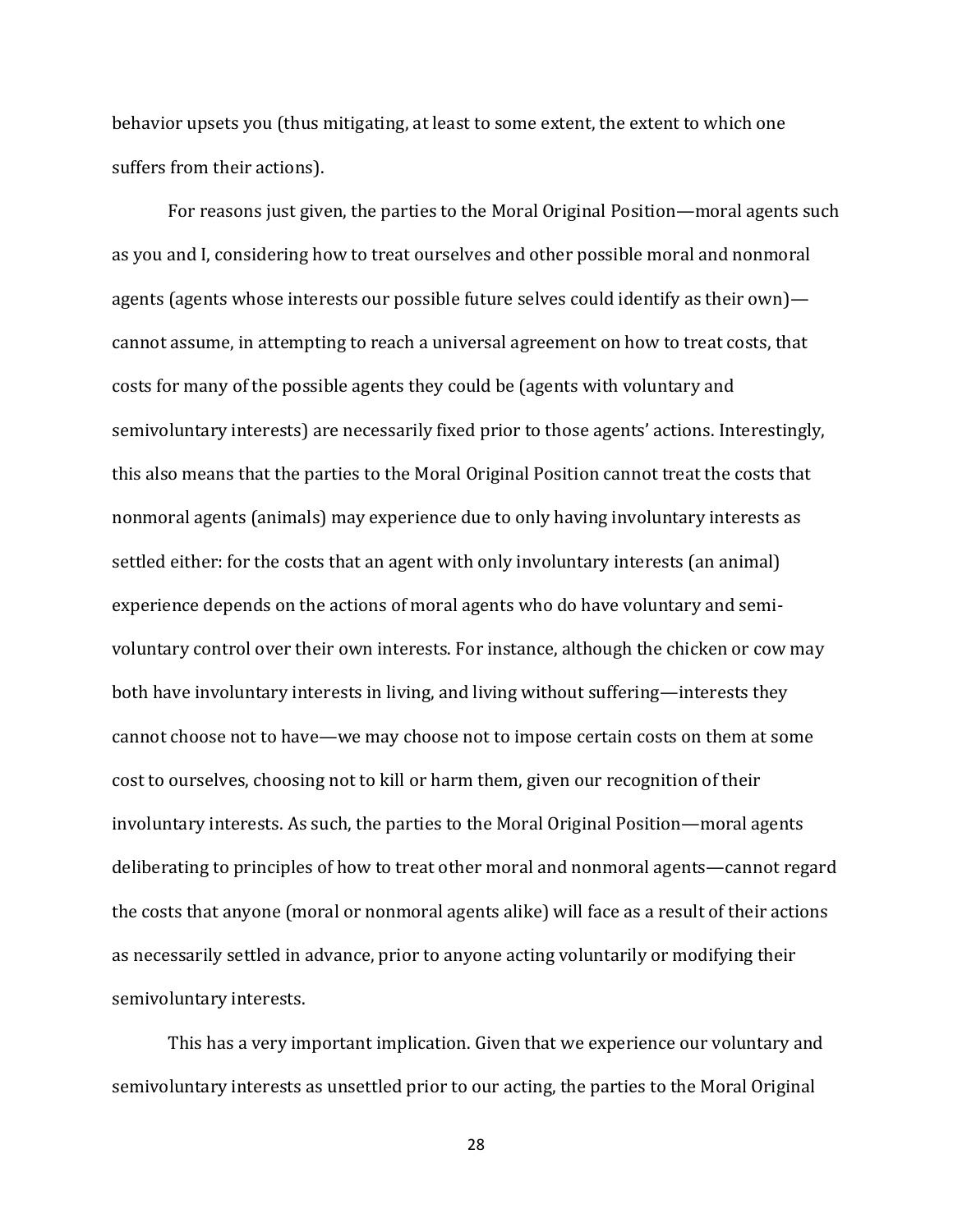behavior upsets you (thus mitigating, at least to some extent, the extent to which one suffers from their actions).

For reasons just given, the parties to the Moral Original Position—moral agents such as you and I, considering how to treat ourselves and other possible moral and nonmoral agents (agents whose interests our possible future selves could identify as their own)—cannot assume, in attempting to reach a universal agreement on how to treat costs, that costs for many of the possible agents they could be (agents with voluntary and semivoluntary interests) are necessarily fixed prior to those agents' actions. Interestingly, this also means that the parties to the Moral Original Position cannot treat the costs that nonmoral agents (animals) may experience due to only having involuntary interests as settled either: for the costs that an agent with only involuntary interests (an animal) experience depends on the actions of moral agents who do have voluntary and semi-voluntary control over their own interests. For instance, although the chicken or cow may both have involuntary interests in living, and living without suffering—interests they cannot choose not to have—we may choose not to impose certain costs on them at some cost to ourselves, choosing not to kill or harm them, given our recognition of their involuntary interests. As such, the parties to the Moral Original Position—moral agents deliberating to principles of how to treat other moral and nonmoral agents—cannot regard the costs that anyone (moral or nonmoral agents alike) will face as a result of their actions as necessarily settled in advance, prior to anyone acting voluntarily or modifying their semivoluntary interests.

This has a very important implication. Given that we experience our voluntary and semivoluntary interests as unsettled prior to our acting, the parties to the Moral Original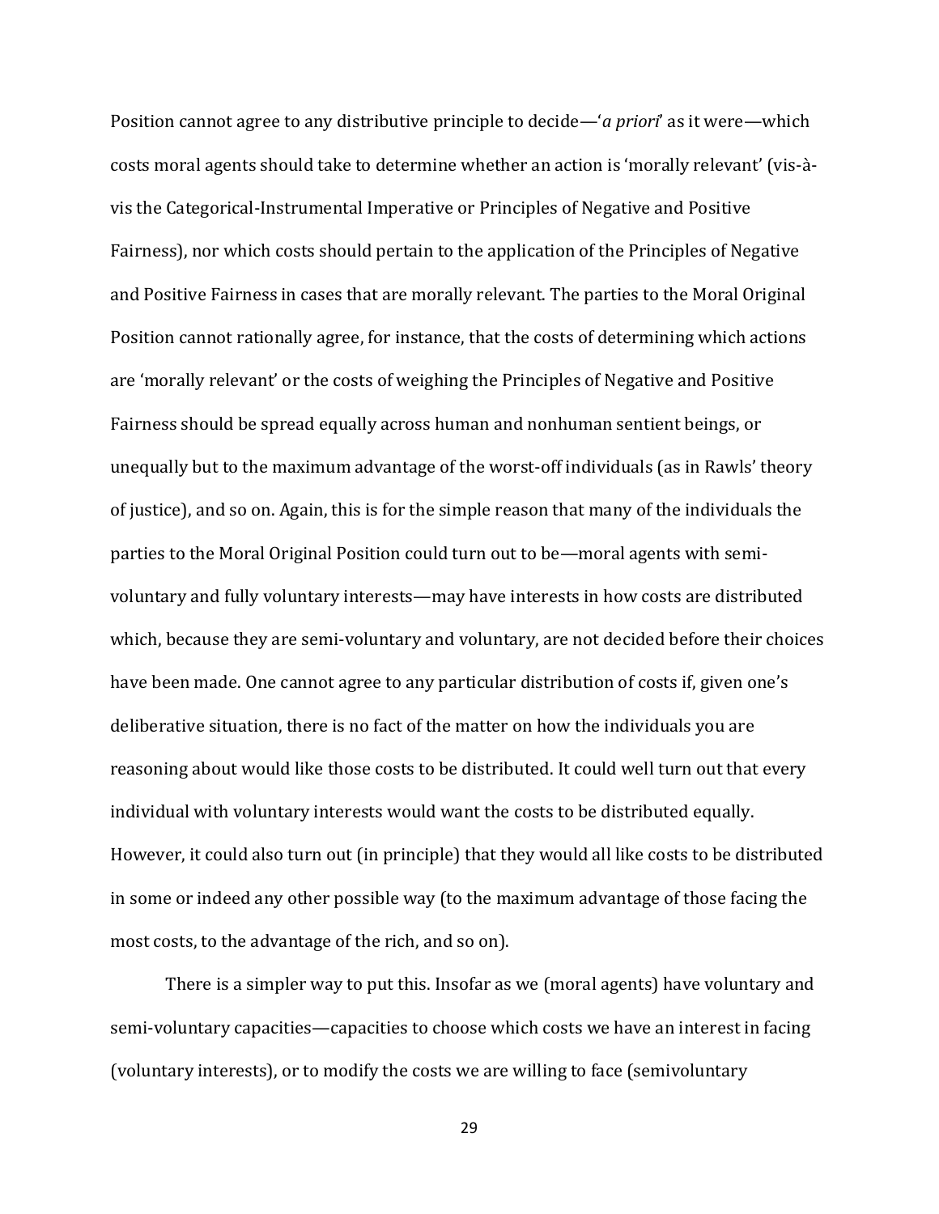Position cannot agree to any distributive principle to decide—'*a priori*' as it were—which costs moral agents should take to determine whether an action is 'morally relevant' (vis-à-vis the Categorical-Instrumental Imperative or Principles of Negative and Positive Fairness), nor which costs should pertain to the application of the Principles of Negative and Positive Fairness in cases that are morally relevant. The parties to the Moral Original Position cannot rationally agree, for instance, that the costs of determining which actions are 'morally relevant' or the costs of weighing the Principles of Negative and Positive Fairness should be spread equally across human and nonhuman sentient beings, or unequally but to the maximum advantage of the worst-off individuals (as in Rawls' theory of justice), and so on. Again, this is for the simple reason that many of the individuals the parties to the Moral Original Position could turn out to be—moral agents with semi-voluntary and fully voluntary interests—may have interests in how costs are distributed which, because they are semi-voluntary and voluntary, are not decided before their choices have been made. One cannot agree to any particular distribution of costs if, given one's deliberative situation, there is no fact of the matter on how the individuals you are reasoning about would like those costs to be distributed. It could well turn out that every individual with voluntary interests would want the costs to be distributed equally. However, it could also turn out (in principle) that they would all like costs to be distributed in some or indeed any other possible way (to the maximum advantage of those facing the most costs, to the advantage of the rich, and so on).

There is a simpler way to put this. Insofar as we (moral agents) have voluntary and semi-voluntary capacities—capacities to choose which costs we have an interest in facing (voluntary interests), or to modify the costs we are willing to face (semivoluntary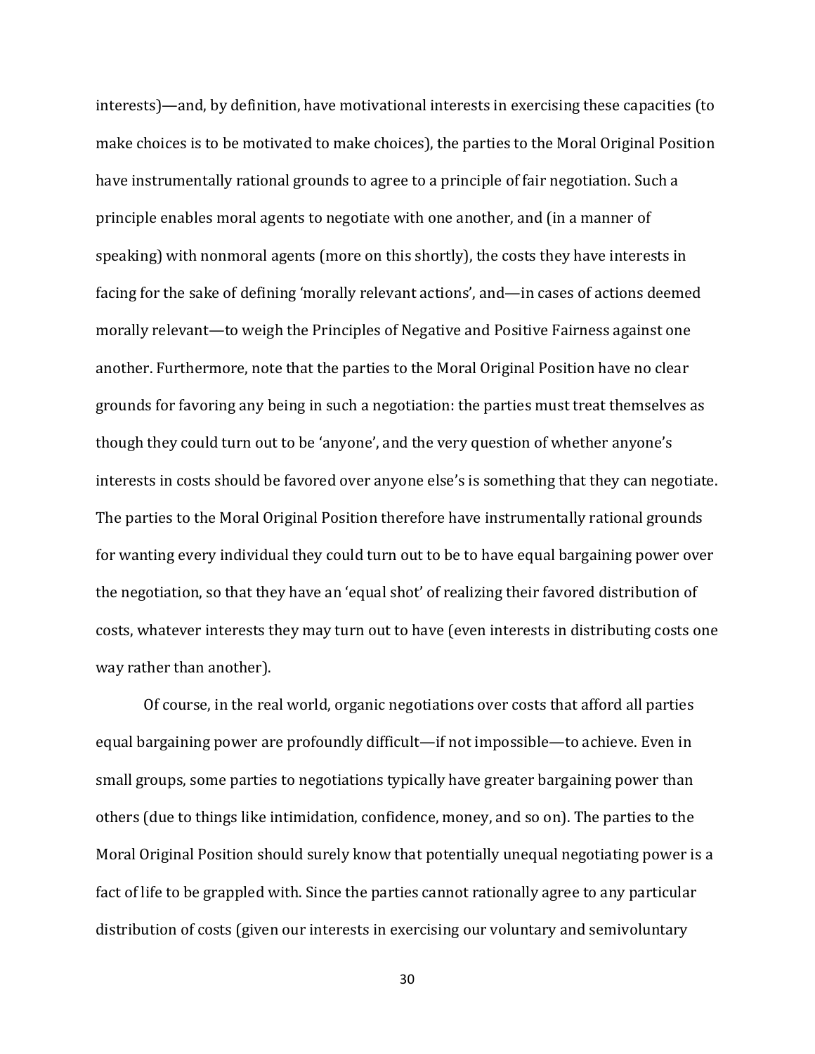interests)—and, by definition, have motivational interests in exercising these capacities (to make choices is to be motivated to make choices), the parties to the Moral Original Position have instrumentally rational grounds to agree to a principle of fair negotiation. Such a principle enables moral agents to negotiate with one another, and (in a manner of speaking) with nonmoral agents (more on this shortly), the costs they have interests in facing for the sake of defining 'morally relevant actions', and—in cases of actions deemed morally relevant—to weigh the Principles of Negative and Positive Fairness against one another. Furthermore, note that the parties to the Moral Original Position have no clear grounds for favoring any being in such a negotiation: the parties must treat themselves as though they could turn out to be 'anyone', and the very question of whether anyone's interests in costs should be favored over anyone else's is something that they can negotiate. The parties to the Moral Original Position therefore have instrumentally rational grounds for wanting every individual they could turn out to be to have equal bargaining power over the negotiation, so that they have an 'equal shot' of realizing their favored distribution of costs, whatever interests they may turn out to have (even interests in distributing costs one way rather than another).

Of course, in the real world, organic negotiations over costs that afford all parties equal bargaining power are profoundly difficult—if not impossible—to achieve. Even in small groups, some parties to negotiations typically have greater bargaining power than others (due to things like intimidation, confidence, money, and so on). The parties to the Moral Original Position should surely know that potentially unequal negotiating power is a fact of life to be grappled with. Since the parties cannot rationally agree to any particular distribution of costs (given our interests in exercising our voluntary and semivoluntary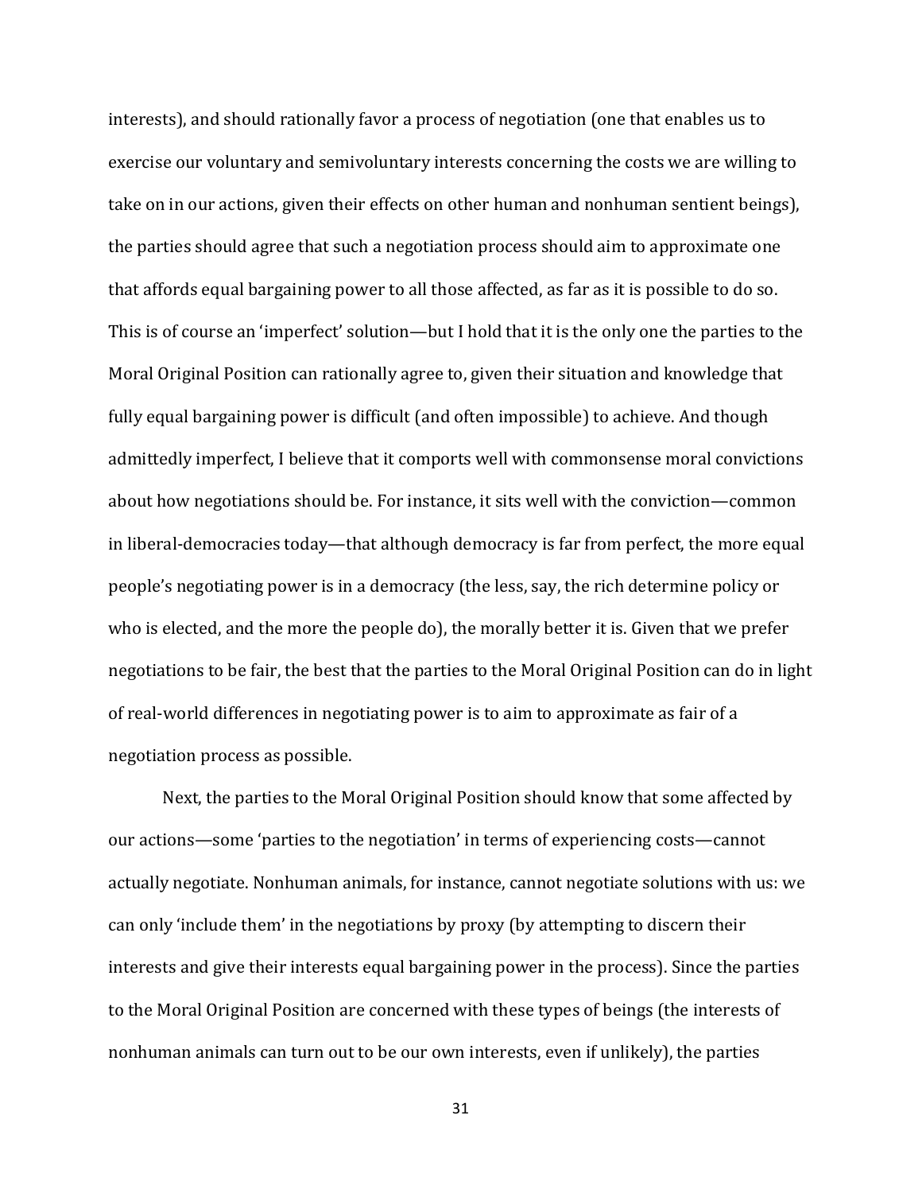interests), and should rationally favor a process of negotiation (one that enables us to exercise our voluntary and semivoluntary interests concerning the costs we are willing to take on in our actions, given their effects on other human and nonhuman sentient beings), the parties should agree that such a negotiation process should aim to approximate one that affords equal bargaining power to all those affected, as far as it is possible to do so. This is of course an 'imperfect' solution—but I hold that it is the only one the parties to the Moral Original Position can rationally agree to, given their situation and knowledge that fully equal bargaining power is difficult (and often impossible) to achieve. And though admittedly imperfect, I believe that it comports well with commonsense moral convictions about how negotiations should be. For instance, it sits well with the conviction—common in liberal-democracies today—that although democracy is far from perfect, the more equal people's negotiating power is in a democracy (the less, say, the rich determine policy or who is elected, and the more the people do), the morally better it is. Given that we prefer negotiations to be fair, the best that the parties to the Moral Original Position can do in light of real-world differences in negotiating power is to aim to approximate as fair of a negotiation process as possible.

Next, the parties to the Moral Original Position should know that some affected by our actions—some 'parties to the negotiation' in terms of experiencing costs—cannot actually negotiate. Nonhuman animals, for instance, cannot negotiate solutions with us: we can only 'include them' in the negotiations by proxy (by attempting to discern their interests and give their interests equal bargaining power in the process). Since the parties to the Moral Original Position are concerned with these types of beings (the interests of nonhuman animals can turn out to be our own interests, even if unlikely), the parties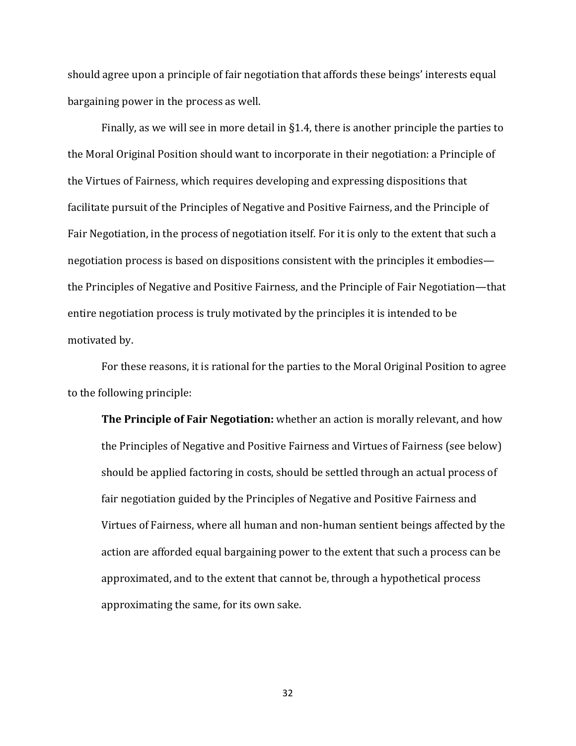should agree upon a principle of fair negotiation that affords these beings' interests equal bargaining power in the process as well.

Finally, as we will see in more detail in §1.4, there is another principle the parties to the Moral Original Position should want to incorporate in their negotiation: a Principle of the Virtues of Fairness, which requires developing and expressing dispositions that facilitate pursuit of the Principles of Negative and Positive Fairness, and the Principle of Fair Negotiation, in the process of negotiation itself. For it is only to the extent that such a negotiation process is based on dispositions consistent with the principles it embodies—the Principles of Negative and Positive Fairness, and the Principle of Fair Negotiation—that entire negotiation process is truly motivated by the principles it is intended to be motivated by.

For these reasons, it is rational for the parties to the Moral Original Position to agree to the following principle:

> **The Principle of Fair Negotiation:** whether an action is morally relevant, and how the Principles of Negative and Positive Fairness and Virtues of Fairness (see below) should be applied factoring in costs, should be settled through an actual process of fair negotiation guided by the Principles of Negative and Positive Fairness and Virtues of Fairness, where all human and non-human sentient beings affected by the action are afforded equal bargaining power to the extent that such a process can be approximated, and to the extent that cannot be, through a hypothetical process approximating the same, for its own sake.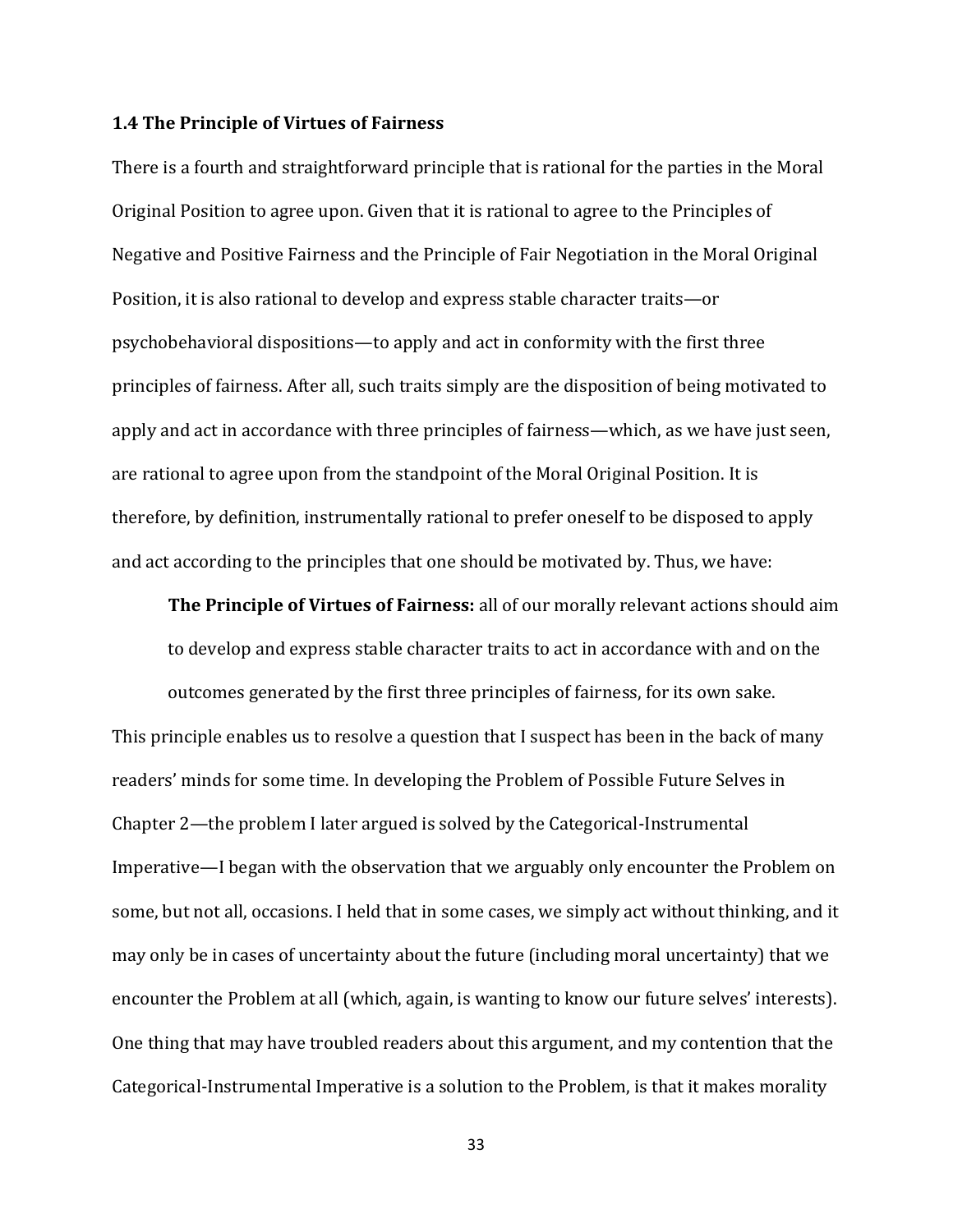### 1.4 The Principle of Virtues of Fairness

There is a fourth and straightforward principle that is rational for the parties in the Moral Original Position to agree upon. Given that it is rational to agree to the Principles of Negative and Positive Fairness and the Principle of Fair Negotiation in the Moral Original Position, it is also rational to develop and express stable character traits—or psychobehavioral dispositions—to apply and act in conformity with the first three principles of fairness. After all, such traits simply are the disposition of being motivated to apply and act in accordance with three principles of fairness—which, as we have just seen, are rational to agree upon from the standpoint of the Moral Original Position. It is therefore, by definition, instrumentally rational to prefer oneself to be disposed to apply and act according to the principles that one should be motivated by. Thus, we have:

> **The Principle of Virtues of Fairness:** all of our morally relevant actions should aim to develop and express stable character traits to act in accordance with and on the outcomes generated by the first three principles of fairness, for its own sake.

This principle enables us to resolve a question that I suspect has been in the back of many readers' minds for some time. In developing the Problem of Possible Future Selves in Chapter 2—the problem I later argued is solved by the Categorical-Instrumental Imperative—I began with the observation that we arguably only encounter the Problem on some, but not all, occasions. I held that in some cases, we simply act without thinking, and it may only be in cases of uncertainty about the future (including moral uncertainty) that we encounter the Problem at all (which, again, is wanting to know our future selves' interests). One thing that may have troubled readers about this argument, and my contention that the Categorical-Instrumental Imperative is a solution to the Problem, is that it makes morality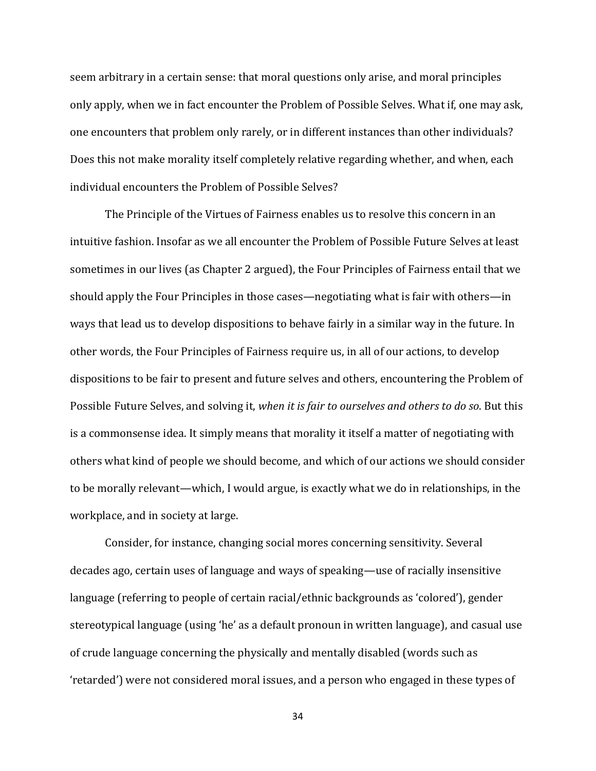seem arbitrary in a certain sense: that moral questions only arise, and moral principles only apply, when we in fact encounter the Problem of Possible Selves. What if, one may ask, one encounters that problem only rarely, or in different instances than other individuals? Does this not make morality itself completely relative regarding whether, and when, each individual encounters the Problem of Possible Selves?

The Principle of the Virtues of Fairness enables us to resolve this concern in an intuitive fashion. Insofar as we all encounter the Problem of Possible Future Selves at least sometimes in our lives (as Chapter 2 argued), the Four Principles of Fairness entail that we should apply the Four Principles in those cases—negotiating what is fair with others—in ways that lead us to develop dispositions to behave fairly in a similar way in the future. In other words, the Four Principles of Fairness require us, in all of our actions, to develop dispositions to be fair to present and future selves and others, encountering the Problem of Possible Future Selves, and solving it, *when it is fair to ourselves and others to do so*. But this is a commonsense idea. It simply means that morality it itself a matter of negotiating with others what kind of people we should become, and which of our actions we should consider to be morally relevant—which, I would argue, is exactly what we do in relationships, in the workplace, and in society at large.

Consider, for instance, changing social mores concerning sensitivity. Several decades ago, certain uses of language and ways of speaking—use of racially insensitive language (referring to people of certain racial/ethnic backgrounds as 'colored'), gender stereotypical language (using 'he' as a default pronoun in written language), and casual use of crude language concerning the physically and mentally disabled (words such as 'retarded') were not considered moral issues, and a person who engaged in these types of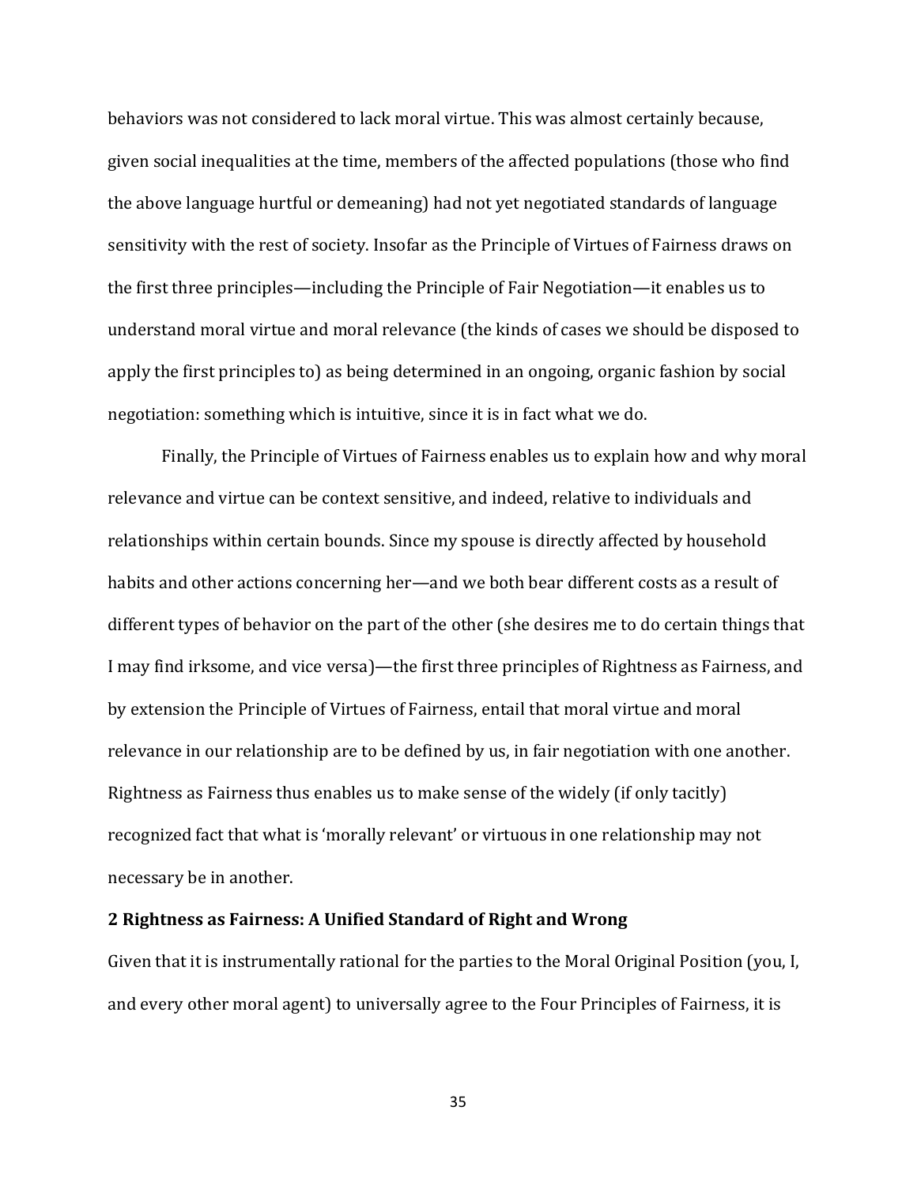behaviors was not considered to lack moral virtue. This was almost certainly because, given social inequalities at the time, members of the affected populations (those who find the above language hurtful or demeaning) had not yet negotiated standards of language sensitivity with the rest of society. Insofar as the Principle of Virtues of Fairness draws on the first three principles—including the Principle of Fair Negotiation—it enables us to understand moral virtue and moral relevance (the kinds of cases we should be disposed to apply the first principles to) as being determined in an ongoing, organic fashion by social negotiation: something which is intuitive, since it is in fact what we do.

Finally, the Principle of Virtues of Fairness enables us to explain how and why moral relevance and virtue can be context sensitive, and indeed, relative to individuals and relationships within certain bounds. Since my spouse is directly affected by household habits and other actions concerning her—and we both bear different costs as a result of different types of behavior on the part of the other (she desires me to do certain things that I may find irksome, and vice versa)—the first three principles of Rightness as Fairness, and by extension the Principle of Virtues of Fairness, entail that moral virtue and moral relevance in our relationship are to be defined by us, in fair negotiation with one another. Rightness as Fairness thus enables us to make sense of the widely (if only tacitly) recognized fact that what is 'morally relevant' or virtuous in one relationship may not necessary be in another.

**2 Rightness as Fairness: A Unified Standard of Right and Wrong**

Given that it is instrumentally rational for the parties to the Moral Original Position (you, I, and every other moral agent) to universally agree to the Four Principles of Fairness, it is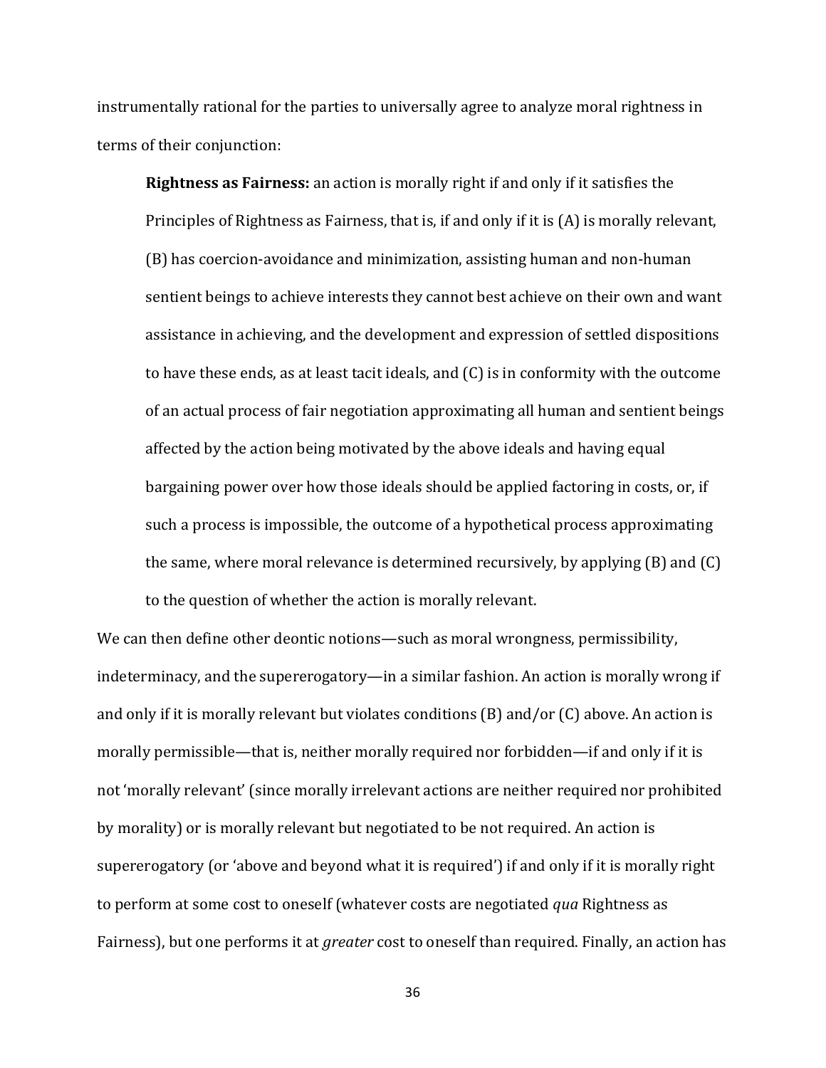instrumentally rational for the parties to universally agree to analyze moral rightness in terms of their conjunction:

> **Rightness as Fairness:** an action is morally right if and only if it satisfies the Principles of Rightness as Fairness, that is, if and only if it is (A) is morally relevant, (B) has coercion-avoidance and minimization, assisting human and non-human sentient beings to achieve interests they cannot best achieve on their own and want assistance in achieving, and the development and expression of settled dispositions to have these ends, as at least tacit ideals, and (C) is in conformity with the outcome of an actual process of fair negotiation approximating all human and sentient beings affected by the action being motivated by the above ideals and having equal bargaining power over how those ideals should be applied factoring in costs, or, if such a process is impossible, the outcome of a hypothetical process approximating the same, where moral relevance is determined recursively, by applying (B) and (C) to the question of whether the action is morally relevant.

We can then define other deontic notions—such as moral wrongness, permissibility, indeterminacy, and the supererogatory—in a similar fashion. An action is morally wrong if and only if it is morally relevant but violates conditions (B) and/or (C) above. An action is morally permissible—that is, neither morally required nor forbidden—if and only if it is not 'morally relevant' (since morally irrelevant actions are neither required nor prohibited by morality) or is morally relevant but negotiated to be not required. An action is supererogatory (or 'above and beyond what it is required') if and only if it is morally right to perform at some cost to oneself (whatever costs are negotiated *qua* Rightness as Fairness), but one performs it at *greater* cost to oneself than required. Finally, an action has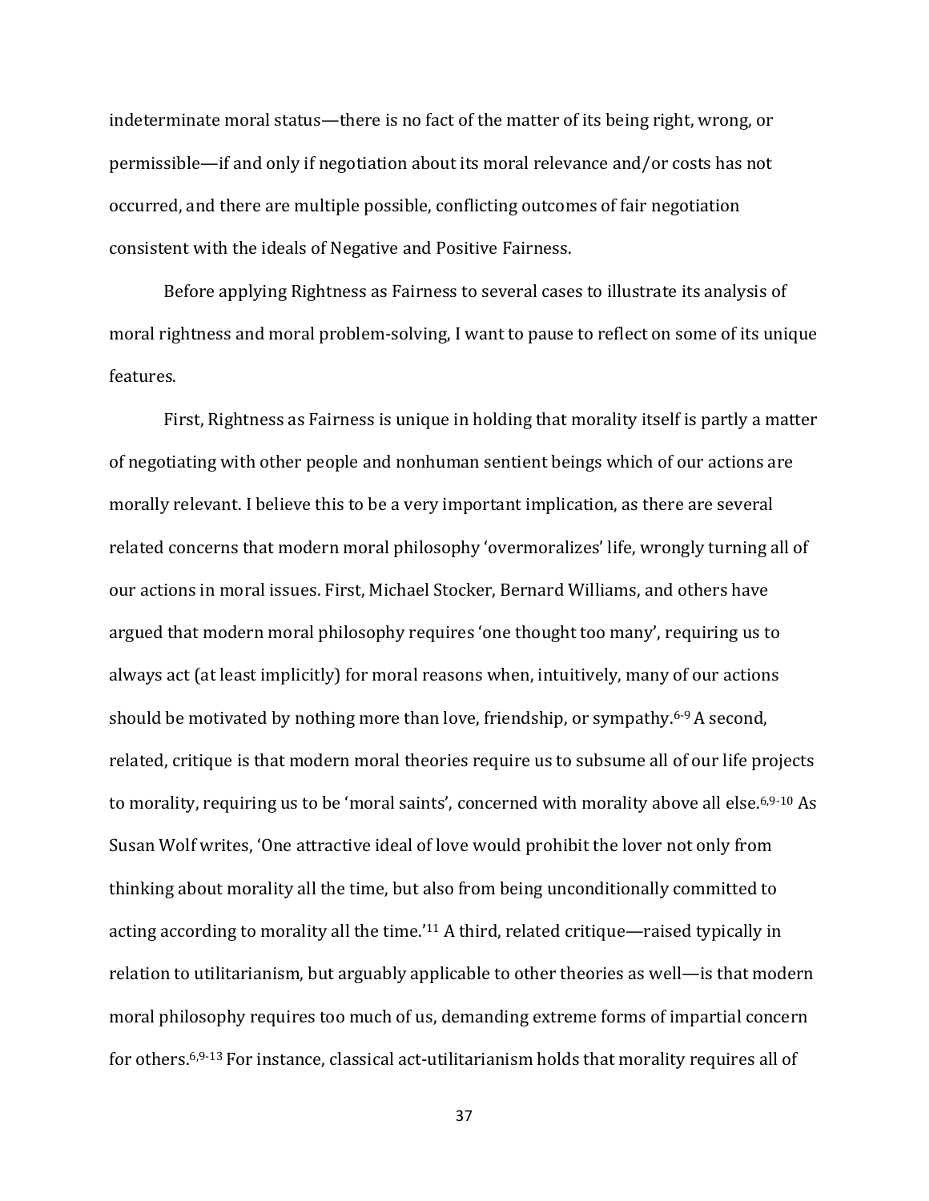indeterminate moral status—there is no fact of the matter of its being right, wrong, or permissible—if and only if negotiation about its moral relevance and/or costs has not occurred, and there are multiple possible, conflicting outcomes of fair negotiation consistent with the ideals of Negative and Positive Fairness.

Before applying Rightness as Fairness to several cases to illustrate its analysis of moral rightness and moral problem-solving, I want to pause to reflect on some of its unique features.

First, Rightness as Fairness is unique in holding that morality itself is partly a matter of negotiating with other people and nonhuman sentient beings which of our actions are morally relevant. I believe this to be a very important implication, as there are several related concerns that modern moral philosophy 'overmoralizes' life, wrongly turning all of our actions in moral issues. First, Michael Stocker, Bernard Williams, and others have argued that modern moral philosophy requires 'one thought too many', requiring us to always act (at least implicitly) for moral reasons when, intuitively, many of our actions should be motivated by nothing more than love, friendship, or sympathy.[6-9] A second, related, critique is that modern moral theories require us to subsume all of our life projects to morality, requiring us to be 'moral saints', concerned with morality above all else.[6,9-10] As Susan Wolf writes, 'One attractive ideal of love would prohibit the lover not only from thinking about morality all the time, but also from being unconditionally committed to acting according to morality all the time.'[11] A third, related critique—raised typically in relation to utilitarianism, but arguably applicable to other theories as well—is that modern moral philosophy requires too much of us, demanding extreme forms of impartial concern for others.[6,9-13] For instance, classical act-utilitarianism holds that morality requires all of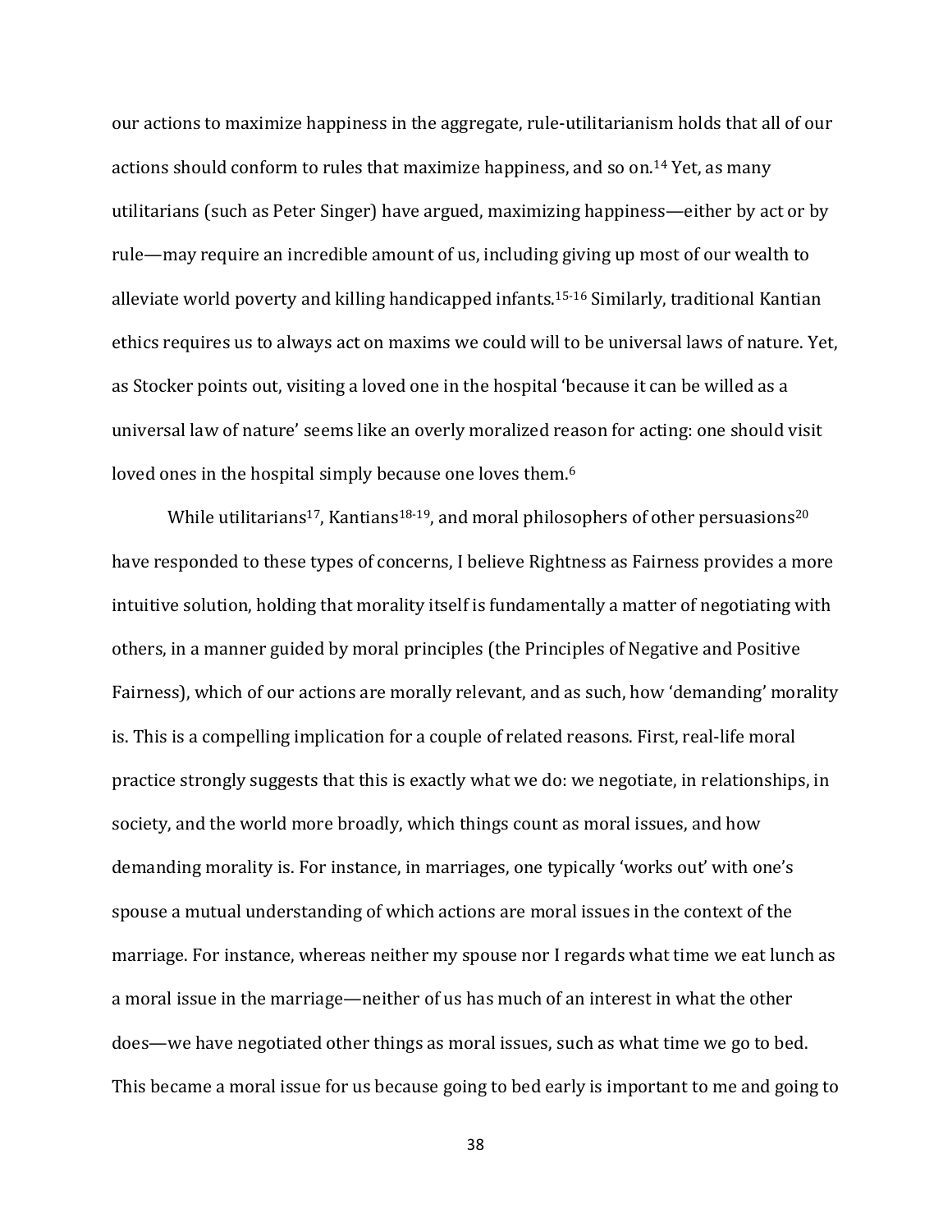our actions to maximize happiness in the aggregate, rule-utilitarianism holds that all of our actions should conform to rules that maximize happiness, and so on.[14] Yet, as many utilitarians (such as Peter Singer) have argued, maximizing happiness—either by act or by rule—may require an incredible amount of us, including giving up most of our wealth to alleviate world poverty and killing handicapped infants.[15-16] Similarly, traditional Kantian ethics requires us to always act on maxims we could will to be universal laws of nature. Yet, as Stocker points out, visiting a loved one in the hospital 'because it can be willed as a universal law of nature' seems like an overly moralized reason for acting: one should visit loved ones in the hospital simply because one loves them.[6]

While utilitarians[17], Kantians[18-19], and moral philosophers of other persuasions[20] have responded to these types of concerns, I believe Rightness as Fairness provides a more intuitive solution, holding that morality itself is fundamentally a matter of negotiating with others, in a manner guided by moral principles (the Principles of Negative and Positive Fairness), which of our actions are morally relevant, and as such, how 'demanding' morality is. This is a compelling implication for a couple of related reasons. First, real-life moral practice strongly suggests that this is exactly what we do: we negotiate, in relationships, in society, and the world more broadly, which things count as moral issues, and how demanding morality is. For instance, in marriages, one typically 'works out' with one's spouse a mutual understanding of which actions are moral issues in the context of the marriage. For instance, whereas neither my spouse nor I regards what time we eat lunch as a moral issue in the marriage—neither of us has much of an interest in what the other does—we have negotiated other things as moral issues, such as what time we go to bed. This became a moral issue for us because going to bed early is important to me and going to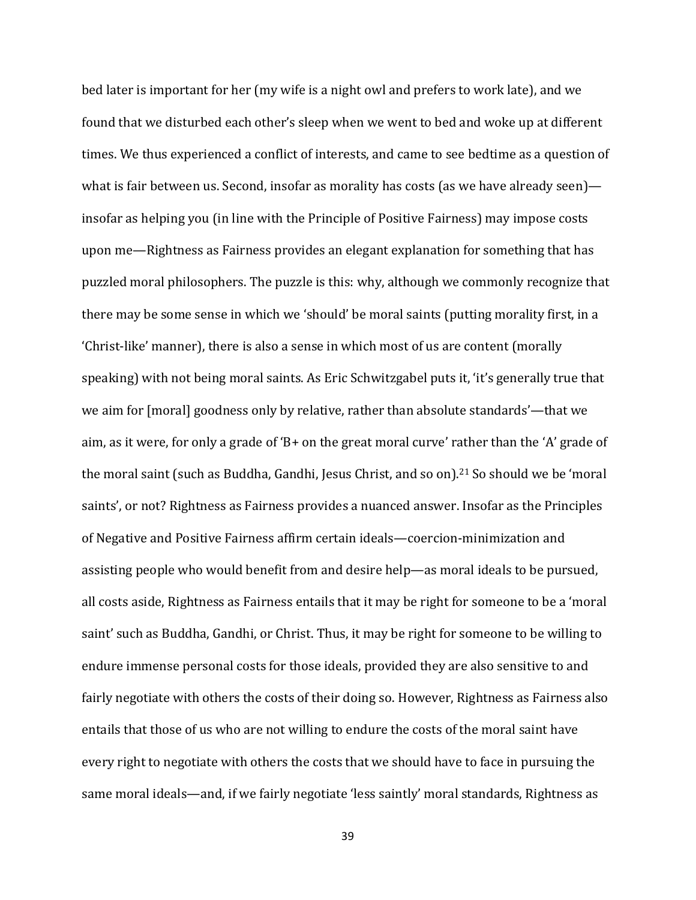bed later is important for her (my wife is a night owl and prefers to work late), and we found that we disturbed each other's sleep when we went to bed and woke up at different times. We thus experienced a conflict of interests, and came to see bedtime as a question of what is fair between us. Second, insofar as morality has costs (as we have already seen)—insofar as helping you (in line with the Principle of Positive Fairness) may impose costs upon me—Rightness as Fairness provides an elegant explanation for something that has puzzled moral philosophers. The puzzle is this: why, although we commonly recognize that there may be some sense in which we 'should' be moral saints (putting morality first, in a 'Christ-like' manner), there is also a sense in which most of us are content (morally speaking) with not being moral saints. As Eric Schwitzgabel puts it, 'it's generally true that we aim for [moral] goodness only by relative, rather than absolute standards'—that we aim, as it were, for only a grade of 'B+ on the great moral curve' rather than the 'A' grade of the moral saint (such as Buddha, Gandhi, Jesus Christ, and so on).[21] So should we be 'moral saints', or not? Rightness as Fairness provides a nuanced answer. Insofar as the Principles of Negative and Positive Fairness affirm certain ideals—coercion-minimization and assisting people who would benefit from and desire help—as moral ideals to be pursued, all costs aside, Rightness as Fairness entails that it may be right for someone to be a 'moral saint' such as Buddha, Gandhi, or Christ. Thus, it may be right for someone to be willing to endure immense personal costs for those ideals, provided they are also sensitive to and fairly negotiate with others the costs of their doing so. However, Rightness as Fairness also entails that those of us who are not willing to endure the costs of the moral saint have every right to negotiate with others the costs that we should have to face in pursuing the same moral ideals—and, if we fairly negotiate 'less saintly' moral standards, Rightness as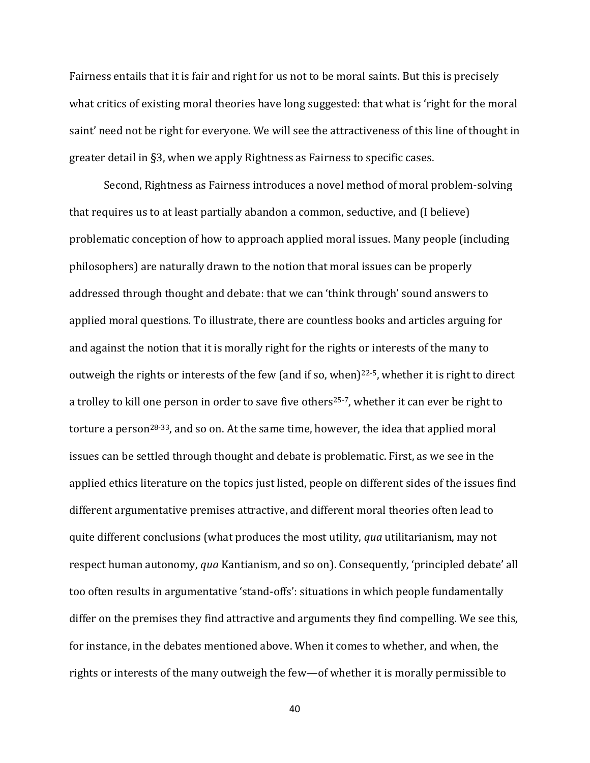Fairness entails that it is fair and right for us not to be moral saints. But this is precisely what critics of existing moral theories have long suggested: that what is 'right for the moral saint' need not be right for everyone. We will see the attractiveness of this line of thought in greater detail in §3, when we apply Rightness as Fairness to specific cases.

Second, Rightness as Fairness introduces a novel method of moral problem-solving that requires us to at least partially abandon a common, seductive, and (I believe) problematic conception of how to approach applied moral issues. Many people (including philosophers) are naturally drawn to the notion that moral issues can be properly addressed through thought and debate: that we can 'think through' sound answers to applied moral questions. To illustrate, there are countless books and articles arguing for and against the notion that it is morally right for the rights or interests of the many to outweigh the rights or interests of the few (and if so, when)[22-5], whether it is right to direct a trolley to kill one person in order to save five others[25-7], whether it can ever be right to torture a person[28-33], and so on. At the same time, however, the idea that applied moral issues can be settled through thought and debate is problematic. First, as we see in the applied ethics literature on the topics just listed, people on different sides of the issues find different argumentative premises attractive, and different moral theories often lead to quite different conclusions (what produces the most utility, *qua* utilitarianism, may not respect human autonomy, *qua* Kantianism, and so on). Consequently, 'principled debate' all too often results in argumentative 'stand-offs': situations in which people fundamentally differ on the premises they find attractive and arguments they find compelling. We see this, for instance, in the debates mentioned above. When it comes to whether, and when, the rights or interests of the many outweigh the few—of whether it is morally permissible to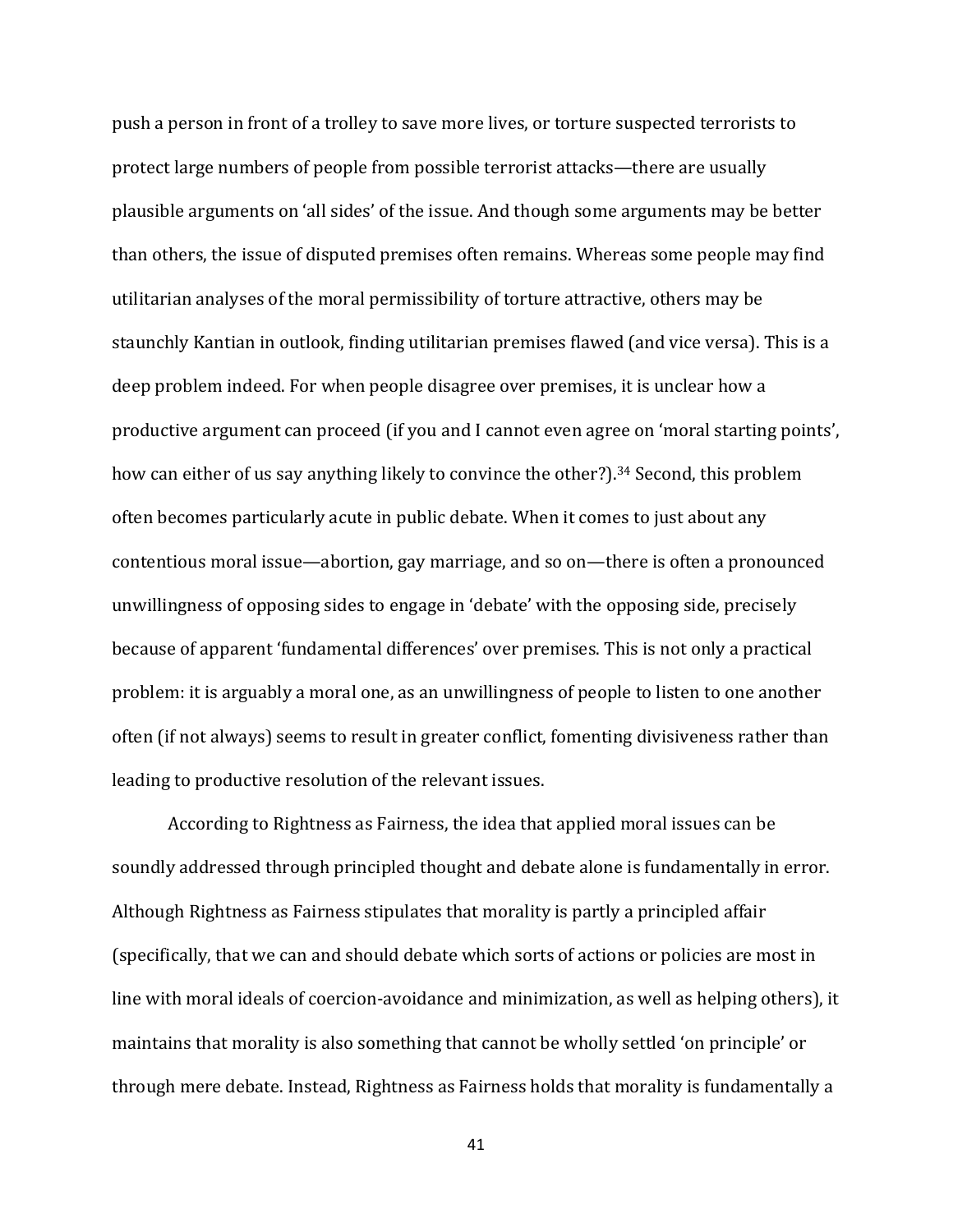push a person in front of a trolley to save more lives, or torture suspected terrorists to protect large numbers of people from possible terrorist attacks—there are usually plausible arguments on 'all sides' of the issue. And though some arguments may be better than others, the issue of disputed premises often remains. Whereas some people may find utilitarian analyses of the moral permissibility of torture attractive, others may be staunchly Kantian in outlook, finding utilitarian premises flawed (and vice versa). This is a deep problem indeed. For when people disagree over premises, it is unclear how a productive argument can proceed (if you and I cannot even agree on 'moral starting points', how can either of us say anything likely to convince the other?).[34] Second, this problem often becomes particularly acute in public debate. When it comes to just about any contentious moral issue—abortion, gay marriage, and so on—there is often a pronounced unwillingness of opposing sides to engage in 'debate' with the opposing side, precisely because of apparent 'fundamental differences' over premises. This is not only a practical problem: it is arguably a moral one, as an unwillingness of people to listen to one another often (if not always) seems to result in greater conflict, fomenting divisiveness rather than leading to productive resolution of the relevant issues.

According to Rightness as Fairness, the idea that applied moral issues can be soundly addressed through principled thought and debate alone is fundamentally in error. Although Rightness as Fairness stipulates that morality is partly a principled affair (specifically, that we can and should debate which sorts of actions or policies are most in line with moral ideals of coercion-avoidance and minimization, as well as helping others), it maintains that morality is also something that cannot be wholly settled 'on principle' or through mere debate. Instead, Rightness as Fairness holds that morality is fundamentally a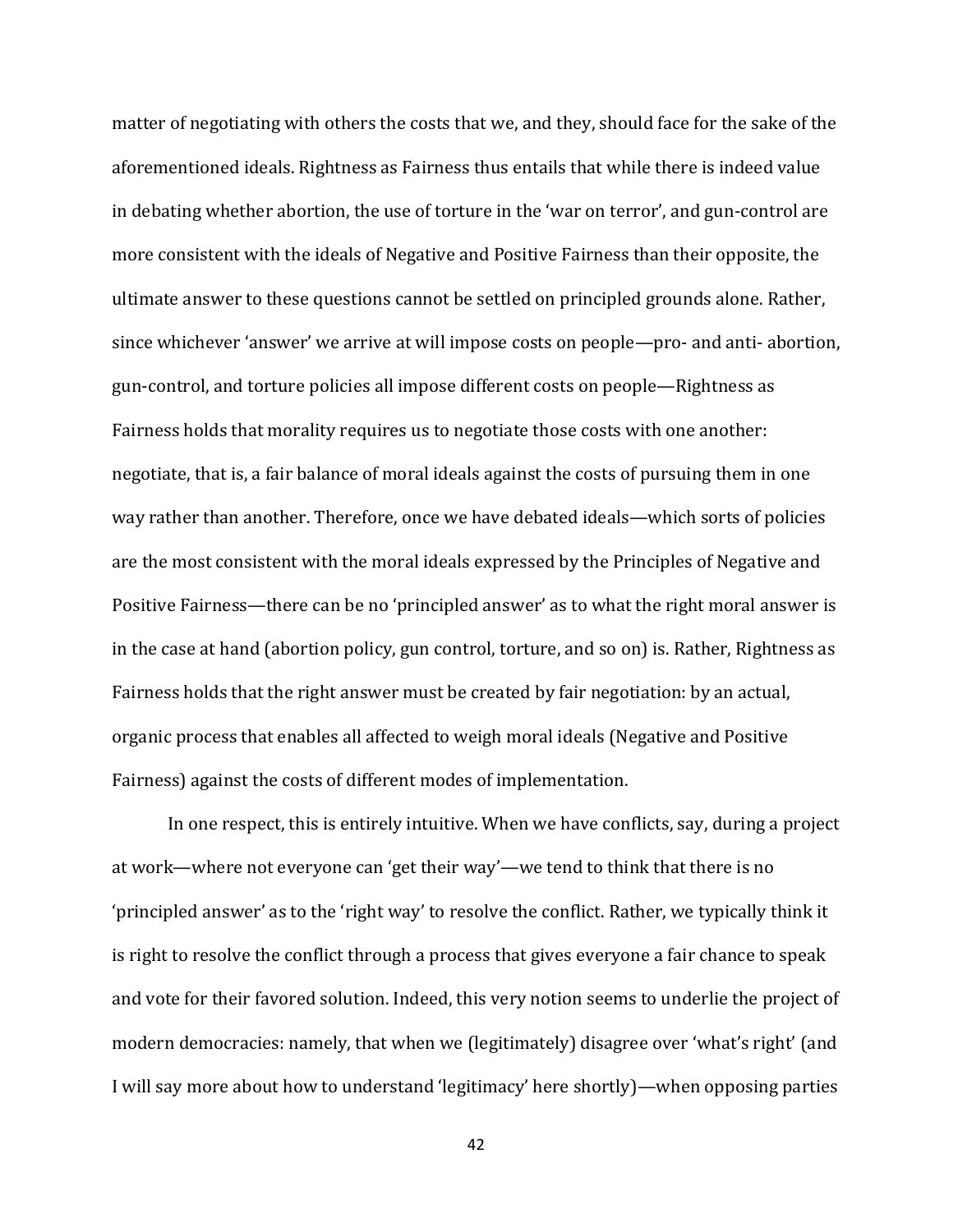matter of negotiating with others the costs that we, and they, should face for the sake of the aforementioned ideals. Rightness as Fairness thus entails that while there is indeed value in debating whether abortion, the use of torture in the 'war on terror', and gun-control are more consistent with the ideals of Negative and Positive Fairness than their opposite, the ultimate answer to these questions cannot be settled on principled grounds alone. Rather, since whichever 'answer' we arrive at will impose costs on people—pro- and anti- abortion, gun-control, and torture policies all impose different costs on people—Rightness as Fairness holds that morality requires us to negotiate those costs with one another: negotiate, that is, a fair balance of moral ideals against the costs of pursuing them in one way rather than another. Therefore, once we have debated ideals—which sorts of policies are the most consistent with the moral ideals expressed by the Principles of Negative and Positive Fairness—there can be no 'principled answer' as to what the right moral answer is in the case at hand (abortion policy, gun control, torture, and so on) is. Rather, Rightness as Fairness holds that the right answer must be created by fair negotiation: by an actual, organic process that enables all affected to weigh moral ideals (Negative and Positive Fairness) against the costs of different modes of implementation.

In one respect, this is entirely intuitive. When we have conflicts, say, during a project at work—where not everyone can 'get their way'—we tend to think that there is no 'principled answer' as to the 'right way' to resolve the conflict. Rather, we typically think it is right to resolve the conflict through a process that gives everyone a fair chance to speak and vote for their favored solution. Indeed, this very notion seems to underlie the project of modern democracies: namely, that when we (legitimately) disagree over 'what's right' (and I will say more about how to understand 'legitimacy' here shortly)—when opposing parties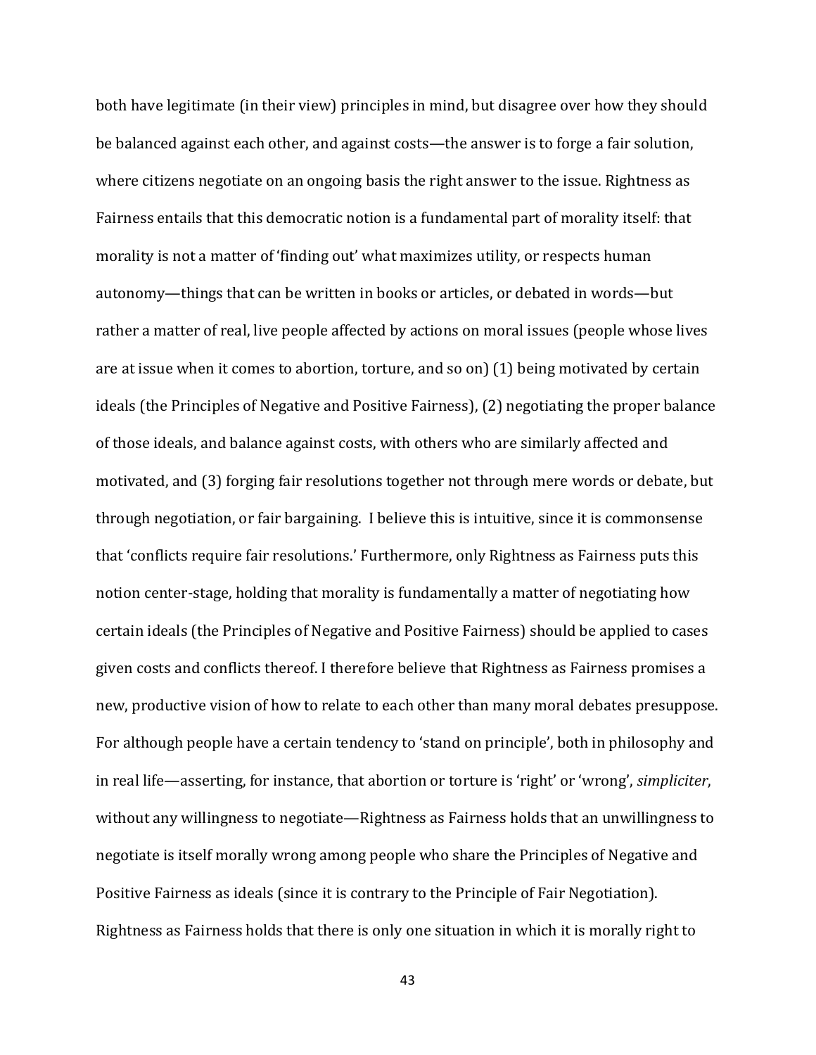both have legitimate (in their view) principles in mind, but disagree over how they should be balanced against each other, and against costs—the answer is to forge a fair solution, where citizens negotiate on an ongoing basis the right answer to the issue. Rightness as Fairness entails that this democratic notion is a fundamental part of morality itself: that morality is not a matter of 'finding out' what maximizes utility, or respects human autonomy—things that can be written in books or articles, or debated in words—but rather a matter of real, live people affected by actions on moral issues (people whose lives are at issue when it comes to abortion, torture, and so on) (1) being motivated by certain ideals (the Principles of Negative and Positive Fairness), (2) negotiating the proper balance of those ideals, and balance against costs, with others who are similarly affected and motivated, and (3) forging fair resolutions together not through mere words or debate, but through negotiation, or fair bargaining. I believe this is intuitive, since it is commonsense that 'conflicts require fair resolutions.' Furthermore, only Rightness as Fairness puts this notion center-stage, holding that morality is fundamentally a matter of negotiating how certain ideals (the Principles of Negative and Positive Fairness) should be applied to cases given costs and conflicts thereof. I therefore believe that Rightness as Fairness promises a new, productive vision of how to relate to each other than many moral debates presuppose. For although people have a certain tendency to 'stand on principle', both in philosophy and in real life—asserting, for instance, that abortion or torture is 'right' or 'wrong', *simpliciter*, without any willingness to negotiate—Rightness as Fairness holds that an unwillingness to negotiate is itself morally wrong among people who share the Principles of Negative and Positive Fairness as ideals (since it is contrary to the Principle of Fair Negotiation). Rightness as Fairness holds that there is only one situation in which it is morally right to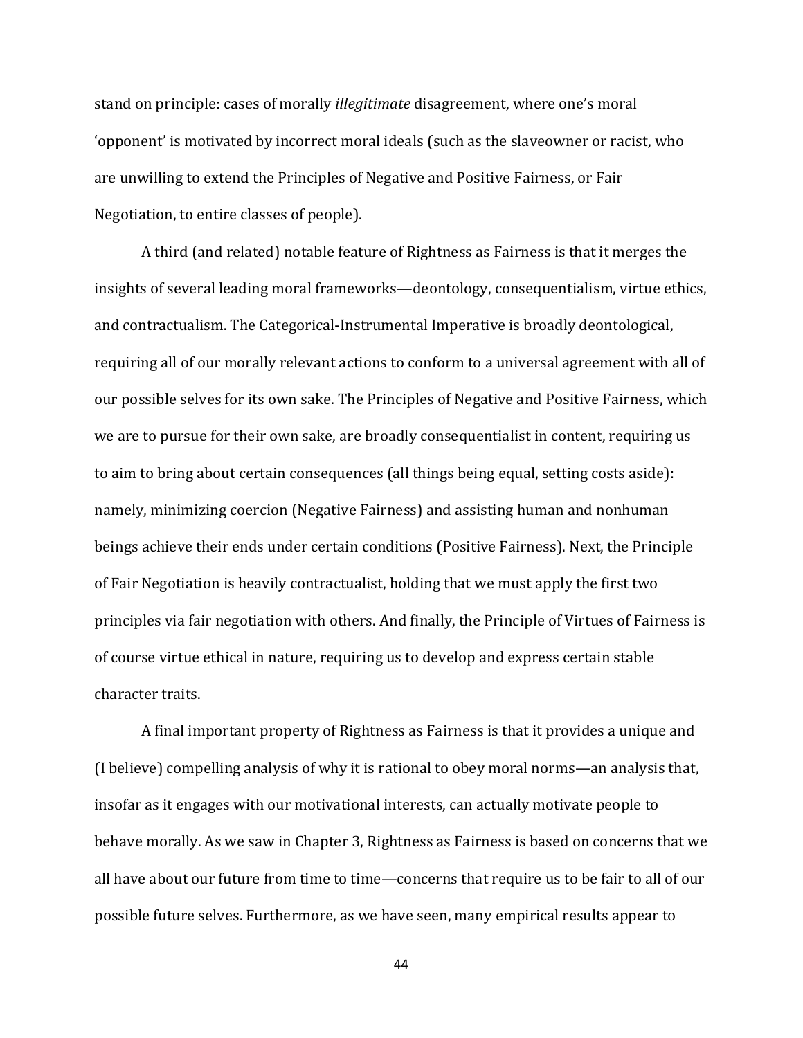stand on principle: cases of morally *illegitimate* disagreement, where one's moral 'opponent' is motivated by incorrect moral ideals (such as the slaveowner or racist, who are unwilling to extend the Principles of Negative and Positive Fairness, or Fair Negotiation, to entire classes of people).

A third (and related) notable feature of Rightness as Fairness is that it merges the insights of several leading moral frameworks—deontology, consequentialism, virtue ethics, and contractualism. The Categorical-Instrumental Imperative is broadly deontological, requiring all of our morally relevant actions to conform to a universal agreement with all of our possible selves for its own sake. The Principles of Negative and Positive Fairness, which we are to pursue for their own sake, are broadly consequentialist in content, requiring us to aim to bring about certain consequences (all things being equal, setting costs aside): namely, minimizing coercion (Negative Fairness) and assisting human and nonhuman beings achieve their ends under certain conditions (Positive Fairness). Next, the Principle of Fair Negotiation is heavily contractualist, holding that we must apply the first two principles via fair negotiation with others. And finally, the Principle of Virtues of Fairness is of course virtue ethical in nature, requiring us to develop and express certain stable character traits.

A final important property of Rightness as Fairness is that it provides a unique and (I believe) compelling analysis of why it is rational to obey moral norms—an analysis that, insofar as it engages with our motivational interests, can actually motivate people to behave morally. As we saw in Chapter 3, Rightness as Fairness is based on concerns that we all have about our future from time to time—concerns that require us to be fair to all of our possible future selves. Furthermore, as we have seen, many empirical results appear to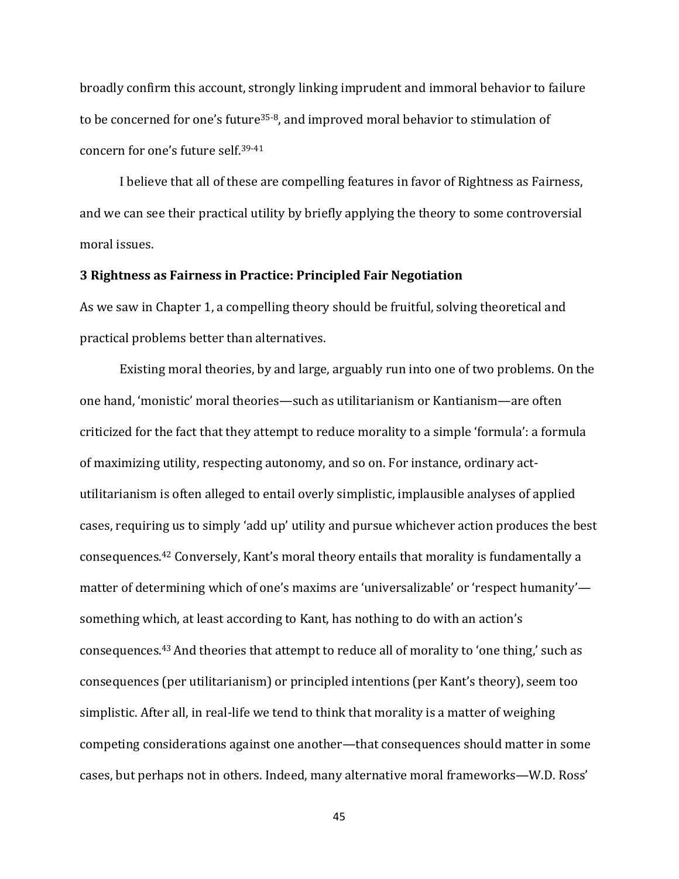broadly confirm this account, strongly linking imprudent and immoral behavior to failure to be concerned for one's future[35-8], and improved moral behavior to stimulation of concern for one's future self.[39-41]

I believe that all of these are compelling features in favor of Rightness as Fairness, and we can see their practical utility by briefly applying the theory to some controversial moral issues.

### 3 Rightness as Fairness in Practice: Principled Fair Negotiation

As we saw in Chapter 1, a compelling theory should be fruitful, solving theoretical and practical problems better than alternatives.

Existing moral theories, by and large, arguably run into one of two problems. On the one hand, 'monistic' moral theories—such as utilitarianism or Kantianism—are often criticized for the fact that they attempt to reduce morality to a simple 'formula': a formula of maximizing utility, respecting autonomy, and so on. For instance, ordinary act-utilitarianism is often alleged to entail overly simplistic, implausible analyses of applied cases, requiring us to simply 'add up' utility and pursue whichever action produces the best consequences.[42] Conversely, Kant's moral theory entails that morality is fundamentally a matter of determining which of one's maxims are 'universalizable' or 'respect humanity'—something which, at least according to Kant, has nothing to do with an action's consequences.[43] And theories that attempt to reduce all of morality to 'one thing,' such as consequences (per utilitarianism) or principled intentions (per Kant's theory), seem too simplistic. After all, in real-life we tend to think that morality is a matter of weighing competing considerations against one another—that consequences should matter in some cases, but perhaps not in others. Indeed, many alternative moral frameworks—W.D. Ross'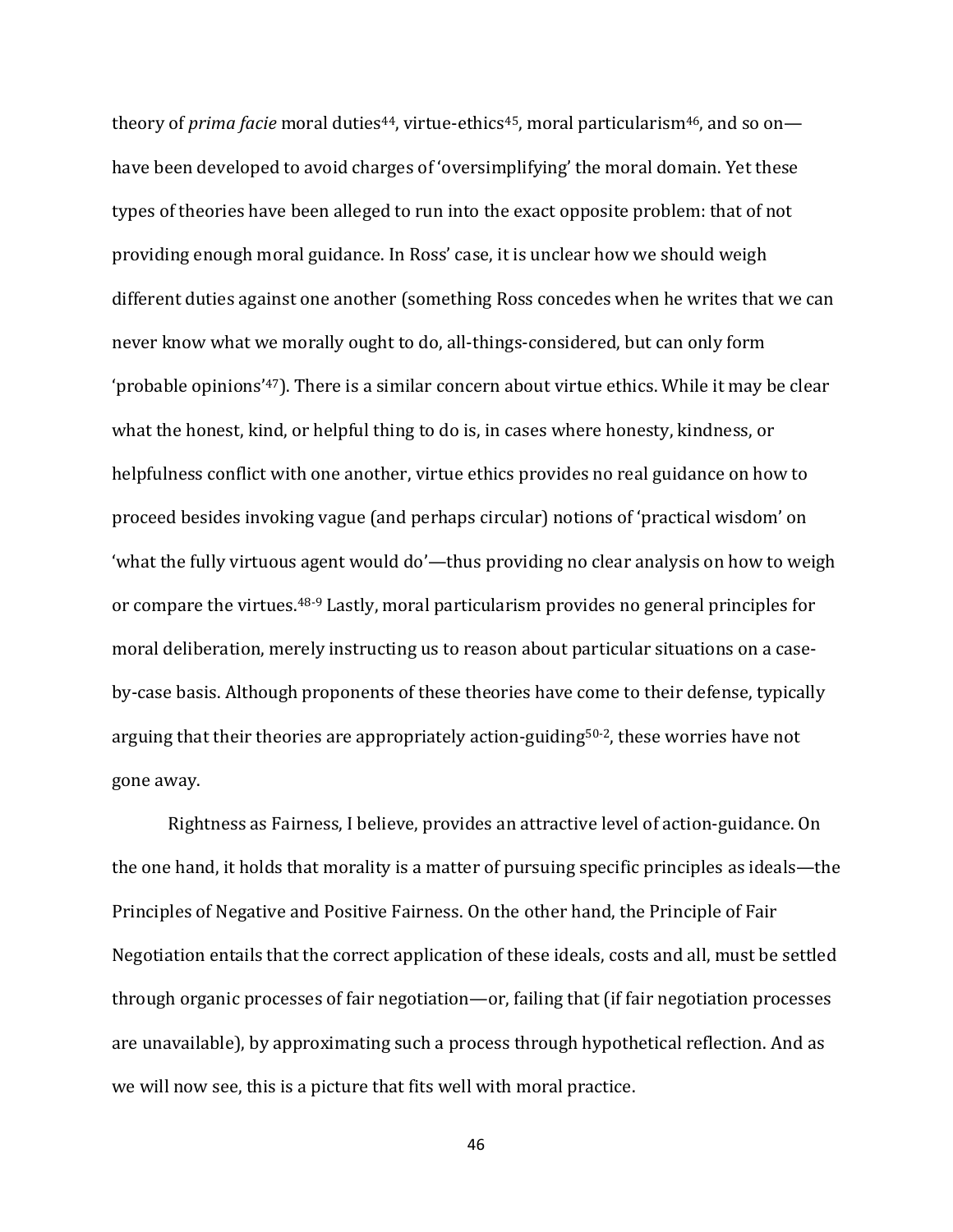theory of *prima facie* moral duties[44], virtue-ethics[45], moral particularism[46], and so on—have been developed to avoid charges of 'oversimplifying' the moral domain. Yet these types of theories have been alleged to run into the exact opposite problem: that of not providing enough moral guidance. In Ross' case, it is unclear how we should weigh different duties against one another (something Ross concedes when he writes that we can never know what we morally ought to do, all-things-considered, but can only form 'probable opinions'[47]). There is a similar concern about virtue ethics. While it may be clear what the honest, kind, or helpful thing to do is, in cases where honesty, kindness, or helpfulness conflict with one another, virtue ethics provides no real guidance on how to proceed besides invoking vague (and perhaps circular) notions of 'practical wisdom' on 'what the fully virtuous agent would do'—thus providing no clear analysis on how to weigh or compare the virtues.[48-9] Lastly, moral particularism provides no general principles for moral deliberation, merely instructing us to reason about particular situations on a case-by-case basis. Although proponents of these theories have come to their defense, typically arguing that their theories are appropriately action-guiding[50-2], these worries have not gone away.

Rightness as Fairness, I believe, provides an attractive level of action-guidance. On the one hand, it holds that morality is a matter of pursuing specific principles as ideals—the Principles of Negative and Positive Fairness. On the other hand, the Principle of Fair Negotiation entails that the correct application of these ideals, costs and all, must be settled through organic processes of fair negotiation—or, failing that (if fair negotiation processes are unavailable), by approximating such a process through hypothetical reflection. And as we will now see, this is a picture that fits well with moral practice.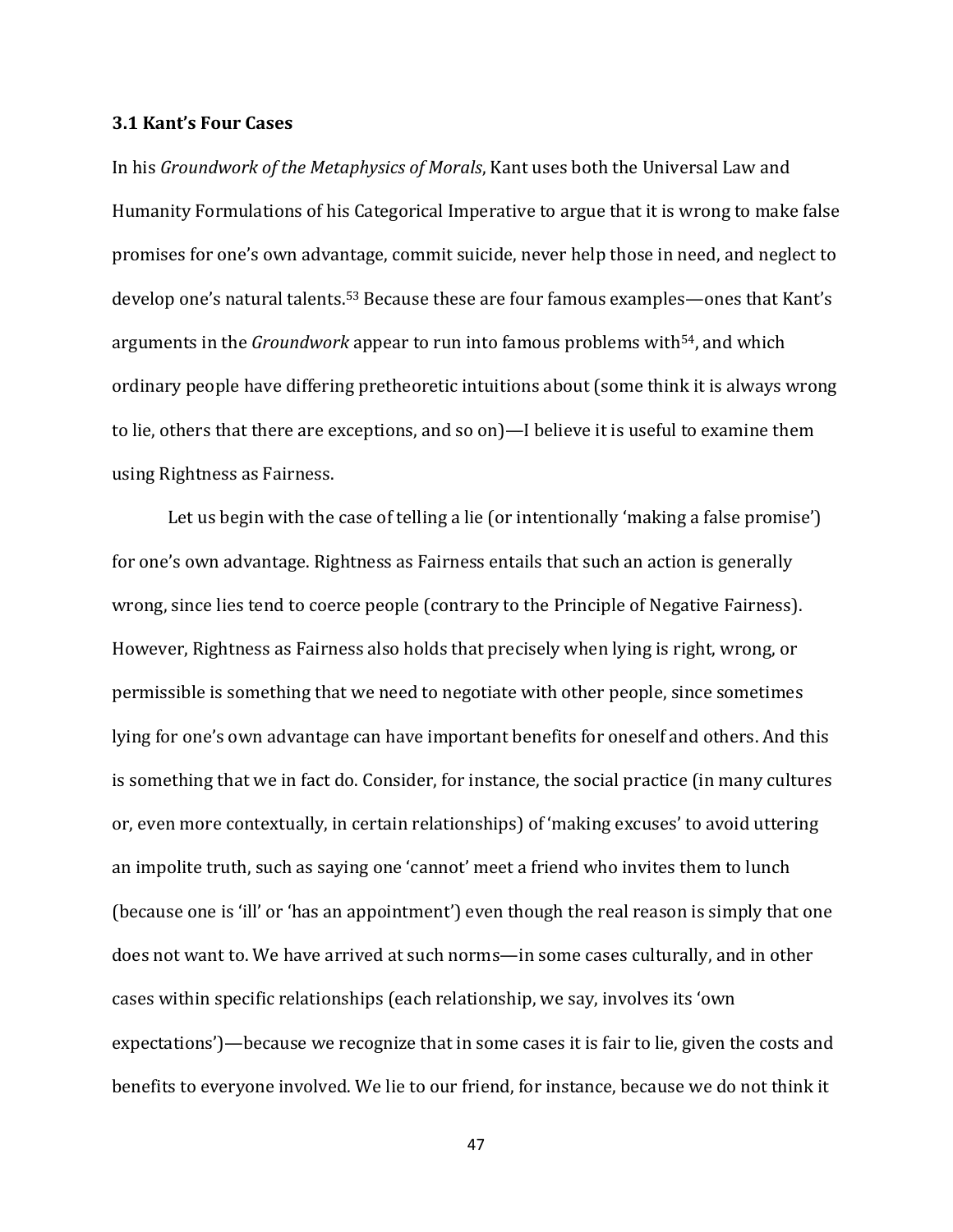### 3.1 Kant's Four Cases

In his *Groundwork of the Metaphysics of Morals*, Kant uses both the Universal Law and Humanity Formulations of his Categorical Imperative to argue that it is wrong to make false promises for one's own advantage, commit suicide, never help those in need, and neglect to develop one's natural talents.[53] Because these are four famous examples—ones that Kant's arguments in the *Groundwork* appear to run into famous problems with[54], and which ordinary people have differing pretheoretic intuitions about (some think it is always wrong to lie, others that there are exceptions, and so on)—I believe it is useful to examine them using Rightness as Fairness.

Let us begin with the case of telling a lie (or intentionally 'making a false promise') for one's own advantage. Rightness as Fairness entails that such an action is generally wrong, since lies tend to coerce people (contrary to the Principle of Negative Fairness). However, Rightness as Fairness also holds that precisely when lying is right, wrong, or permissible is something that we need to negotiate with other people, since sometimes lying for one's own advantage can have important benefits for oneself and others. And this is something that we in fact do. Consider, for instance, the social practice (in many cultures or, even more contextually, in certain relationships) of 'making excuses' to avoid uttering an impolite truth, such as saying one 'cannot' meet a friend who invites them to lunch (because one is 'ill' or 'has an appointment') even though the real reason is simply that one does not want to. We have arrived at such norms—in some cases culturally, and in other cases within specific relationships (each relationship, we say, involves its 'own expectations')—because we recognize that in some cases it is fair to lie, given the costs and benefits to everyone involved. We lie to our friend, for instance, because we do not think it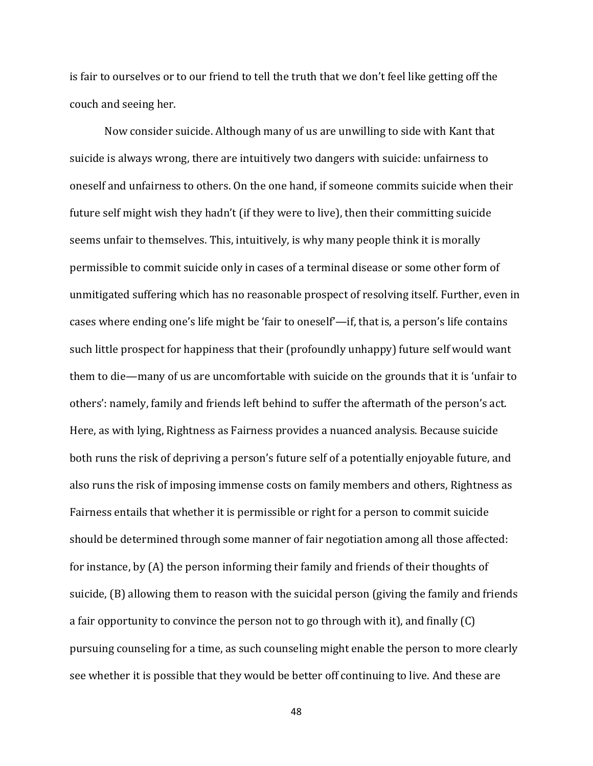is fair to ourselves or to our friend to tell the truth that we don't feel like getting off the couch and seeing her.

Now consider suicide. Although many of us are unwilling to side with Kant that suicide is always wrong, there are intuitively two dangers with suicide: unfairness to oneself and unfairness to others. On the one hand, if someone commits suicide when their future self might wish they hadn't (if they were to live), then their committing suicide seems unfair to themselves. This, intuitively, is why many people think it is morally permissible to commit suicide only in cases of a terminal disease or some other form of unmitigated suffering which has no reasonable prospect of resolving itself. Further, even in cases where ending one's life might be 'fair to oneself'—if, that is, a person's life contains such little prospect for happiness that their (profoundly unhappy) future self would want them to die—many of us are uncomfortable with suicide on the grounds that it is 'unfair to others': namely, family and friends left behind to suffer the aftermath of the person's act. Here, as with lying, Rightness as Fairness provides a nuanced analysis. Because suicide both runs the risk of depriving a person's future self of a potentially enjoyable future, and also runs the risk of imposing immense costs on family members and others, Rightness as Fairness entails that whether it is permissible or right for a person to commit suicide should be determined through some manner of fair negotiation among all those affected: for instance, by (A) the person informing their family and friends of their thoughts of suicide, (B) allowing them to reason with the suicidal person (giving the family and friends a fair opportunity to convince the person not to go through with it), and finally (C) pursuing counseling for a time, as such counseling might enable the person to more clearly see whether it is possible that they would be better off continuing to live. And these are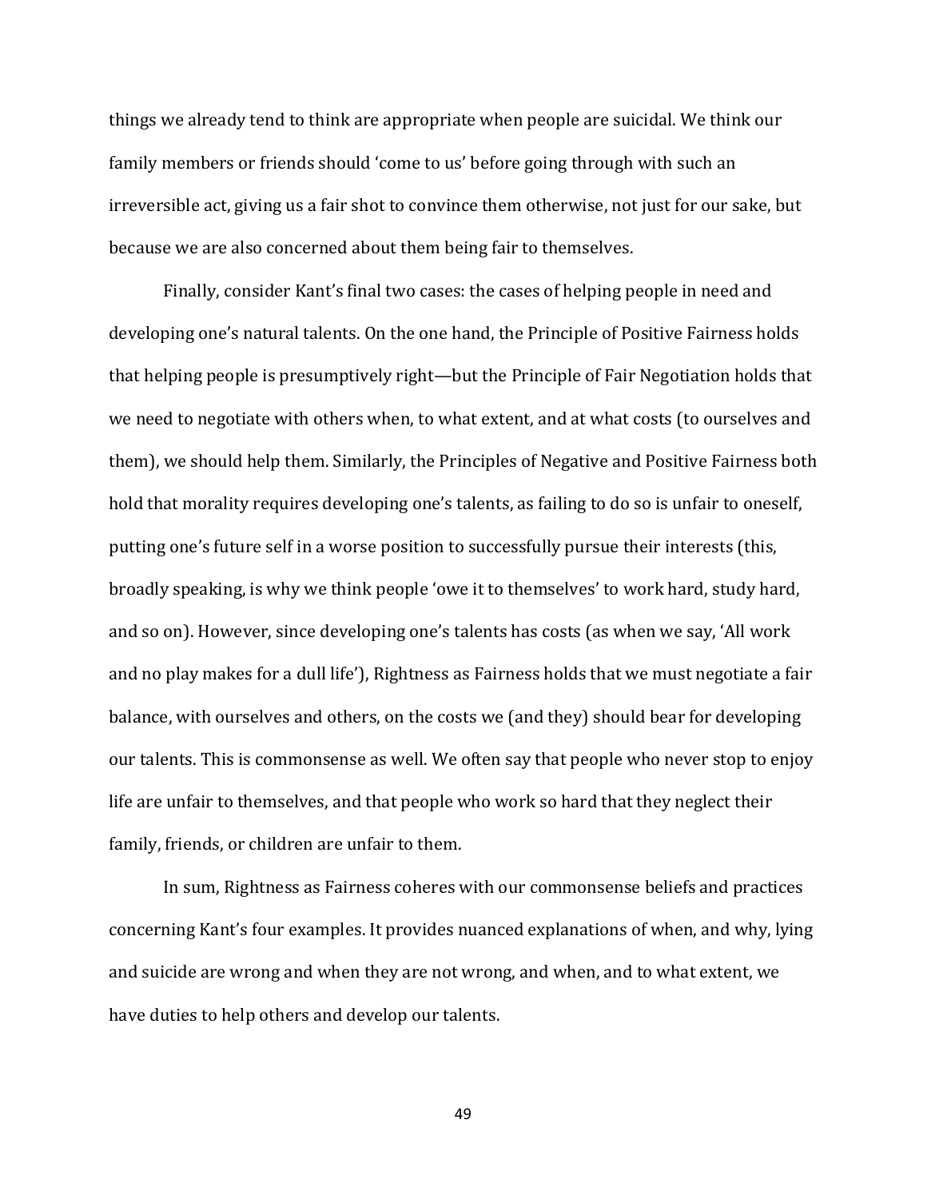things we already tend to think are appropriate when people are suicidal. We think our family members or friends should 'come to us' before going through with such an irreversible act, giving us a fair shot to convince them otherwise, not just for our sake, but because we are also concerned about them being fair to themselves.

Finally, consider Kant's final two cases: the cases of helping people in need and developing one's natural talents. On the one hand, the Principle of Positive Fairness holds that helping people is presumptively right—but the Principle of Fair Negotiation holds that we need to negotiate with others when, to what extent, and at what costs (to ourselves and them), we should help them. Similarly, the Principles of Negative and Positive Fairness both hold that morality requires developing one's talents, as failing to do so is unfair to oneself, putting one's future self in a worse position to successfully pursue their interests (this, broadly speaking, is why we think people 'owe it to themselves' to work hard, study hard, and so on). However, since developing one's talents has costs (as when we say, 'All work and no play makes for a dull life'), Rightness as Fairness holds that we must negotiate a fair balance, with ourselves and others, on the costs we (and they) should bear for developing our talents. This is commonsense as well. We often say that people who never stop to enjoy life are unfair to themselves, and that people who work so hard that they neglect their family, friends, or children are unfair to them.

In sum, Rightness as Fairness coheres with our commonsense beliefs and practices concerning Kant's four examples. It provides nuanced explanations of when, and why, lying and suicide are wrong and when they are not wrong, and when, and to what extent, we have duties to help others and develop our talents.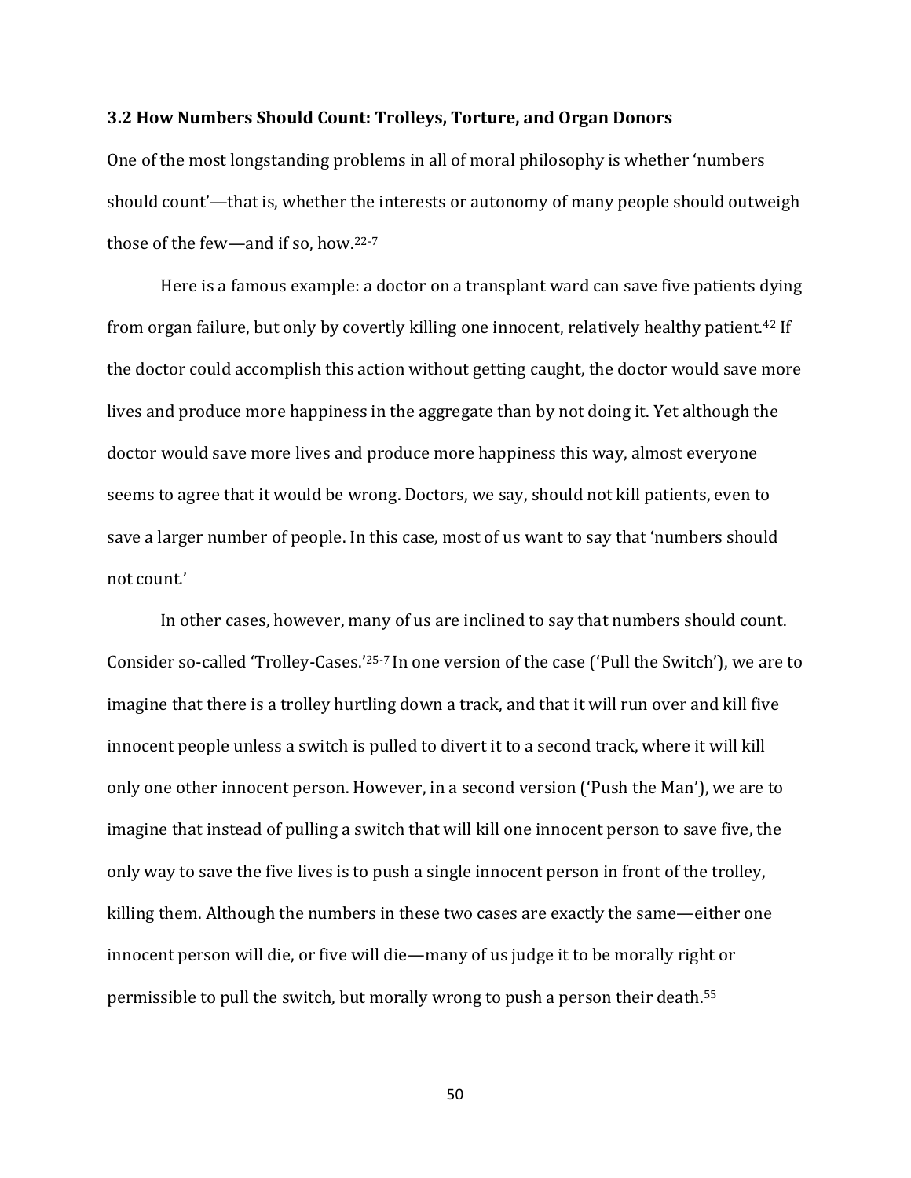### 3.2 How Numbers Should Count: Trolleys, Torture, and Organ Donors

One of the most longstanding problems in all of moral philosophy is whether 'numbers should count'—that is, whether the interests or autonomy of many people should outweigh those of the few—and if so, how.[22-7]

Here is a famous example: a doctor on a transplant ward can save five patients dying from organ failure, but only by covertly killing one innocent, relatively healthy patient.[42] If the doctor could accomplish this action without getting caught, the doctor would save more lives and produce more happiness in the aggregate than by not doing it. Yet although the doctor would save more lives and produce more happiness this way, almost everyone seems to agree that it would be wrong. Doctors, we say, should not kill patients, even to save a larger number of people. In this case, most of us want to say that 'numbers should not count.'

In other cases, however, many of us are inclined to say that numbers should count. Consider so-called 'Trolley-Cases.'[25-7] In one version of the case ('Pull the Switch'), we are to imagine that there is a trolley hurtling down a track, and that it will run over and kill five innocent people unless a switch is pulled to divert it to a second track, where it will kill only one other innocent person. However, in a second version ('Push the Man'), we are to imagine that instead of pulling a switch that will kill one innocent person to save five, the only way to save the five lives is to push a single innocent person in front of the trolley, killing them. Although the numbers in these two cases are exactly the same—either one innocent person will die, or five will die—many of us judge it to be morally right or permissible to pull the switch, but morally wrong to push a person their death.[55]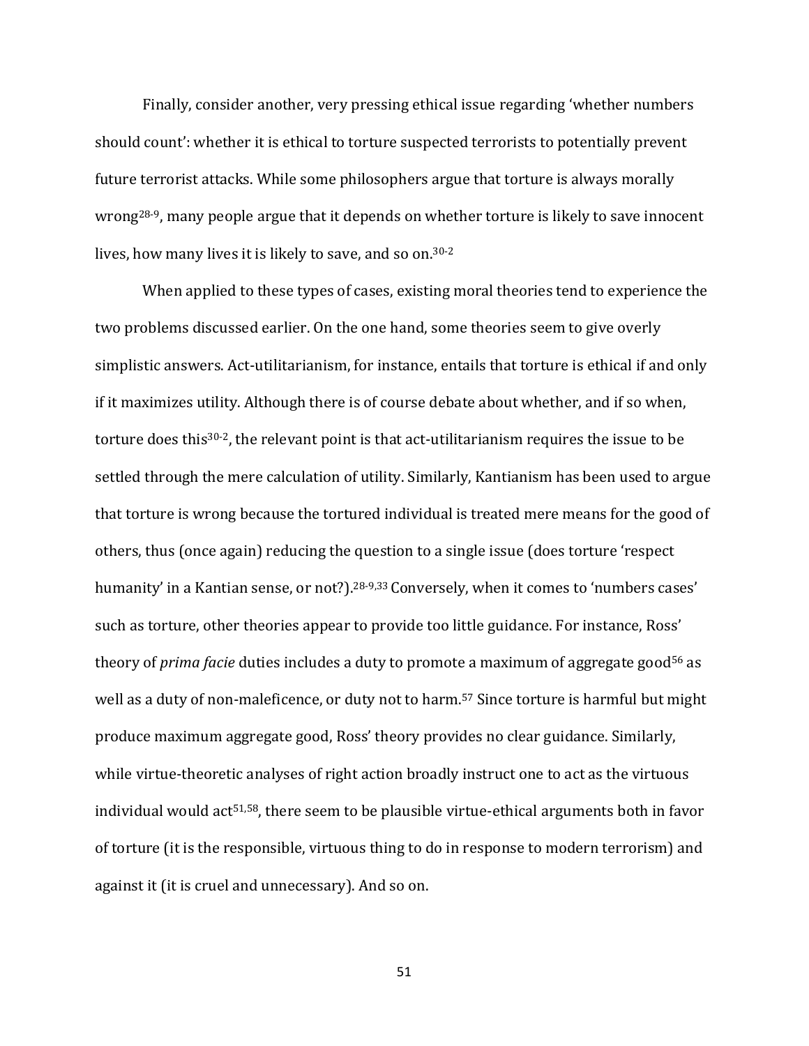Finally, consider another, very pressing ethical issue regarding 'whether numbers should count': whether it is ethical to torture suspected terrorists to potentially prevent future terrorist attacks. While some philosophers argue that torture is always morally wrong[28-9], many people argue that it depends on whether torture is likely to save innocent lives, how many lives it is likely to save, and so on.[30-2]

When applied to these types of cases, existing moral theories tend to experience the two problems discussed earlier. On the one hand, some theories seem to give overly simplistic answers. Act-utilitarianism, for instance, entails that torture is ethical if and only if it maximizes utility. Although there is of course debate about whether, and if so when, torture does this[30-2], the relevant point is that act-utilitarianism requires the issue to be settled through the mere calculation of utility. Similarly, Kantianism has been used to argue that torture is wrong because the tortured individual is treated mere means for the good of others, thus (once again) reducing the question to a single issue (does torture 'respect humanity' in a Kantian sense, or not?).[28-9,33] Conversely, when it comes to 'numbers cases' such as torture, other theories appear to provide too little guidance. For instance, Ross' theory of *prima facie* duties includes a duty to promote a maximum of aggregate good[56] as well as a duty of non-maleficence, or duty not to harm.[57] Since torture is harmful but might produce maximum aggregate good, Ross' theory provides no clear guidance. Similarly, while virtue-theoretic analyses of right action broadly instruct one to act as the virtuous individual would act[51,58], there seem to be plausible virtue-ethical arguments both in favor of torture (it is the responsible, virtuous thing to do in response to modern terrorism) and against it (it is cruel and unnecessary). And so on.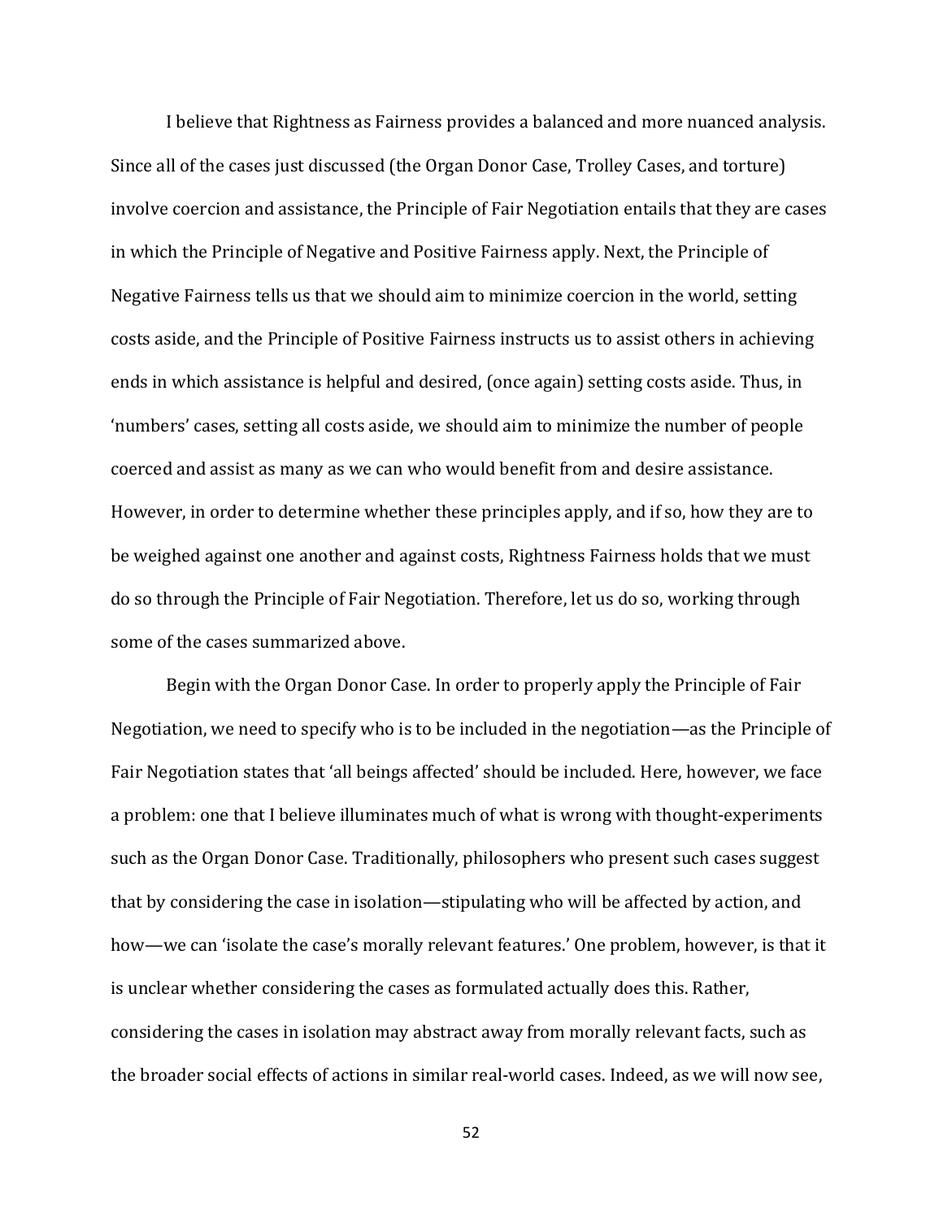I believe that Rightness as Fairness provides a balanced and more nuanced analysis. Since all of the cases just discussed (the Organ Donor Case, Trolley Cases, and torture) involve coercion and assistance, the Principle of Fair Negotiation entails that they are cases in which the Principle of Negative and Positive Fairness apply. Next, the Principle of Negative Fairness tells us that we should aim to minimize coercion in the world, setting costs aside, and the Principle of Positive Fairness instructs us to assist others in achieving ends in which assistance is helpful and desired, (once again) setting costs aside. Thus, in 'numbers' cases, setting all costs aside, we should aim to minimize the number of people coerced and assist as many as we can who would benefit from and desire assistance. However, in order to determine whether these principles apply, and if so, how they are to be weighed against one another and against costs, Rightness Fairness holds that we must do so through the Principle of Fair Negotiation. Therefore, let us do so, working through some of the cases summarized above.

Begin with the Organ Donor Case. In order to properly apply the Principle of Fair Negotiation, we need to specify who is to be included in the negotiation—as the Principle of Fair Negotiation states that 'all beings affected' should be included. Here, however, we face a problem: one that I believe illuminates much of what is wrong with thought-experiments such as the Organ Donor Case. Traditionally, philosophers who present such cases suggest that by considering the case in isolation—stipulating who will be affected by action, and how—we can 'isolate the case's morally relevant features.' One problem, however, is that it is unclear whether considering the cases as formulated actually does this. Rather, considering the cases in isolation may abstract away from morally relevant facts, such as the broader social effects of actions in similar real-world cases. Indeed, as we will now see,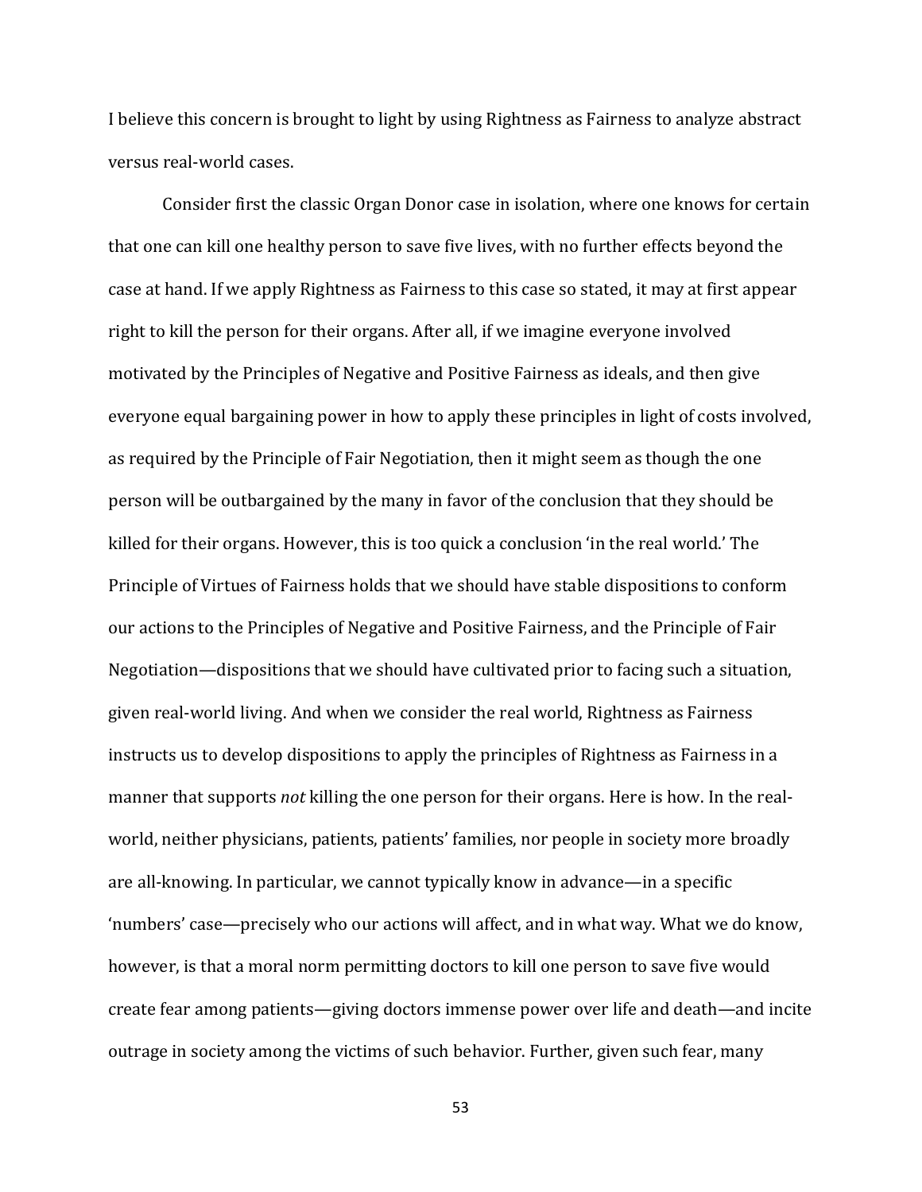I believe this concern is brought to light by using Rightness as Fairness to analyze abstract versus real-world cases.

Consider first the classic Organ Donor case in isolation, where one knows for certain that one can kill one healthy person to save five lives, with no further effects beyond the case at hand. If we apply Rightness as Fairness to this case so stated, it may at first appear right to kill the person for their organs. After all, if we imagine everyone involved motivated by the Principles of Negative and Positive Fairness as ideals, and then give everyone equal bargaining power in how to apply these principles in light of costs involved, as required by the Principle of Fair Negotiation, then it might seem as though the one person will be outbargained by the many in favor of the conclusion that they should be killed for their organs. However, this is too quick a conclusion 'in the real world.' The Principle of Virtues of Fairness holds that we should have stable dispositions to conform our actions to the Principles of Negative and Positive Fairness, and the Principle of Fair Negotiation—dispositions that we should have cultivated prior to facing such a situation, given real-world living. And when we consider the real world, Rightness as Fairness instructs us to develop dispositions to apply the principles of Rightness as Fairness in a manner that supports *not* killing the one person for their organs. Here is how. In the real-world, neither physicians, patients, patients' families, nor people in society more broadly are all-knowing. In particular, we cannot typically know in advance—in a specific 'numbers' case—precisely who our actions will affect, and in what way. What we do know, however, is that a moral norm permitting doctors to kill one person to save five would create fear among patients—giving doctors immense power over life and death—and incite outrage in society among the victims of such behavior. Further, given such fear, many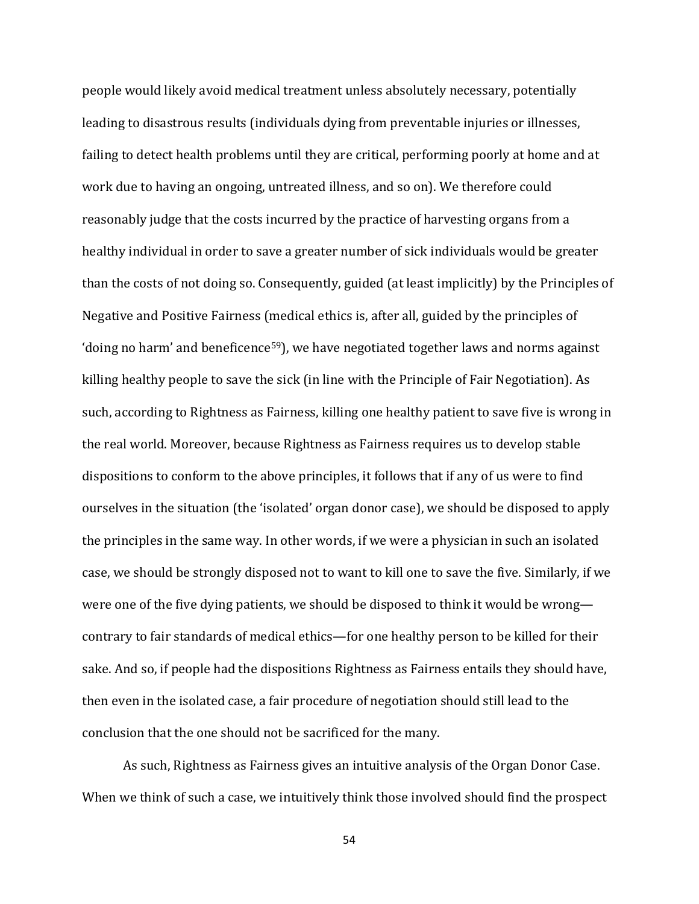people would likely avoid medical treatment unless absolutely necessary, potentially leading to disastrous results (individuals dying from preventable injuries or illnesses, failing to detect health problems until they are critical, performing poorly at home and at work due to having an ongoing, untreated illness, and so on). We therefore could reasonably judge that the costs incurred by the practice of harvesting organs from a healthy individual in order to save a greater number of sick individuals would be greater than the costs of not doing so. Consequently, guided (at least implicitly) by the Principles of Negative and Positive Fairness (medical ethics is, after all, guided by the principles of 'doing no harm' and beneficence[59]), we have negotiated together laws and norms against killing healthy people to save the sick (in line with the Principle of Fair Negotiation). As such, according to Rightness as Fairness, killing one healthy patient to save five is wrong in the real world. Moreover, because Rightness as Fairness requires us to develop stable dispositions to conform to the above principles, it follows that if any of us were to find ourselves in the situation (the 'isolated' organ donor case), we should be disposed to apply the principles in the same way. In other words, if we were a physician in such an isolated case, we should be strongly disposed not to want to kill one to save the five. Similarly, if we were one of the five dying patients, we should be disposed to think it would be wrong—contrary to fair standards of medical ethics—for one healthy person to be killed for their sake. And so, if people had the dispositions Rightness as Fairness entails they should have, then even in the isolated case, a fair procedure of negotiation should still lead to the conclusion that the one should not be sacrificed for the many.

As such, Rightness as Fairness gives an intuitive analysis of the Organ Donor Case. When we think of such a case, we intuitively think those involved should find the prospect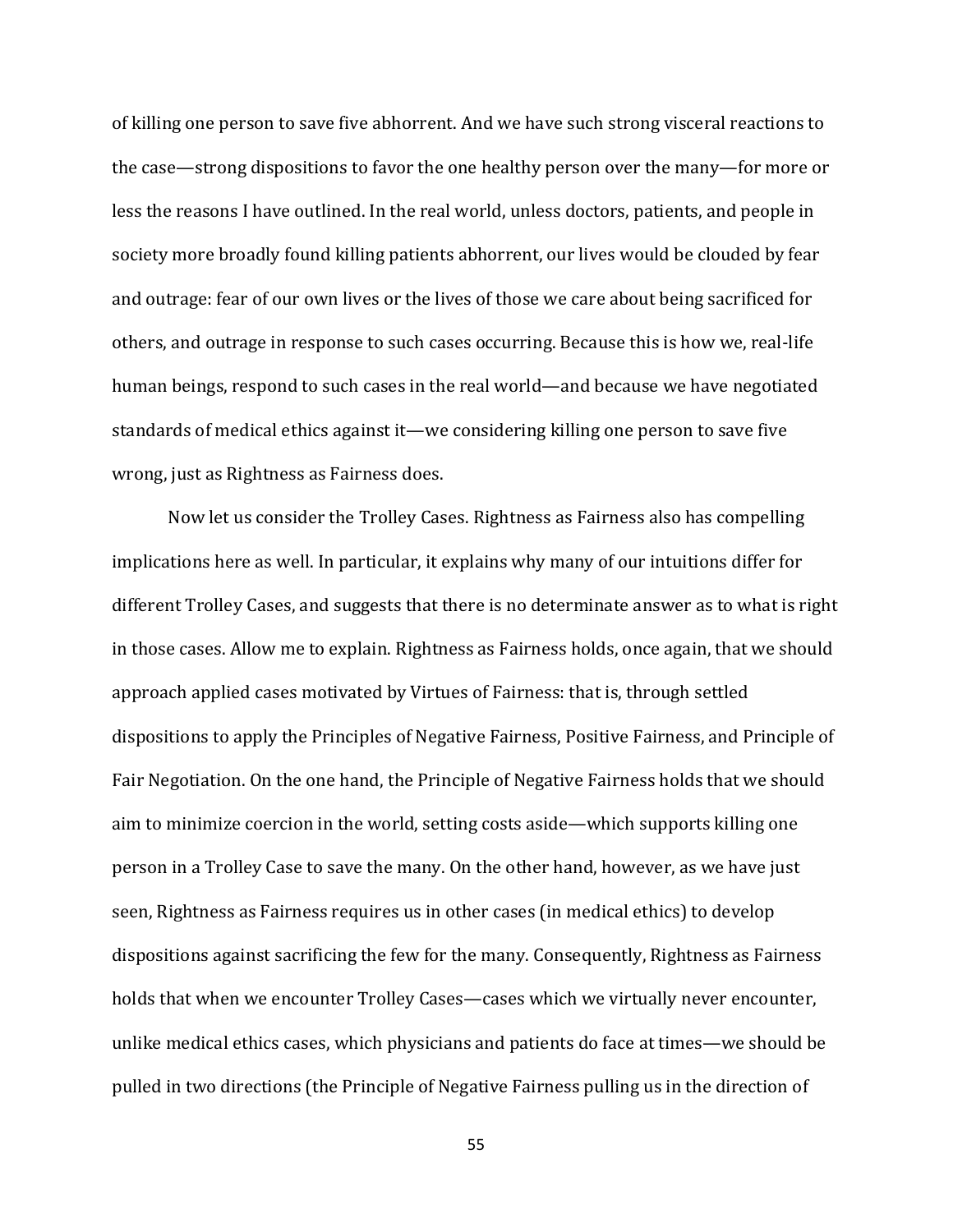of killing one person to save five abhorrent. And we have such strong visceral reactions to the case—strong dispositions to favor the one healthy person over the many—for more or less the reasons I have outlined. In the real world, unless doctors, patients, and people in society more broadly found killing patients abhorrent, our lives would be clouded by fear and outrage: fear of our own lives or the lives of those we care about being sacrificed for others, and outrage in response to such cases occurring. Because this is how we, real-life human beings, respond to such cases in the real world—and because we have negotiated standards of medical ethics against it—we considering killing one person to save five wrong, just as Rightness as Fairness does.

Now let us consider the Trolley Cases. Rightness as Fairness also has compelling implications here as well. In particular, it explains why many of our intuitions differ for different Trolley Cases, and suggests that there is no determinate answer as to what is right in those cases. Allow me to explain. Rightness as Fairness holds, once again, that we should approach applied cases motivated by Virtues of Fairness: that is, through settled dispositions to apply the Principles of Negative Fairness, Positive Fairness, and Principle of Fair Negotiation. On the one hand, the Principle of Negative Fairness holds that we should aim to minimize coercion in the world, setting costs aside—which supports killing one person in a Trolley Case to save the many. On the other hand, however, as we have just seen, Rightness as Fairness requires us in other cases (in medical ethics) to develop dispositions against sacrificing the few for the many. Consequently, Rightness as Fairness holds that when we encounter Trolley Cases—cases which we virtually never encounter, unlike medical ethics cases, which physicians and patients do face at times—we should be pulled in two directions (the Principle of Negative Fairness pulling us in the direction of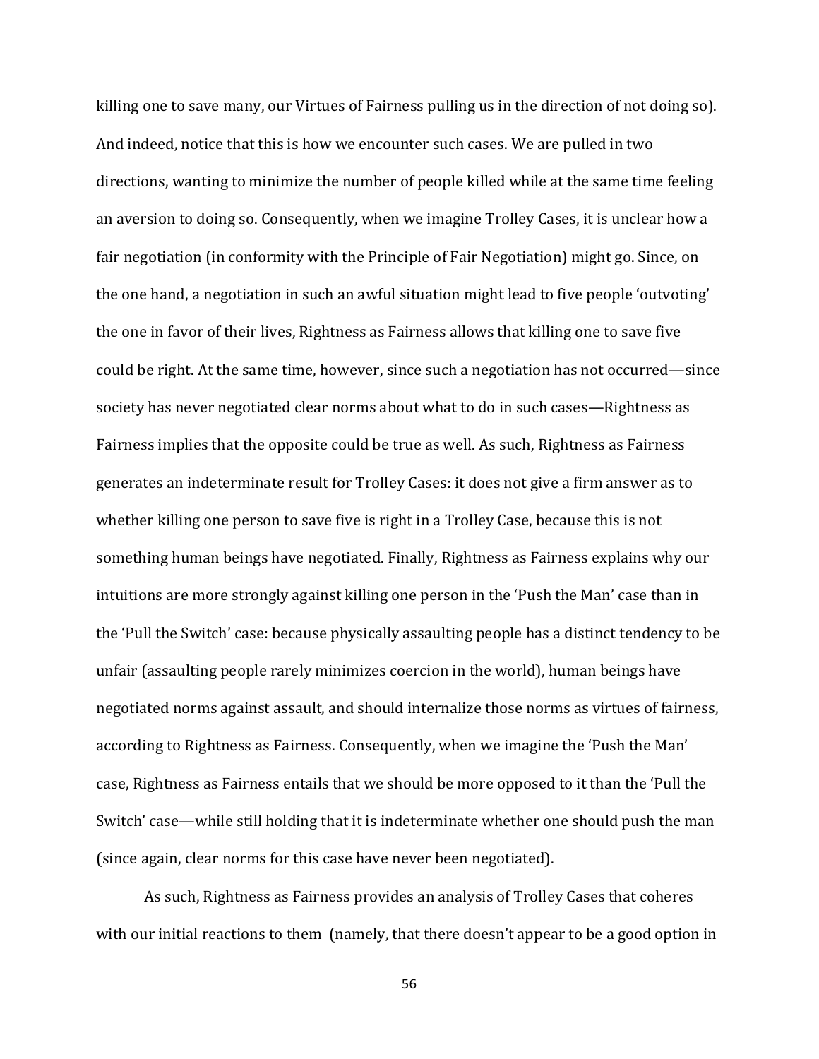killing one to save many, our Virtues of Fairness pulling us in the direction of not doing so). And indeed, notice that this is how we encounter such cases. We are pulled in two directions, wanting to minimize the number of people killed while at the same time feeling an aversion to doing so. Consequently, when we imagine Trolley Cases, it is unclear how a fair negotiation (in conformity with the Principle of Fair Negotiation) might go. Since, on the one hand, a negotiation in such an awful situation might lead to five people 'outvoting' the one in favor of their lives, Rightness as Fairness allows that killing one to save five could be right. At the same time, however, since such a negotiation has not occurred—since society has never negotiated clear norms about what to do in such cases—Rightness as Fairness implies that the opposite could be true as well. As such, Rightness as Fairness generates an indeterminate result for Trolley Cases: it does not give a firm answer as to whether killing one person to save five is right in a Trolley Case, because this is not something human beings have negotiated. Finally, Rightness as Fairness explains why our intuitions are more strongly against killing one person in the 'Push the Man' case than in the 'Pull the Switch' case: because physically assaulting people has a distinct tendency to be unfair (assaulting people rarely minimizes coercion in the world), human beings have negotiated norms against assault, and should internalize those norms as virtues of fairness, according to Rightness as Fairness. Consequently, when we imagine the 'Push the Man' case, Rightness as Fairness entails that we should be more opposed to it than the 'Pull the Switch' case—while still holding that it is indeterminate whether one should push the man (since again, clear norms for this case have never been negotiated).

As such, Rightness as Fairness provides an analysis of Trolley Cases that coheres with our initial reactions to them (namely, that there doesn't appear to be a good option in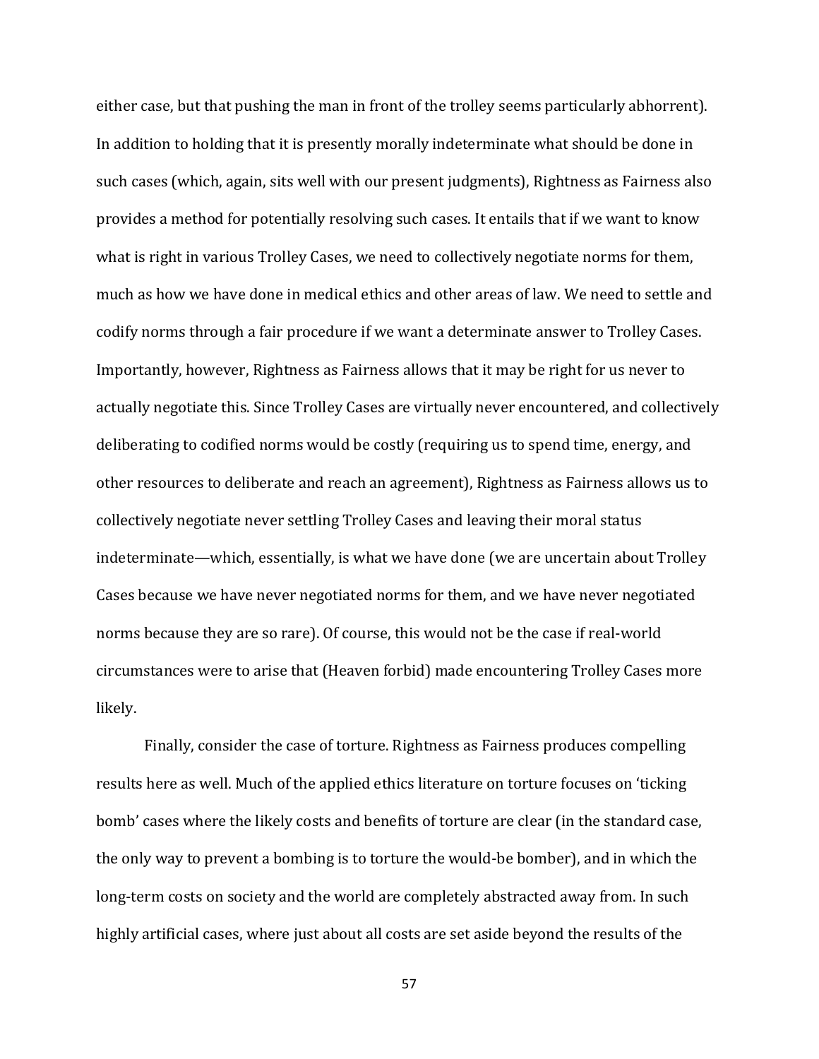either case, but that pushing the man in front of the trolley seems particularly abhorrent). In addition to holding that it is presently morally indeterminate what should be done in such cases (which, again, sits well with our present judgments), Rightness as Fairness also provides a method for potentially resolving such cases. It entails that if we want to know what is right in various Trolley Cases, we need to collectively negotiate norms for them, much as how we have done in medical ethics and other areas of law. We need to settle and codify norms through a fair procedure if we want a determinate answer to Trolley Cases. Importantly, however, Rightness as Fairness allows that it may be right for us never to actually negotiate this. Since Trolley Cases are virtually never encountered, and collectively deliberating to codified norms would be costly (requiring us to spend time, energy, and other resources to deliberate and reach an agreement), Rightness as Fairness allows us to collectively negotiate never settling Trolley Cases and leaving their moral status indeterminate—which, essentially, is what we have done (we are uncertain about Trolley Cases because we have never negotiated norms for them, and we have never negotiated norms because they are so rare). Of course, this would not be the case if real-world circumstances were to arise that (Heaven forbid) made encountering Trolley Cases more likely.

Finally, consider the case of torture. Rightness as Fairness produces compelling results here as well. Much of the applied ethics literature on torture focuses on 'ticking bomb' cases where the likely costs and benefits of torture are clear (in the standard case, the only way to prevent a bombing is to torture the would-be bomber), and in which the long-term costs on society and the world are completely abstracted away from. In such highly artificial cases, where just about all costs are set aside beyond the results of the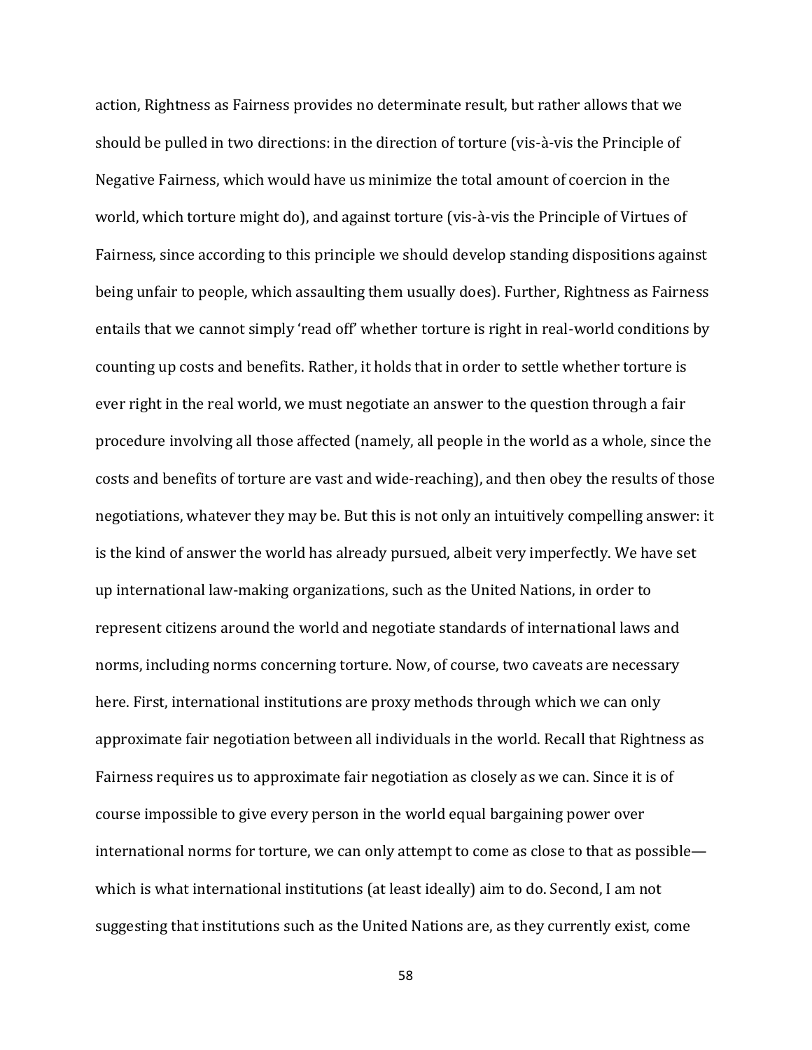action, Rightness as Fairness provides no determinate result, but rather allows that we should be pulled in two directions: in the direction of torture (vis-à-vis the Principle of Negative Fairness, which would have us minimize the total amount of coercion in the world, which torture might do), and against torture (vis-à-vis the Principle of Virtues of Fairness, since according to this principle we should develop standing dispositions against being unfair to people, which assaulting them usually does). Further, Rightness as Fairness entails that we cannot simply 'read off' whether torture is right in real-world conditions by counting up costs and benefits. Rather, it holds that in order to settle whether torture is ever right in the real world, we must negotiate an answer to the question through a fair procedure involving all those affected (namely, all people in the world as a whole, since the costs and benefits of torture are vast and wide-reaching), and then obey the results of those negotiations, whatever they may be. But this is not only an intuitively compelling answer: it is the kind of answer the world has already pursued, albeit very imperfectly. We have set up international law-making organizations, such as the United Nations, in order to represent citizens around the world and negotiate standards of international laws and norms, including norms concerning torture. Now, of course, two caveats are necessary here. First, international institutions are proxy methods through which we can only approximate fair negotiation between all individuals in the world. Recall that Rightness as Fairness requires us to approximate fair negotiation as closely as we can. Since it is of course impossible to give every person in the world equal bargaining power over international norms for torture, we can only attempt to come as close to that as possible—which is what international institutions (at least ideally) aim to do. Second, I am not suggesting that institutions such as the United Nations are, as they currently exist, come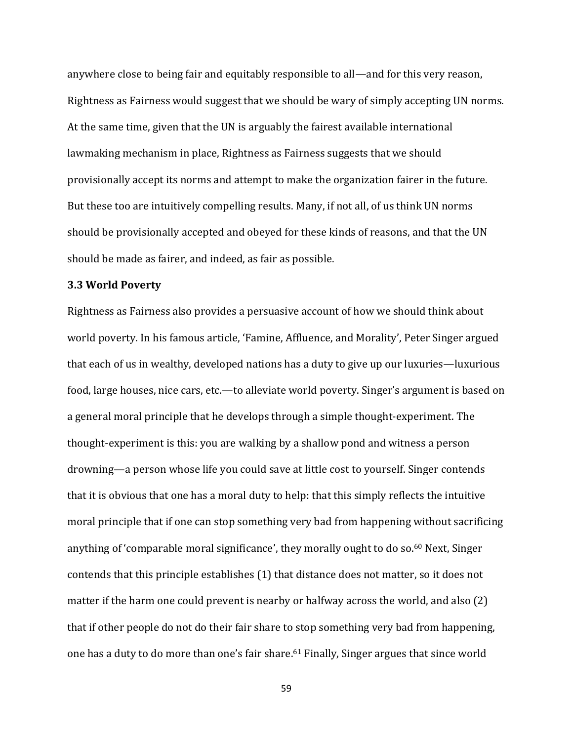anywhere close to being fair and equitably responsible to all—and for this very reason, Rightness as Fairness would suggest that we should be wary of simply accepting UN norms. At the same time, given that the UN is arguably the fairest available international lawmaking mechanism in place, Rightness as Fairness suggests that we should provisionally accept its norms and attempt to make the organization fairer in the future. But these too are intuitively compelling results. Many, if not all, of us think UN norms should be provisionally accepted and obeyed for these kinds of reasons, and that the UN should be made as fairer, and indeed, as fair as possible.

### 3.3 World Poverty

Rightness as Fairness also provides a persuasive account of how we should think about world poverty. In his famous article, 'Famine, Affluence, and Morality', Peter Singer argued that each of us in wealthy, developed nations has a duty to give up our luxuries—luxurious food, large houses, nice cars, etc.—to alleviate world poverty. Singer's argument is based on a general moral principle that he develops through a simple thought-experiment. The thought-experiment is this: you are walking by a shallow pond and witness a person drowning—a person whose life you could save at little cost to yourself. Singer contends that it is obvious that one has a moral duty to help: that this simply reflects the intuitive moral principle that if one can stop something very bad from happening without sacrificing anything of 'comparable moral significance', they morally ought to do so.[60] Next, Singer contends that this principle establishes (1) that distance does not matter, so it does not matter if the harm one could prevent is nearby or halfway across the world, and also (2) that if other people do not do their fair share to stop something very bad from happening, one has a duty to do more than one's fair share.[61] Finally, Singer argues that since world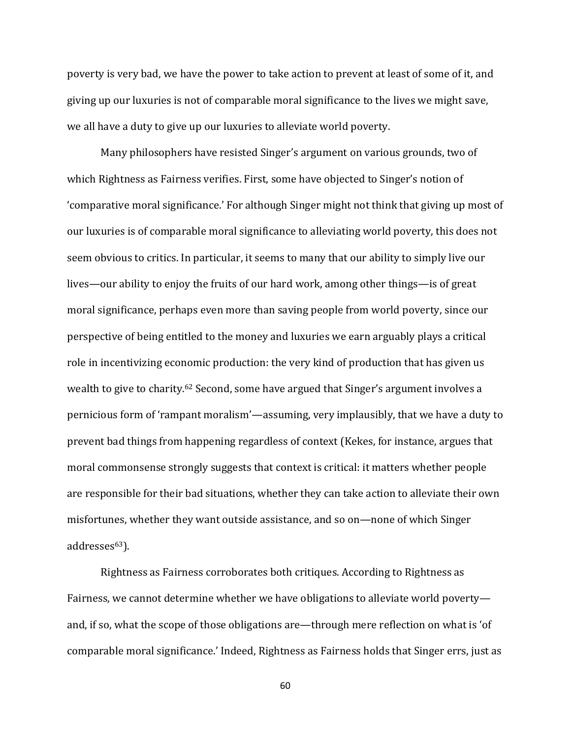poverty is very bad, we have the power to take action to prevent at least of some of it, and giving up our luxuries is not of comparable moral significance to the lives we might save, we all have a duty to give up our luxuries to alleviate world poverty.

Many philosophers have resisted Singer's argument on various grounds, two of which Rightness as Fairness verifies. First, some have objected to Singer's notion of 'comparative moral significance.' For although Singer might not think that giving up most of our luxuries is of comparable moral significance to alleviating world poverty, this does not seem obvious to critics. In particular, it seems to many that our ability to simply live our lives—our ability to enjoy the fruits of our hard work, among other things—is of great moral significance, perhaps even more than saving people from world poverty, since our perspective of being entitled to the money and luxuries we earn arguably plays a critical role in incentivizing economic production: the very kind of production that has given us wealth to give to charity.[62] Second, some have argued that Singer's argument involves a pernicious form of 'rampant moralism'—assuming, very implausibly, that we have a duty to prevent bad things from happening regardless of context (Kekes, for instance, argues that moral commonsense strongly suggests that context is critical: it matters whether people are responsible for their bad situations, whether they can take action to alleviate their own misfortunes, whether they want outside assistance, and so on—none of which Singer addresses[63]).

Rightness as Fairness corroborates both critiques. According to Rightness as Fairness, we cannot determine whether we have obligations to alleviate world poverty—and, if so, what the scope of those obligations are—through mere reflection on what is 'of comparable moral significance.' Indeed, Rightness as Fairness holds that Singer errs, just as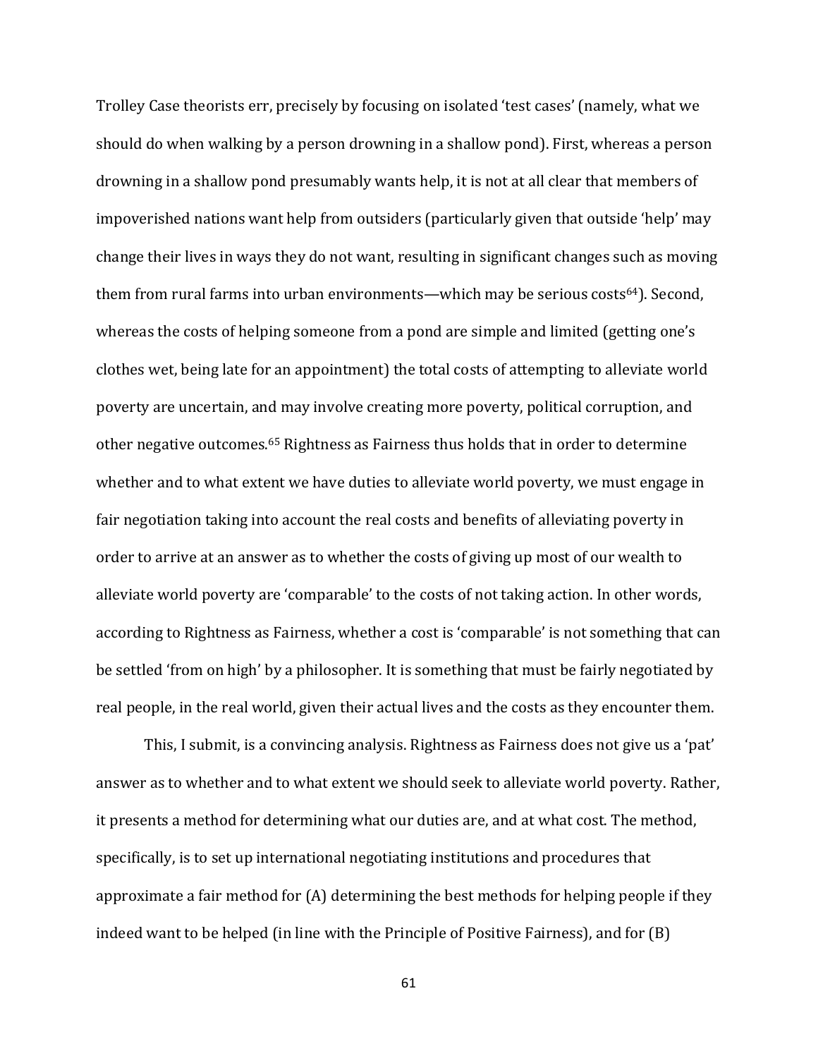Trolley Case theorists err, precisely by focusing on isolated 'test cases' (namely, what we should do when walking by a person drowning in a shallow pond). First, whereas a person drowning in a shallow pond presumably wants help, it is not at all clear that members of impoverished nations want help from outsiders (particularly given that outside 'help' may change their lives in ways they do not want, resulting in significant changes such as moving them from rural farms into urban environments—which may be serious costs[64]). Second, whereas the costs of helping someone from a pond are simple and limited (getting one's clothes wet, being late for an appointment) the total costs of attempting to alleviate world poverty are uncertain, and may involve creating more poverty, political corruption, and other negative outcomes.[65] Rightness as Fairness thus holds that in order to determine whether and to what extent we have duties to alleviate world poverty, we must engage in fair negotiation taking into account the real costs and benefits of alleviating poverty in order to arrive at an answer as to whether the costs of giving up most of our wealth to alleviate world poverty are 'comparable' to the costs of not taking action. In other words, according to Rightness as Fairness, whether a cost is 'comparable' is not something that can be settled 'from on high' by a philosopher. It is something that must be fairly negotiated by real people, in the real world, given their actual lives and the costs as they encounter them.

This, I submit, is a convincing analysis. Rightness as Fairness does not give us a 'pat' answer as to whether and to what extent we should seek to alleviate world poverty. Rather, it presents a method for determining what our duties are, and at what cost. The method, specifically, is to set up international negotiating institutions and procedures that approximate a fair method for (A) determining the best methods for helping people if they indeed want to be helped (in line with the Principle of Positive Fairness), and for (B)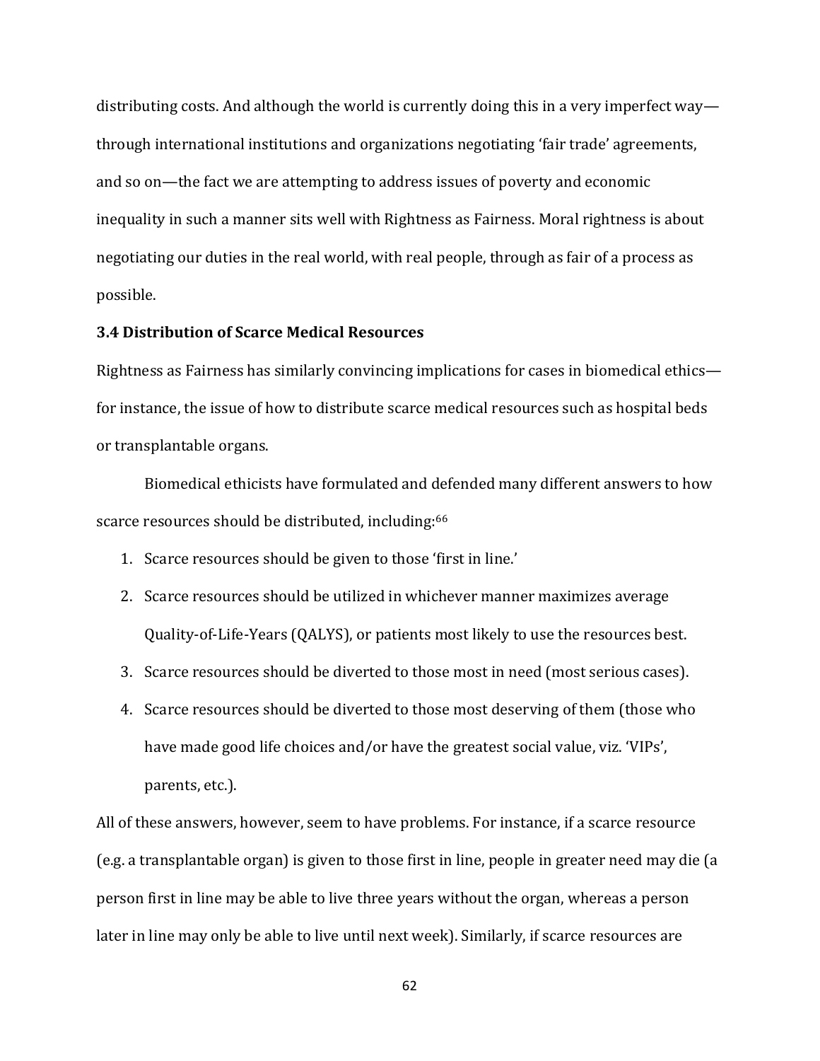distributing costs. And although the world is currently doing this in a very imperfect way—through international institutions and organizations negotiating 'fair trade' agreements, and so on—the fact we are attempting to address issues of poverty and economic inequality in such a manner sits well with Rightness as Fairness. Moral rightness is about negotiating our duties in the real world, with real people, through as fair of a process as possible.

### 3.4 Distribution of Scarce Medical Resources

Rightness as Fairness has similarly convincing implications for cases in biomedical ethics—for instance, the issue of how to distribute scarce medical resources such as hospital beds or transplantable organs.

Biomedical ethicists have formulated and defended many different answers to how scarce resources should be distributed, including:[66]

1. Scarce resources should be given to those 'first in line.'
2. Scarce resources should be utilized in whichever manner maximizes average Quality-of-Life-Years (QALYS), or patients most likely to use the resources best.
3. Scarce resources should be diverted to those most in need (most serious cases).
4. Scarce resources should be diverted to those most deserving of them (those who have made good life choices and/or have the greatest social value, viz. 'VIPs', parents, etc.).

All of these answers, however, seem to have problems. For instance, if a scarce resource (e.g. a transplantable organ) is given to those first in line, people in greater need may die (a person first in line may be able to live three years without the organ, whereas a person later in line may only be able to live until next week). Similarly, if scarce resources are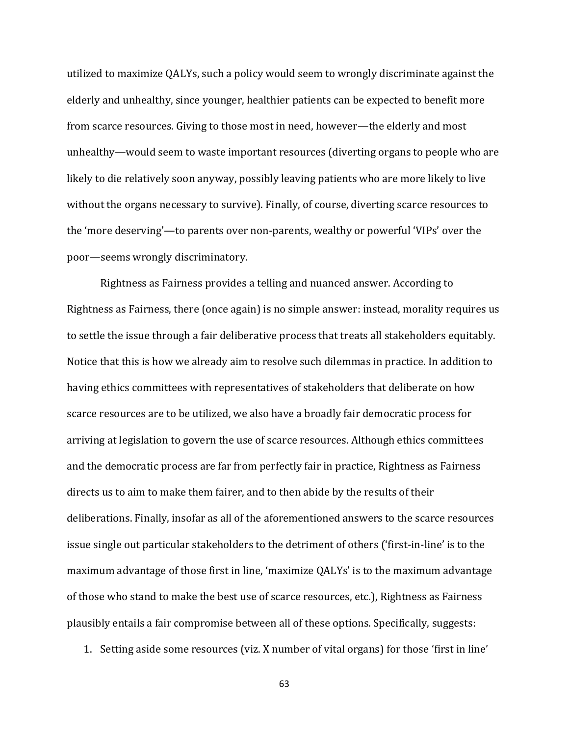utilized to maximize QALYs, such a policy would seem to wrongly discriminate against the elderly and unhealthy, since younger, healthier patients can be expected to benefit more from scarce resources. Giving to those most in need, however—the elderly and most unhealthy—would seem to waste important resources (diverting organs to people who are likely to die relatively soon anyway, possibly leaving patients who are more likely to live without the organs necessary to survive). Finally, of course, diverting scarce resources to the 'more deserving'—to parents over non-parents, wealthy or powerful 'VIPs' over the poor—seems wrongly discriminatory.

Rightness as Fairness provides a telling and nuanced answer. According to Rightness as Fairness, there (once again) is no simple answer: instead, morality requires us to settle the issue through a fair deliberative process that treats all stakeholders equitably. Notice that this is how we already aim to resolve such dilemmas in practice. In addition to having ethics committees with representatives of stakeholders that deliberate on how scarce resources are to be utilized, we also have a broadly fair democratic process for arriving at legislation to govern the use of scarce resources. Although ethics committees and the democratic process are far from perfectly fair in practice, Rightness as Fairness directs us to aim to make them fairer, and to then abide by the results of their deliberations. Finally, insofar as all of the aforementioned answers to the scarce resources issue single out particular stakeholders to the detriment of others ('first-in-line' is to the maximum advantage of those first in line, 'maximize QALYs' is to the maximum advantage of those who stand to make the best use of scarce resources, etc.), Rightness as Fairness plausibly entails a fair compromise between all of these options. Specifically, suggests:

1. Setting aside some resources (viz. X number of vital organs) for those 'first in line'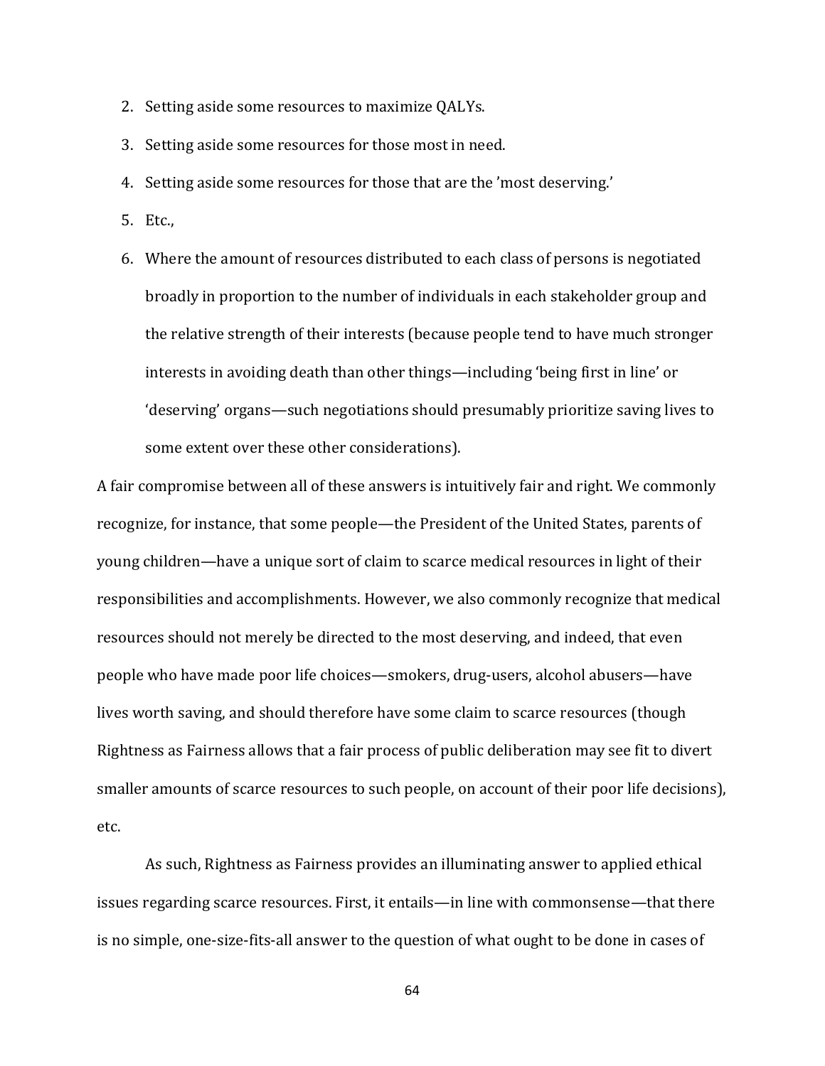2. Setting aside some resources to maximize QALYs.
3. Setting aside some resources for those most in need.
4. Setting aside some resources for those that are the 'most deserving.'
5. Etc.,
6. Where the amount of resources distributed to each class of persons is negotiated broadly in proportion to the number of individuals in each stakeholder group and the relative strength of their interests (because people tend to have much stronger interests in avoiding death than other things—including 'being first in line' or 'deserving' organs—such negotiations should presumably prioritize saving lives to some extent over these other considerations).

A fair compromise between all of these answers is intuitively fair and right. We commonly recognize, for instance, that some people—the President of the United States, parents of young children—have a unique sort of claim to scarce medical resources in light of their responsibilities and accomplishments. However, we also commonly recognize that medical resources should not merely be directed to the most deserving, and indeed, that even people who have made poor life choices—smokers, drug-users, alcohol abusers—have lives worth saving, and should therefore have some claim to scarce resources (though Rightness as Fairness allows that a fair process of public deliberation may see fit to divert smaller amounts of scarce resources to such people, on account of their poor life decisions), etc.

As such, Rightness as Fairness provides an illuminating answer to applied ethical issues regarding scarce resources. First, it entails—in line with commonsense—that there is no simple, one-size-fits-all answer to the question of what ought to be done in cases of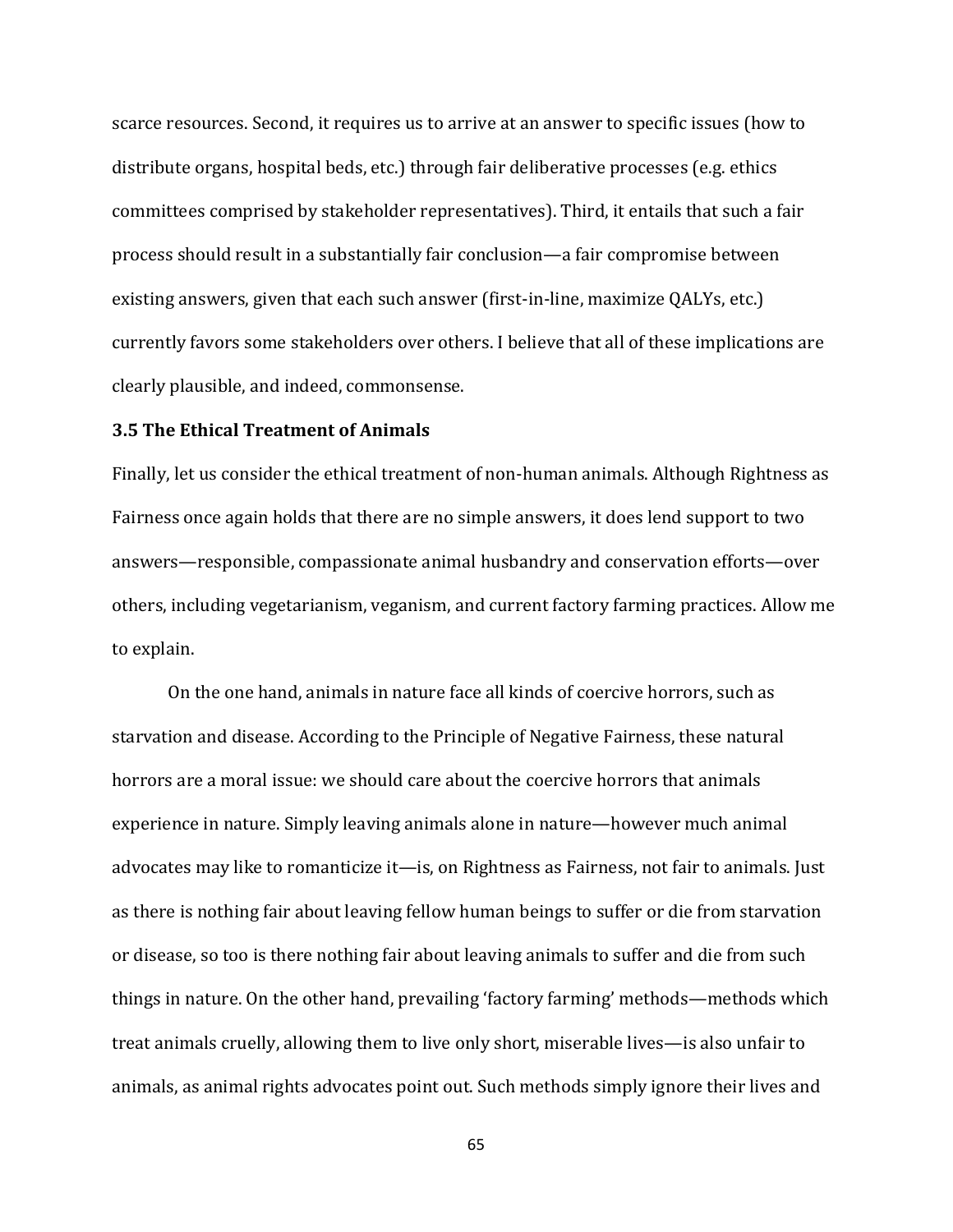scarce resources. Second, it requires us to arrive at an answer to specific issues (how to distribute organs, hospital beds, etc.) through fair deliberative processes (e.g. ethics committees comprised by stakeholder representatives). Third, it entails that such a fair process should result in a substantially fair conclusion—a fair compromise between existing answers, given that each such answer (first-in-line, maximize QALYs, etc.) currently favors some stakeholders over others. I believe that all of these implications are clearly plausible, and indeed, commonsense.

### 3.5 The Ethical Treatment of Animals

Finally, let us consider the ethical treatment of non-human animals. Although Rightness as Fairness once again holds that there are no simple answers, it does lend support to two answers—responsible, compassionate animal husbandry and conservation efforts—over others, including vegetarianism, veganism, and current factory farming practices. Allow me to explain.

On the one hand, animals in nature face all kinds of coercive horrors, such as starvation and disease. According to the Principle of Negative Fairness, these natural horrors are a moral issue: we should care about the coercive horrors that animals experience in nature. Simply leaving animals alone in nature—however much animal advocates may like to romanticize it—is, on Rightness as Fairness, not fair to animals. Just as there is nothing fair about leaving fellow human beings to suffer or die from starvation or disease, so too is there nothing fair about leaving animals to suffer and die from such things in nature. On the other hand, prevailing 'factory farming' methods—methods which treat animals cruelly, allowing them to live only short, miserable lives—is also unfair to animals, as animal rights advocates point out. Such methods simply ignore their lives and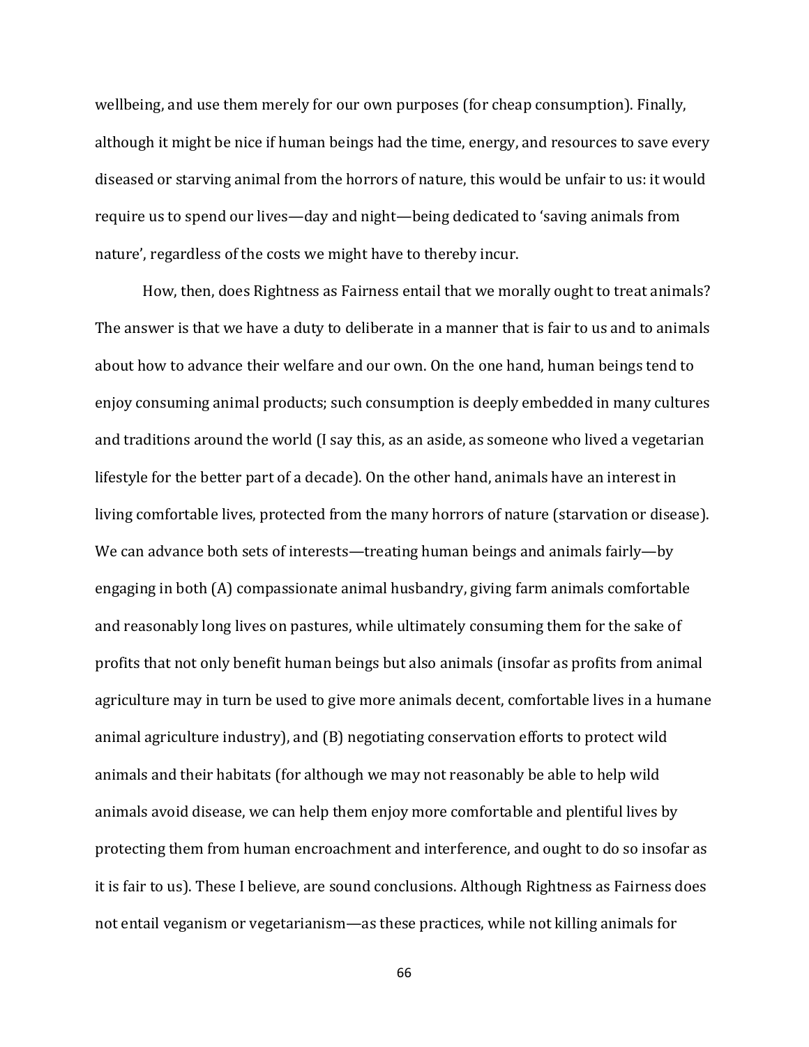wellbeing, and use them merely for our own purposes (for cheap consumption). Finally, although it might be nice if human beings had the time, energy, and resources to save every diseased or starving animal from the horrors of nature, this would be unfair to us: it would require us to spend our lives—day and night—being dedicated to 'saving animals from nature', regardless of the costs we might have to thereby incur.

How, then, does Rightness as Fairness entail that we morally ought to treat animals? The answer is that we have a duty to deliberate in a manner that is fair to us and to animals about how to advance their welfare and our own. On the one hand, human beings tend to enjoy consuming animal products; such consumption is deeply embedded in many cultures and traditions around the world (I say this, as an aside, as someone who lived a vegetarian lifestyle for the better part of a decade). On the other hand, animals have an interest in living comfortable lives, protected from the many horrors of nature (starvation or disease). We can advance both sets of interests—treating human beings and animals fairly—by engaging in both (A) compassionate animal husbandry, giving farm animals comfortable and reasonably long lives on pastures, while ultimately consuming them for the sake of profits that not only benefit human beings but also animals (insofar as profits from animal agriculture may in turn be used to give more animals decent, comfortable lives in a humane animal agriculture industry), and (B) negotiating conservation efforts to protect wild animals and their habitats (for although we may not reasonably be able to help wild animals avoid disease, we can help them enjoy more comfortable and plentiful lives by protecting them from human encroachment and interference, and ought to do so insofar as it is fair to us). These I believe, are sound conclusions. Although Rightness as Fairness does not entail veganism or vegetarianism—as these practices, while not killing animals for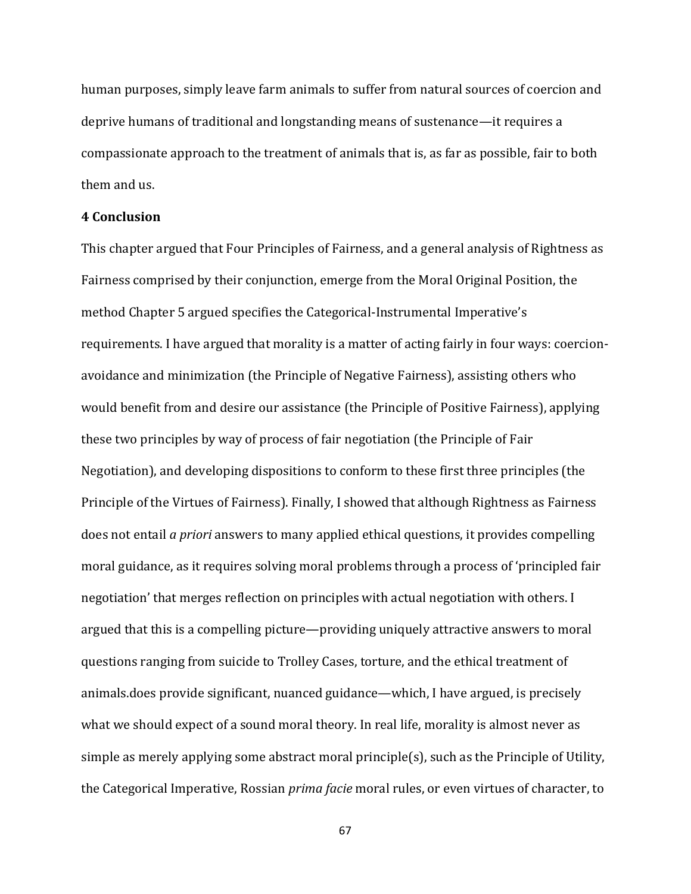human purposes, simply leave farm animals to suffer from natural sources of coercion and deprive humans of traditional and longstanding means of sustenance—it requires a compassionate approach to the treatment of animals that is, as far as possible, fair to both them and us.

**4 Conclusion**

This chapter argued that Four Principles of Fairness, and a general analysis of Rightness as Fairness comprised by their conjunction, emerge from the Moral Original Position, the method Chapter 5 argued specifies the Categorical-Instrumental Imperative's requirements. I have argued that morality is a matter of acting fairly in four ways: coercion-avoidance and minimization (the Principle of Negative Fairness), assisting others who would benefit from and desire our assistance (the Principle of Positive Fairness), applying these two principles by way of process of fair negotiation (the Principle of Fair Negotiation), and developing dispositions to conform to these first three principles (the Principle of the Virtues of Fairness). Finally, I showed that although Rightness as Fairness does not entail *a priori* answers to many applied ethical questions, it provides compelling moral guidance, as it requires solving moral problems through a process of 'principled fair negotiation' that merges reflection on principles with actual negotiation with others. I argued that this is a compelling picture—providing uniquely attractive answers to moral questions ranging from suicide to Trolley Cases, torture, and the ethical treatment of animals.does provide significant, nuanced guidance—which, I have argued, is precisely what we should expect of a sound moral theory. In real life, morality is almost never as simple as merely applying some abstract moral principle(s), such as the Principle of Utility, the Categorical Imperative, Rossian *prima facie* moral rules, or even virtues of character, to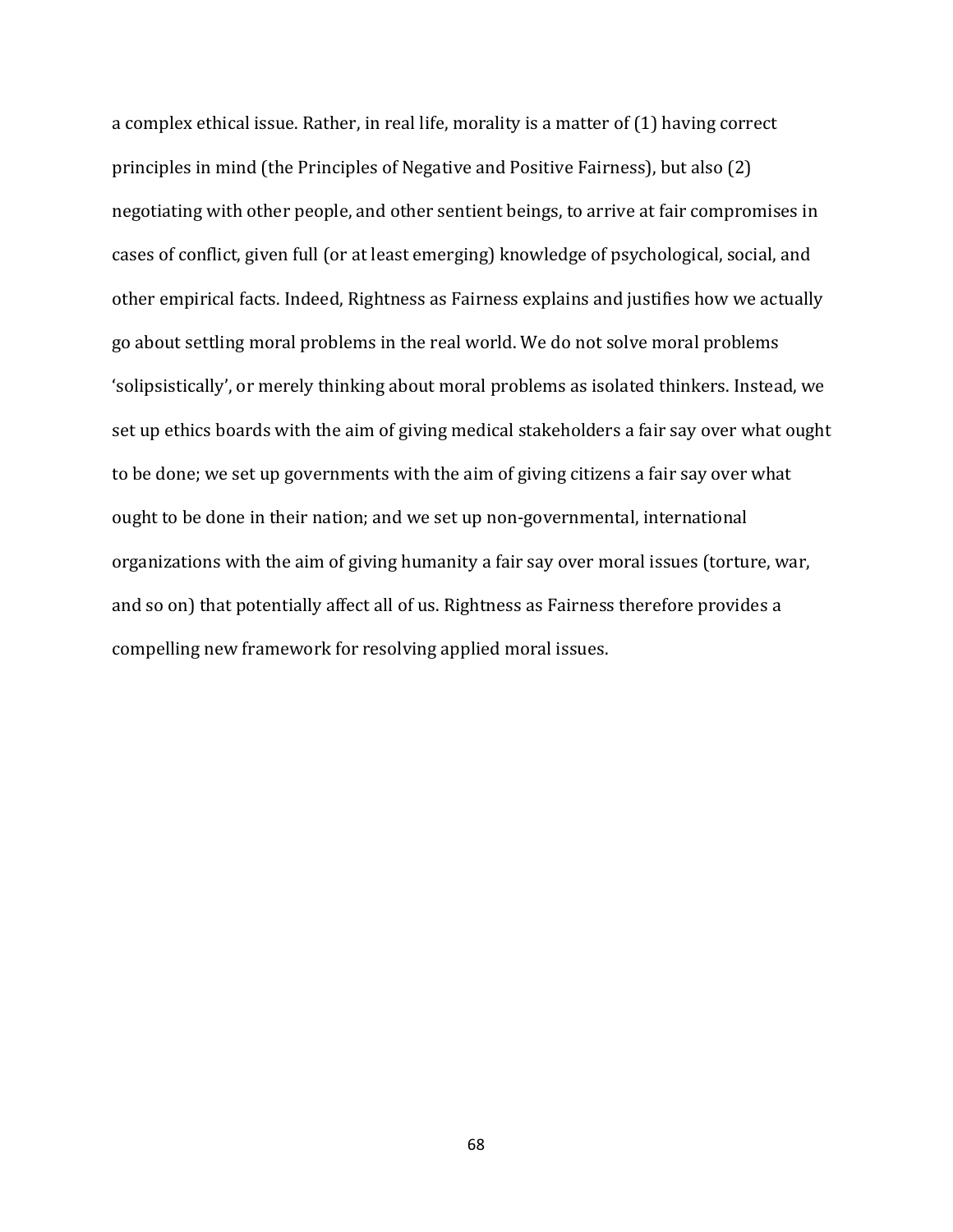a complex ethical issue. Rather, in real life, morality is a matter of (1) having correct principles in mind (the Principles of Negative and Positive Fairness), but also (2) negotiating with other people, and other sentient beings, to arrive at fair compromises in cases of conflict, given full (or at least emerging) knowledge of psychological, social, and other empirical facts. Indeed, Rightness as Fairness explains and justifies how we actually go about settling moral problems in the real world. We do not solve moral problems 'solipsistically', or merely thinking about moral problems as isolated thinkers. Instead, we set up ethics boards with the aim of giving medical stakeholders a fair say over what ought to be done; we set up governments with the aim of giving citizens a fair say over what ought to be done in their nation; and we set up non-governmental, international organizations with the aim of giving humanity a fair say over moral issues (torture, war, and so on) that potentially affect all of us. Rightness as Fairness therefore provides a compelling new framework for resolving applied moral issues.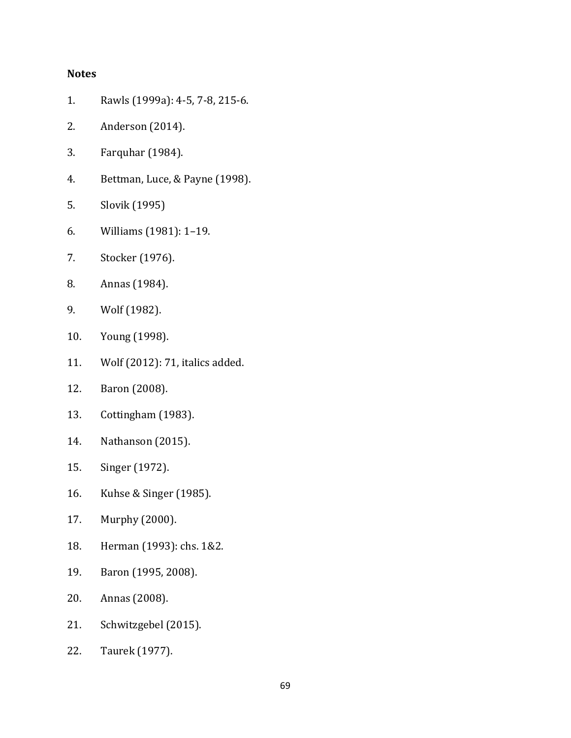**Notes**

1. Rawls (1999a): 4-5, 7-8, 215-6.
2. Anderson (2014).
3. Farquhar (1984).
4. Bettman, Luce, & Payne (1998).
5. Slovik (1995)
6. Williams (1981): 1–19.
7. Stocker (1976).
8. Annas (1984).
9. Wolf (1982).
10. Young (1998).
11. Wolf (2012): 71, italics added.
12. Baron (2008).
13. Cottingham (1983).
14. Nathanson (2015).
15. Singer (1972).
16. Kuhse & Singer (1985).
17. Murphy (2000).
18. Herman (1993): chs. 1&2.
19. Baron (1995, 2008).
20. Annas (2008).
21. Schwitzgebel (2015).
22. Taurek (1977).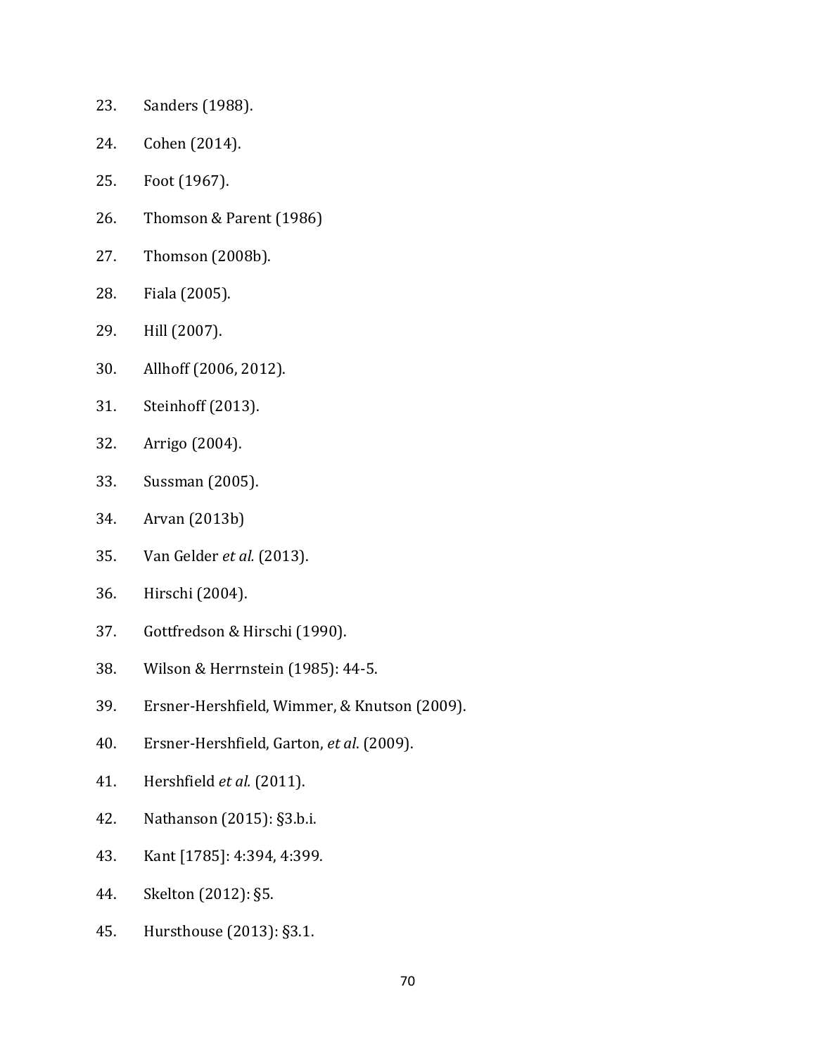23. Sanders (1988).
24. Cohen (2014).
25. Foot (1967).
26. Thomson & Parent (1986)
27. Thomson (2008b).
28. Fiala (2005).
29. Hill (2007).
30. Allhoff (2006, 2012).
31. Steinhoff (2013).
32. Arrigo (2004).
33. Sussman (2005).
34. Arvan (2013b)
35. Van Gelder *et al.* (2013).
36. Hirschi (2004).
37. Gottfredson & Hirschi (1990).
38. Wilson & Herrnstein (1985): 44-5.
39. Ersner-Hershfield, Wimmer, & Knutson (2009).
40. Ersner-Hershfield, Garton, *et al*. (2009).
41. Hershfield *et al.* (2011).
42. Nathanson (2015): §3.b.i.
43. Kant [1785]: 4:394, 4:399.
44. Skelton (2012): §5.
45. Hursthouse (2013): §3.1.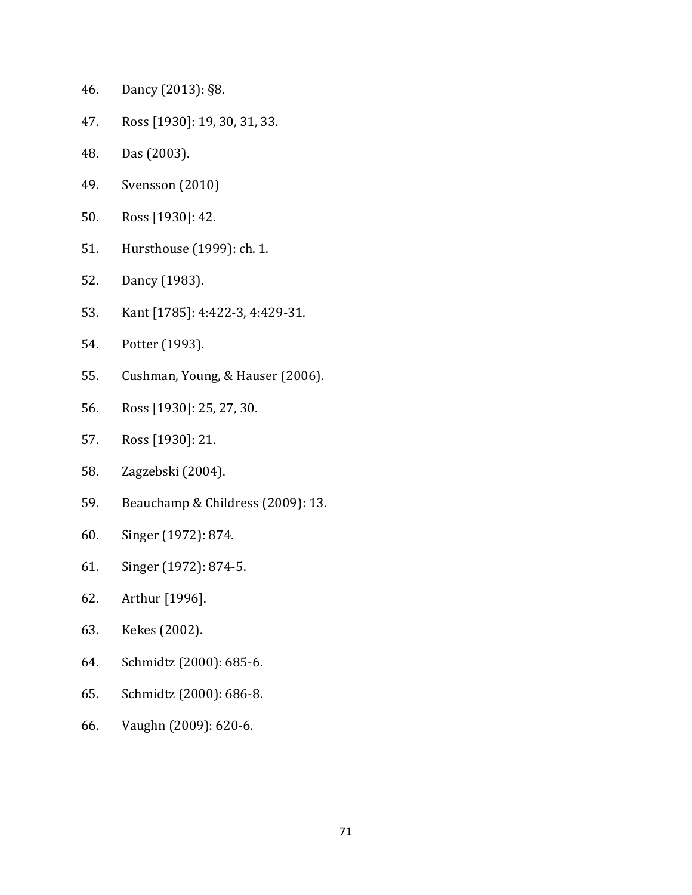46. Dancy (2013): §8.

47. Ross [1930]: 19, 30, 31, 33.

48. Das (2003).

49. Svensson (2010)

50. Ross [1930]: 42.

51. Hursthouse (1999): ch. 1.

52. Dancy (1983).

53. Kant [1785]: 4:422-3, 4:429-31.

54. Potter (1993).

55. Cushman, Young, & Hauser (2006).

56. Ross [1930]: 25, 27, 30.

57. Ross [1930]: 21.

58. Zagzebski (2004).

59. Beauchamp & Childress (2009): 13.

60. Singer (1972): 874.

61. Singer (1972): 874-5.

62. Arthur [1996].

63. Kekes (2002).

64. Schmidtz (2000): 685-6.

65. Schmidtz (2000): 686-8.

66. Vaughn (2009): 620-6.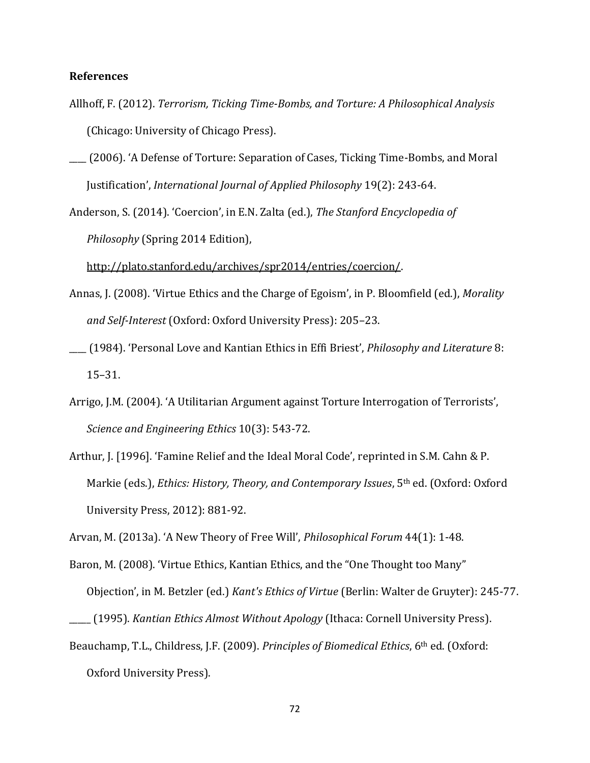**References**

Allhoff, F. (2012). *Terrorism, Ticking Time-Bombs, and Torture: A Philosophical Analysis* (Chicago: University of Chicago Press).

\_\_\_\_ (2006). 'A Defense of Torture: Separation of Cases, Ticking Time-Bombs, and Moral Justification', *International Journal of Applied Philosophy* 19(2): 243-64.

Anderson, S. (2014). 'Coercion', in E.N. Zalta (ed.), *The Stanford Encyclopedia of Philosophy* (Spring 2014 Edition), http://plato.stanford.edu/archives/spr2014/entries/coercion/.

Annas, J. (2008). 'Virtue Ethics and the Charge of Egoism', in P. Bloomfield (ed.), *Morality and Self-Interest* (Oxford: Oxford University Press): 205–23.

\_\_\_\_ (1984). 'Personal Love and Kantian Ethics in Effi Briest', *Philosophy and Literature* 8: 15–31.

Arrigo, J.M. (2004). 'A Utilitarian Argument against Torture Interrogation of Terrorists', *Science and Engineering Ethics* 10(3): 543-72.

Arthur, J. [1996]. 'Famine Relief and the Ideal Moral Code', reprinted in S.M. Cahn & P. Markie (eds.), *Ethics: History, Theory, and Contemporary Issues*, 5th ed. (Oxford: Oxford University Press, 2012): 881-92.

Arvan, M. (2013a). 'A New Theory of Free Will', *Philosophical Forum* 44(1): 1-48.

Baron, M. (2008). 'Virtue Ethics, Kantian Ethics, and the "One Thought too Many" Objection', in M. Betzler (ed.) *Kant's Ethics of Virtue* (Berlin: Walter de Gruyter): 245-77.

\_\_\_\_\_ (1995). *Kantian Ethics Almost Without Apology* (Ithaca: Cornell University Press).

Beauchamp, T.L., Childress, J.F. (2009). *Principles of Biomedical Ethics*, 6th ed. (Oxford: Oxford University Press).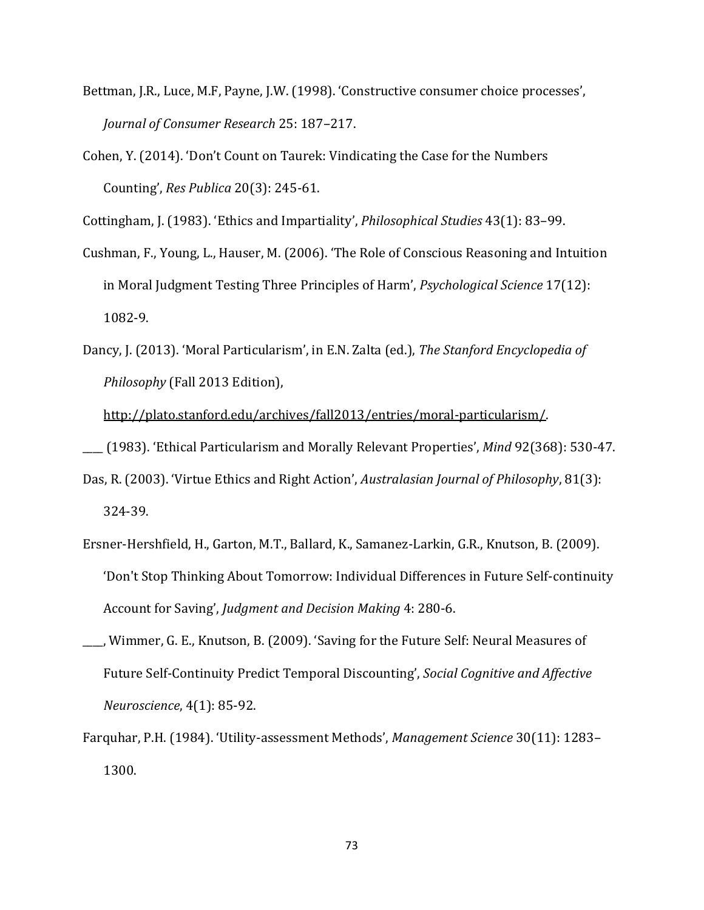Bettman, J.R., Luce, M.F, Payne, J.W. (1998). 'Constructive consumer choice processes', *Journal of Consumer Research* 25: 187–217.

Cohen, Y. (2014). 'Don't Count on Taurek: Vindicating the Case for the Numbers Counting', *Res Publica* 20(3): 245-61.

Cottingham, J. (1983). 'Ethics and Impartiality', *Philosophical Studies* 43(1): 83–99.

Cushman, F., Young, L., Hauser, M. (2006). 'The Role of Conscious Reasoning and Intuition in Moral Judgment Testing Three Principles of Harm', *Psychological Science* 17(12): 1082-9.

Dancy, J. (2013). 'Moral Particularism', in E.N. Zalta (ed.), *The Stanford Encyclopedia of Philosophy* (Fall 2013 Edition), http://plato.stanford.edu/archives/fall2013/entries/moral-particularism/.

____ (1983). 'Ethical Particularism and Morally Relevant Properties', *Mind* 92(368): 530-47.

Das, R. (2003). 'Virtue Ethics and Right Action', *Australasian Journal of Philosophy*, 81(3): 324-39.

Ersner-Hershfield, H., Garton, M.T., Ballard, K., Samanez-Larkin, G.R., Knutson, B. (2009). 'Don't Stop Thinking About Tomorrow: Individual Differences in Future Self-continuity Account for Saving', *Judgment and Decision Making* 4: 280-6.

____, Wimmer, G. E., Knutson, B. (2009). 'Saving for the Future Self: Neural Measures of Future Self-Continuity Predict Temporal Discounting', *Social Cognitive and Affective Neuroscience*, 4(1): 85-92.

Farquhar, P.H. (1984). 'Utility-assessment Methods', *Management Science* 30(11): 1283–1300.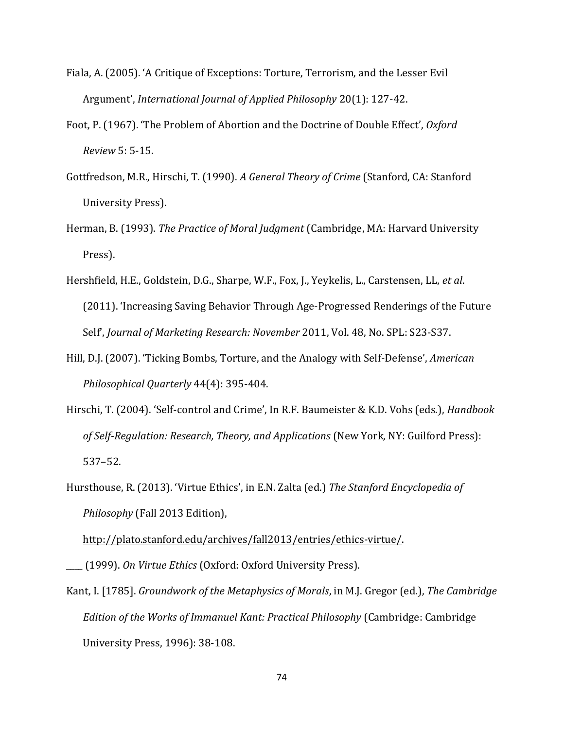Fiala, A. (2005). 'A Critique of Exceptions: Torture, Terrorism, and the Lesser Evil Argument', *International Journal of Applied Philosophy* 20(1): 127-42.

Foot, P. (1967). 'The Problem of Abortion and the Doctrine of Double Effect', *Oxford Review* 5: 5-15.

Gottfredson, M.R., Hirschi, T. (1990). *A General Theory of Crime* (Stanford, CA: Stanford University Press).

Herman, B. (1993). *The Practice of Moral Judgment* (Cambridge, MA: Harvard University Press).

Hershfield, H.E., Goldstein, D.G., Sharpe, W.F., Fox, J., Yeykelis, L., Carstensen, LL, *et al*. (2011). 'Increasing Saving Behavior Through Age-Progressed Renderings of the Future Self', *Journal of Marketing Research: November* 2011, Vol. 48, No. SPL: S23-S37.

Hill, D.J. (2007). 'Ticking Bombs, Torture, and the Analogy with Self-Defense', *American Philosophical Quarterly* 44(4): 395-404.

Hirschi, T. (2004). 'Self-control and Crime', In R.F. Baumeister & K.D. Vohs (eds.), *Handbook of Self-Regulation: Research, Theory, and Applications* (New York, NY: Guilford Press): 537–52.

Hursthouse, R. (2013). 'Virtue Ethics', in E.N. Zalta (ed.) *The Stanford Encyclopedia of Philosophy* (Fall 2013 Edition), http://plato.stanford.edu/archives/fall2013/entries/ethics-virtue/.

____ (1999). *On Virtue Ethics* (Oxford: Oxford University Press).

Kant, I. [1785]. *Groundwork of the Metaphysics of Morals*, in M.J. Gregor (ed.), *The Cambridge Edition of the Works of Immanuel Kant: Practical Philosophy* (Cambridge: Cambridge University Press, 1996): 38-108.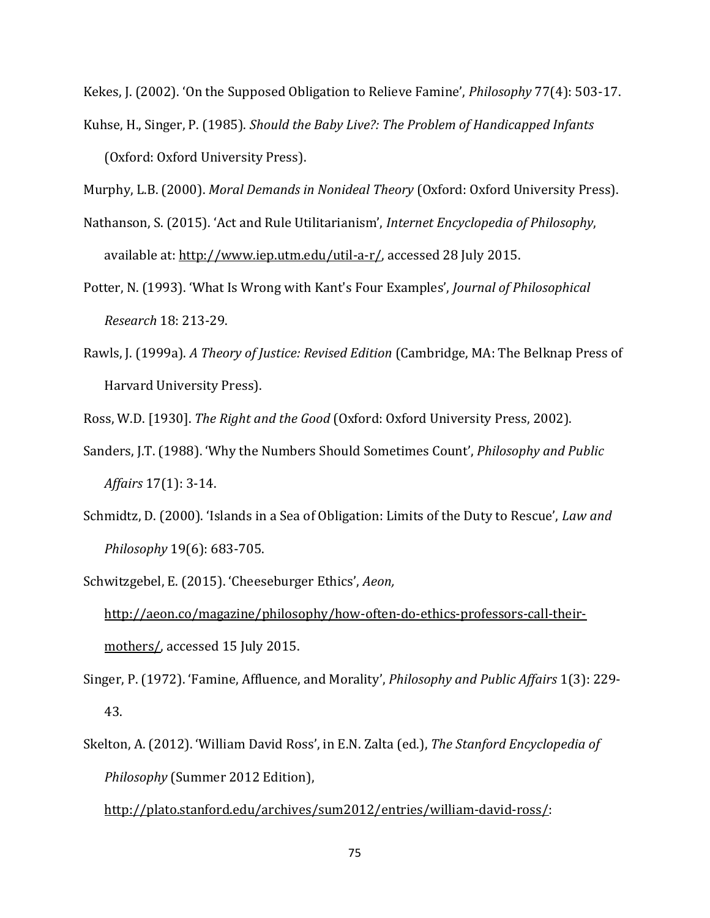Kekes, J. (2002). 'On the Supposed Obligation to Relieve Famine', *Philosophy* 77(4): 503-17.

Kuhse, H., Singer, P. (1985). *Should the Baby Live?: The Problem of Handicapped Infants* (Oxford: Oxford University Press).

Murphy, L.B. (2000). *Moral Demands in Nonideal Theory* (Oxford: Oxford University Press).

Nathanson, S. (2015). 'Act and Rule Utilitarianism', *Internet Encyclopedia of Philosophy*, available at: http://www.iep.utm.edu/util-a-r/, accessed 28 July 2015.

Potter, N. (1993). 'What Is Wrong with Kant's Four Examples', *Journal of Philosophical Research* 18: 213-29.

Rawls, J. (1999a). *A Theory of Justice: Revised Edition* (Cambridge, MA: The Belknap Press of Harvard University Press).

Ross, W.D. [1930]. *The Right and the Good* (Oxford: Oxford University Press, 2002).

Sanders, J.T. (1988). 'Why the Numbers Should Sometimes Count', *Philosophy and Public Affairs* 17(1): 3-14.

Schmidtz, D. (2000). 'Islands in a Sea of Obligation: Limits of the Duty to Rescue', *Law and Philosophy* 19(6): 683-705.

Schwitzgebel, E. (2015). 'Cheeseburger Ethics', *Aeon,* http://aeon.co/magazine/philosophy/how-often-do-ethics-professors-call-their-mothers/, accessed 15 July 2015.

Singer, P. (1972). 'Famine, Affluence, and Morality', *Philosophy and Public Affairs* 1(3): 229-43.

Skelton, A. (2012). 'William David Ross', in E.N. Zalta (ed.), *The Stanford Encyclopedia of Philosophy* (Summer 2012 Edition), http://plato.stanford.edu/archives/sum2012/entries/william-david-ross/: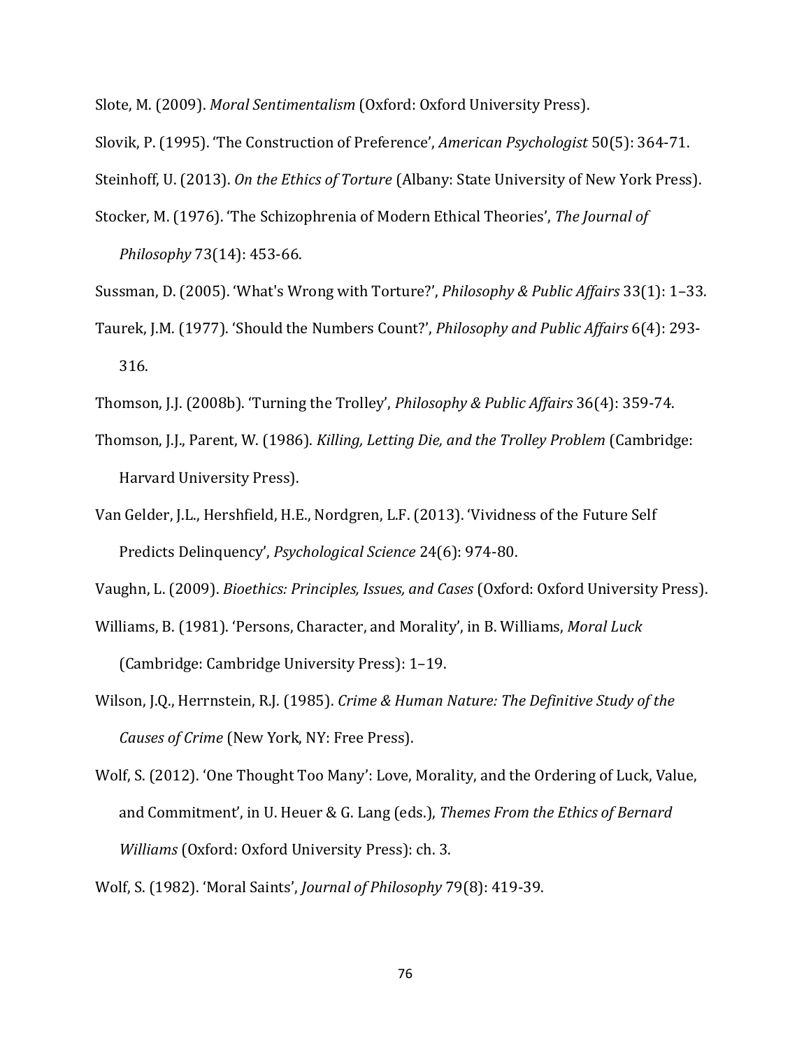Slote, M. (2009). *Moral Sentimentalism* (Oxford: Oxford University Press).

Slovik, P. (1995). 'The Construction of Preference', *American Psychologist* 50(5): 364-71.

Steinhoff, U. (2013). *On the Ethics of Torture* (Albany: State University of New York Press).

Stocker, M. (1976). 'The Schizophrenia of Modern Ethical Theories', *The Journal of Philosophy* 73(14): 453-66.

Sussman, D. (2005). 'What's Wrong with Torture?', *Philosophy & Public Affairs* 33(1): 1–33.

Taurek, J.M. (1977). 'Should the Numbers Count?', *Philosophy and Public Affairs* 6(4): 293-316.

Thomson, J.J. (2008b). 'Turning the Trolley', *Philosophy & Public Affairs* 36(4): 359-74.

Thomson, J.J., Parent, W. (1986). *Killing, Letting Die, and the Trolley Problem* (Cambridge: Harvard University Press).

Van Gelder, J.L., Hershfield, H.E., Nordgren, L.F. (2013). 'Vividness of the Future Self Predicts Delinquency', *Psychological Science* 24(6): 974-80.

Vaughn, L. (2009). *Bioethics: Principles, Issues, and Cases* (Oxford: Oxford University Press).

Williams, B. (1981). 'Persons, Character, and Morality', in B. Williams, *Moral Luck* (Cambridge: Cambridge University Press): 1–19.

Wilson, J.Q., Herrnstein, R.J. (1985). *Crime & Human Nature: The Definitive Study of the Causes of Crime* (New York, NY: Free Press).

Wolf, S. (2012). 'One Thought Too Many': Love, Morality, and the Ordering of Luck, Value, and Commitment', in U. Heuer & G. Lang (eds.), *Themes From the Ethics of Bernard Williams* (Oxford: Oxford University Press): ch. 3.

Wolf, S. (1982). 'Moral Saints', *Journal of Philosophy* 79(8): 419-39.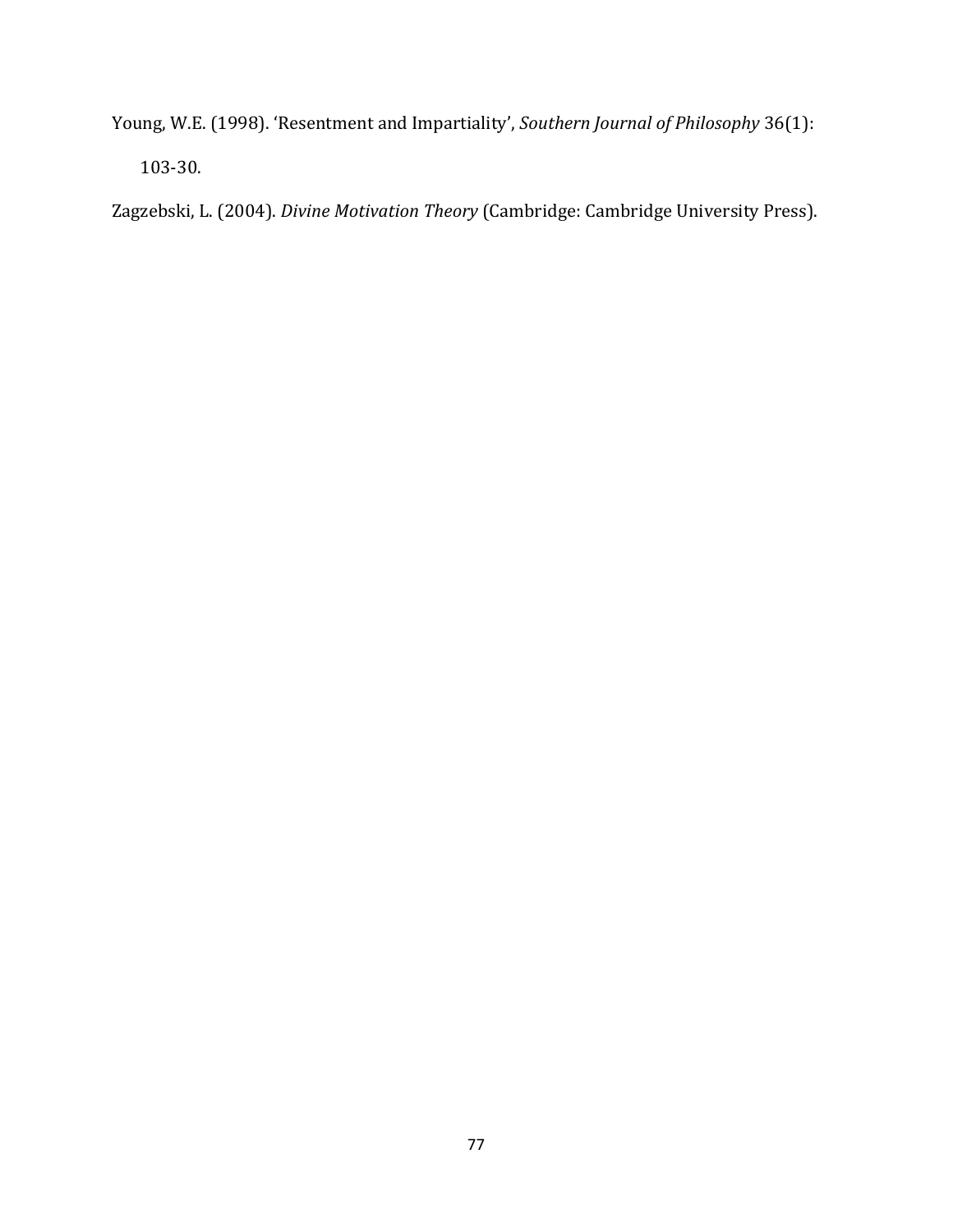Young, W.E. (1998). 'Resentment and Impartiality', *Southern Journal of Philosophy* 36(1): 103-30.

Zagzebski, L. (2004). *Divine Motivation Theory* (Cambridge: Cambridge University Press).